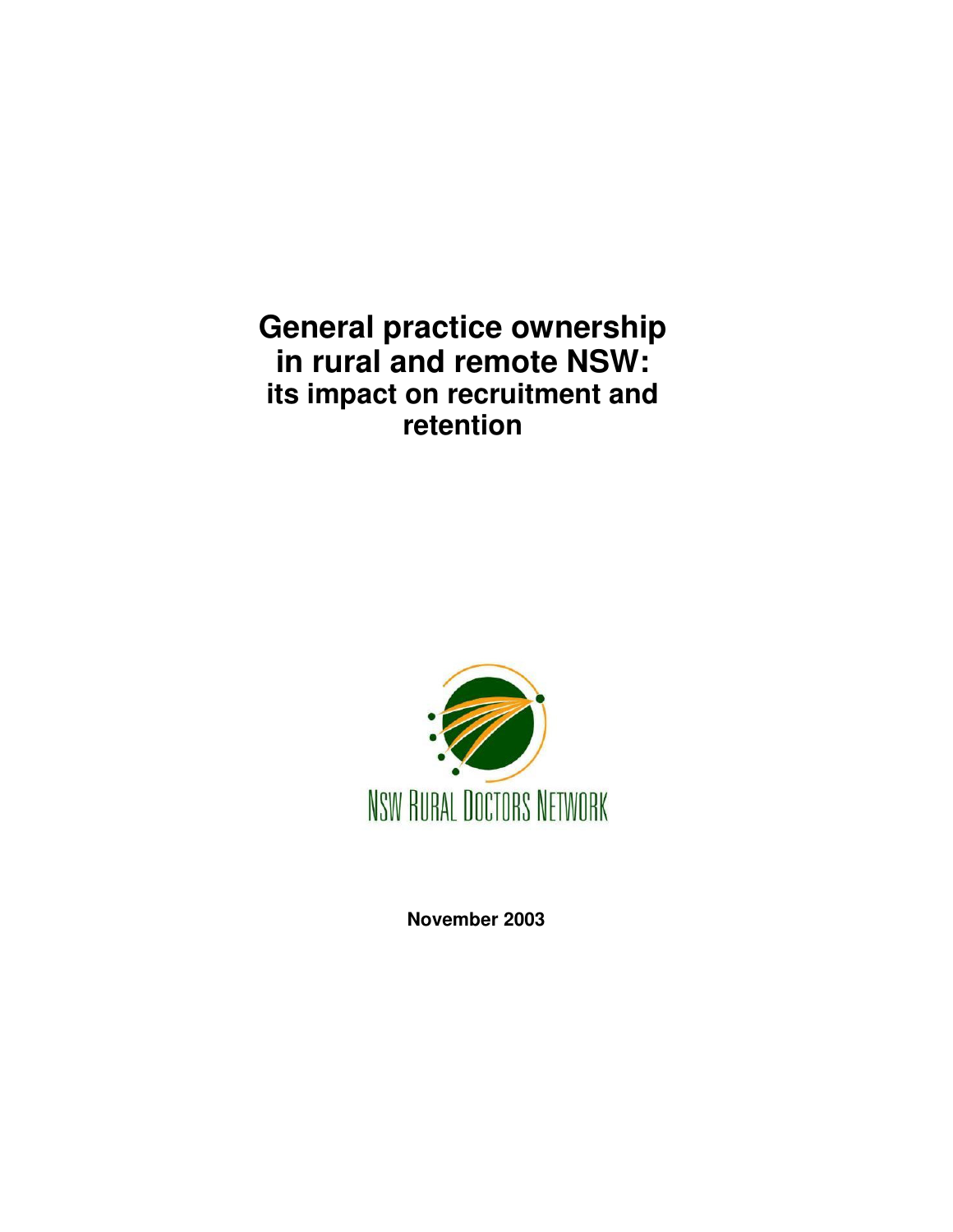# General practice ownership in rural and remote NSW: its impact on recruitment and retention

NSW RURAL DOCTORS NETWORK

**November 2003**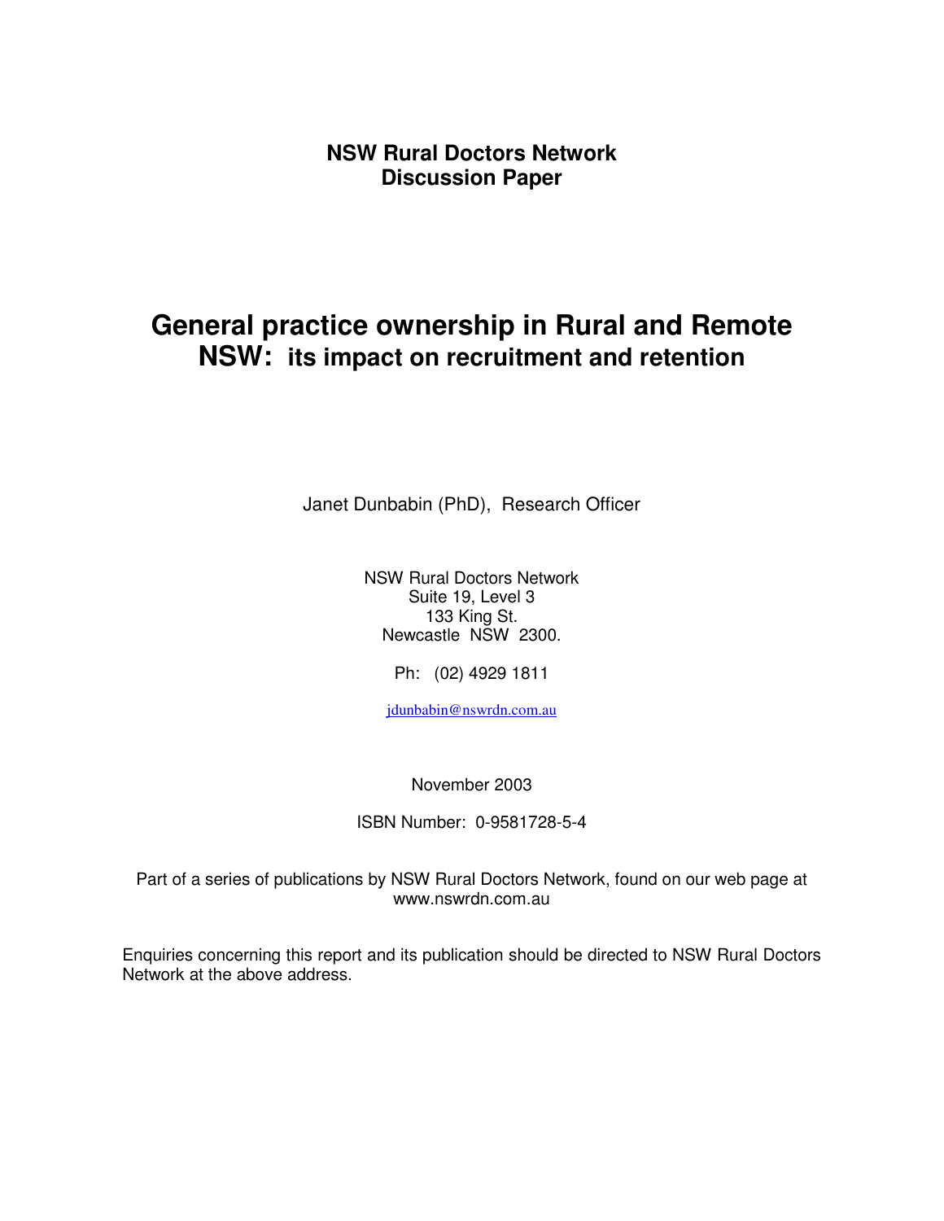**NSW Rural Doctors Network**
**Discussion Paper**

# General practice ownership in Rural and Remote NSW: its impact on recruitment and retention

Janet Dunbabin (PhD), Research Officer

NSW Rural Doctors Network
Suite 19, Level 3
133 King St.
Newcastle NSW 2300.

Ph: (02) 4929 1811

jdunbabin@nswrdn.com.au

November 2003

ISBN Number: 0-9581728-5-4

Part of a series of publications by NSW Rural Doctors Network, found on our web page at www.nswrdn.com.au

Enquiries concerning this report and its publication should be directed to NSW Rural Doctors Network at the above address.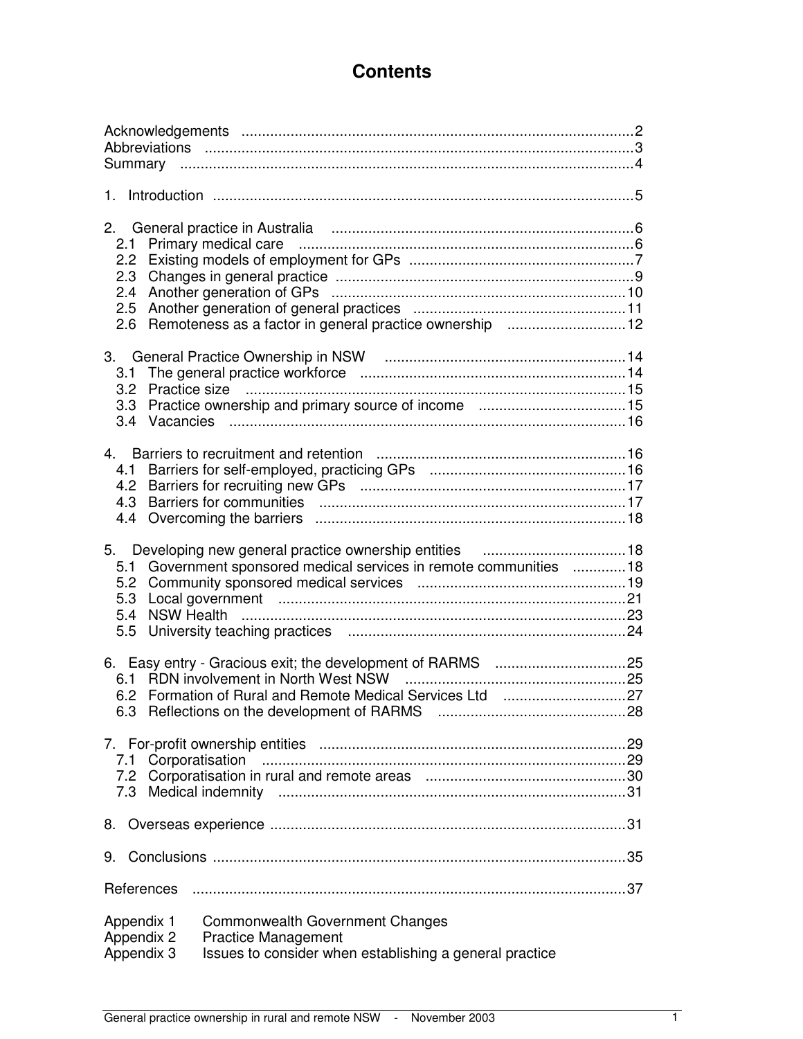# Contents

Acknowledgements ............................................................................................2
Abbreviations ....................................................................................................3
Summary ..........................................................................................................4

1. Introduction ..................................................................................................5

2. General practice in Australia ......................................................................6
   - 2.1 Primary medical care ............................................................................6
   - 2.2 Existing models of employment for GPs .................................................7
   - 2.3 Changes in general practice ..................................................................9
   - 2.4 Another generation of GPs ....................................................................10
   - 2.5 Another generation of general practices ...............................................11
   - 2.6 Remoteness as a factor in general practice ownership ..........................12

3. General Practice Ownership in NSW .........................................................14
   - 3.1 The general practice workforce ............................................................14
   - 3.2 Practice size .........................................................................................15
   - 3.3 Practice ownership and primary source of income .................................15
   - 3.4 Vacancies .............................................................................................16

4. Barriers to recruitment and retention ........................................................16
   - 4.1 Barriers for self-employed, practicing GPs ............................................16
   - 4.2 Barriers for recruiting new GPs .............................................................17
   - 4.3 Barriers for communities ......................................................................17
   - 4.4 Overcoming the barriers .......................................................................18

5. Developing new general practice ownership entities ..................................18
   - 5.1 Government sponsored medical services in remote communities ..........18
   - 5.2 Community sponsored medical services ................................................19
   - 5.3 Local government .................................................................................21
   - 5.4 NSW Health ..........................................................................................23
   - 5.5 University teaching practices ................................................................24

6. Easy entry - Gracious exit; the development of RARMS ...............................25
   - 6.1 RDN involvement in North West NSW ....................................................25
   - 6.2 Formation of Rural and Remote Medical Services Ltd .............................27
   - 6.3 Reflections on the development of RARMS ............................................28

7. For-profit ownership entities .....................................................................29
   - 7.1 Corporatisation .....................................................................................29
   - 7.2 Corporatisation in rural and remote areas ............................................30
   - 7.3 Medical indemnity .................................................................................31

8. Overseas experience ..................................................................................31

9. Conclusions ................................................................................................35

References .........................................................................................................37

Appendix 1 Commonwealth Government Changes
Appendix 2 Practice Management
Appendix 3 Issues to consider when establishing a general practice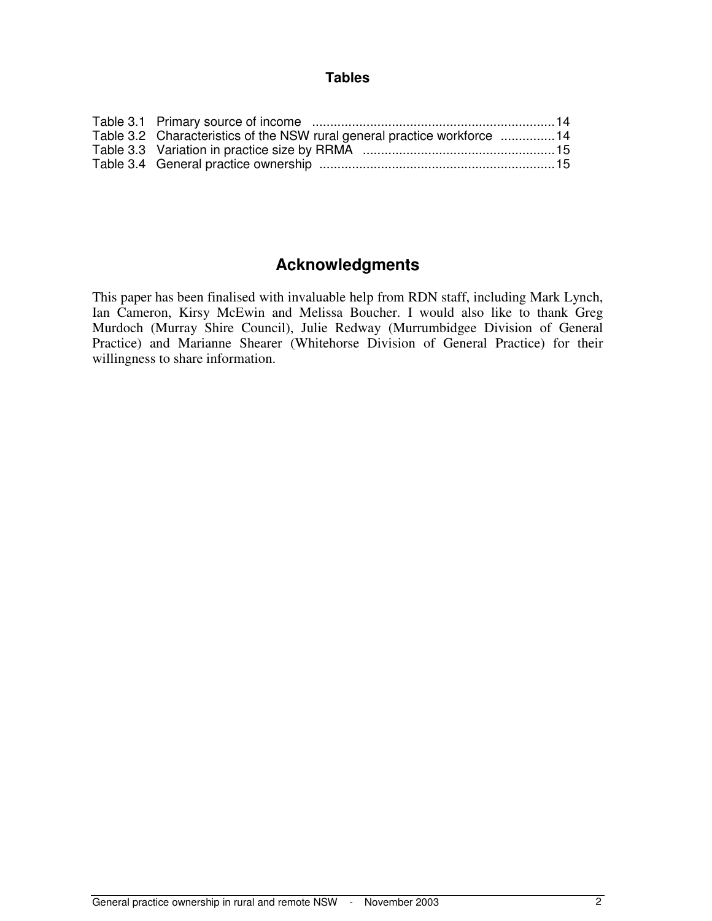## Tables

Table 3.1 Primary source of income .................................................................. 14
Table 3.2 Characteristics of the NSW rural general practice workforce ............... 14
Table 3.3 Variation in practice size by RRMA ..................................................... 15
Table 3.4 General practice ownership ................................................................ 15

## Acknowledgments

This paper has been finalised with invaluable help from RDN staff, including Mark Lynch, Ian Cameron, Kirsy McEwin and Melissa Boucher. I would also like to thank Greg Murdoch (Murray Shire Council), Julie Redway (Murrumbidgee Division of General Practice) and Marianne Shearer (Whitehorse Division of General Practice) for their willingness to share information.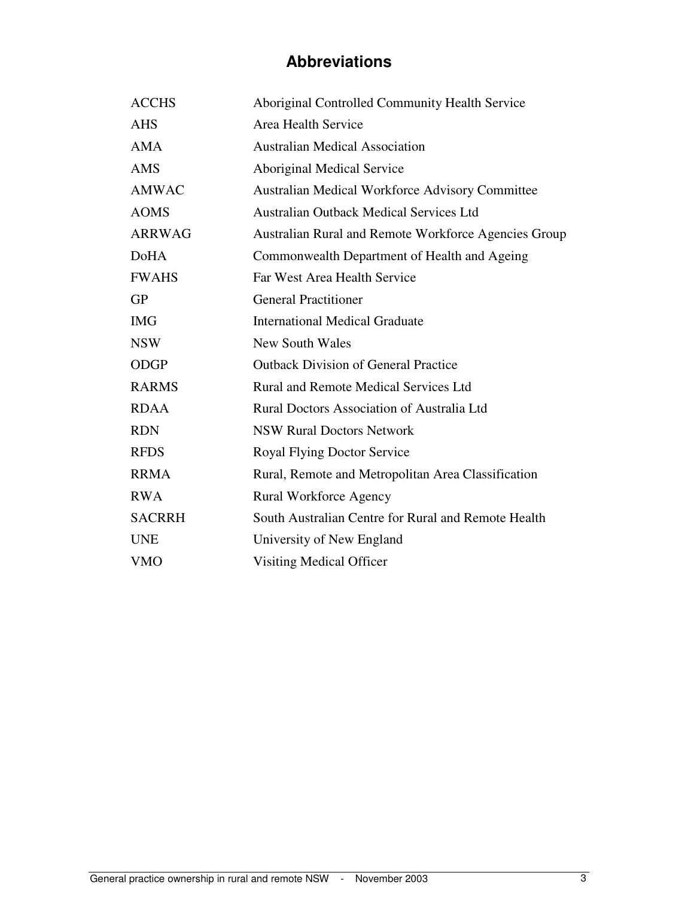## Abbreviations

| | |
|---|---|
| ACCHS | Aboriginal Controlled Community Health Service |
| AHS | Area Health Service |
| AMA | Australian Medical Association |
| AMS | Aboriginal Medical Service |
| AMWAC | Australian Medical Workforce Advisory Committee |
| AOMS | Australian Outback Medical Services Ltd |
| ARRWAG | Australian Rural and Remote Workforce Agencies Group |
| DoHA | Commonwealth Department of Health and Ageing |
| FWAHS | Far West Area Health Service |
| GP | General Practitioner |
| IMG | International Medical Graduate |
| NSW | New South Wales |
| ODGP | Outback Division of General Practice |
| RARMS | Rural and Remote Medical Services Ltd |
| RDAA | Rural Doctors Association of Australia Ltd |
| RDN | NSW Rural Doctors Network |
| RFDS | Royal Flying Doctor Service |
| RRMA | Rural, Remote and Metropolitan Area Classification |
| RWA | Rural Workforce Agency |
| SACRRH | South Australian Centre for Rural and Remote Health |
| UNE | University of New England |
| VMO | Visiting Medical Officer |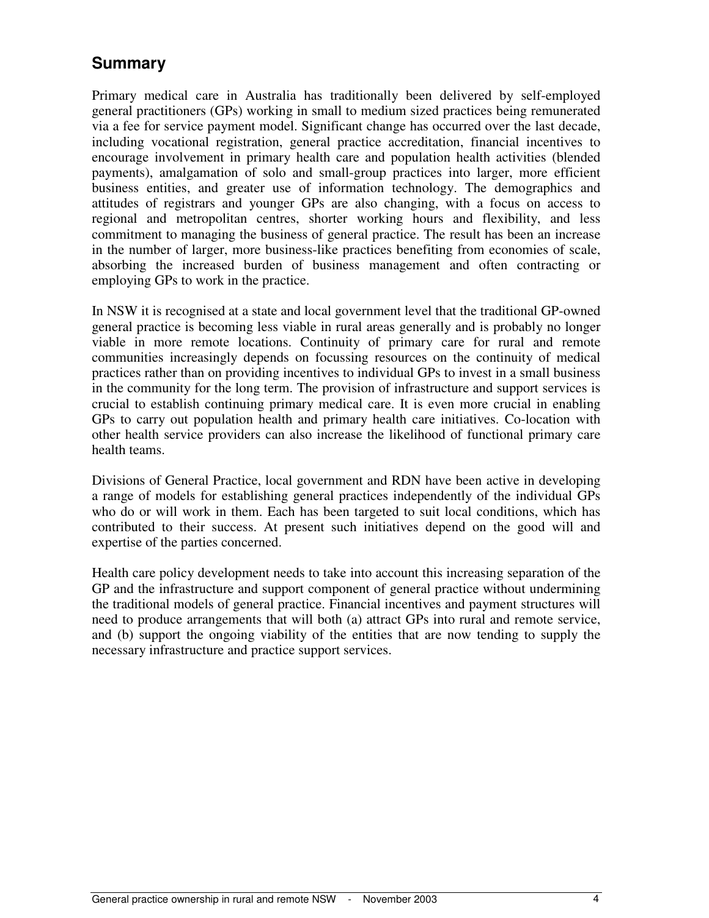## Summary

Primary medical care in Australia has traditionally been delivered by self-employed general practitioners (GPs) working in small to medium sized practices being remunerated via a fee for service payment model. Significant change has occurred over the last decade, including vocational registration, general practice accreditation, financial incentives to encourage involvement in primary health care and population health activities (blended payments), amalgamation of solo and small-group practices into larger, more efficient business entities, and greater use of information technology. The demographics and attitudes of registrars and younger GPs are also changing, with a focus on access to regional and metropolitan centres, shorter working hours and flexibility, and less commitment to managing the business of general practice. The result has been an increase in the number of larger, more business-like practices benefiting from economies of scale, absorbing the increased burden of business management and often contracting or employing GPs to work in the practice.

In NSW it is recognised at a state and local government level that the traditional GP-owned general practice is becoming less viable in rural areas generally and is probably no longer viable in more remote locations. Continuity of primary care for rural and remote communities increasingly depends on focussing resources on the continuity of medical practices rather than on providing incentives to individual GPs to invest in a small business in the community for the long term. The provision of infrastructure and support services is crucial to establish continuing primary medical care. It is even more crucial in enabling GPs to carry out population health and primary health care initiatives. Co-location with other health service providers can also increase the likelihood of functional primary care health teams.

Divisions of General Practice, local government and RDN have been active in developing a range of models for establishing general practices independently of the individual GPs who do or will work in them. Each has been targeted to suit local conditions, which has contributed to their success. At present such initiatives depend on the good will and expertise of the parties concerned.

Health care policy development needs to take into account this increasing separation of the GP and the infrastructure and support component of general practice without undermining the traditional models of general practice. Financial incentives and payment structures will need to produce arrangements that will both (a) attract GPs into rural and remote service, and (b) support the ongoing viability of the entities that are now tending to supply the necessary infrastructure and practice support services.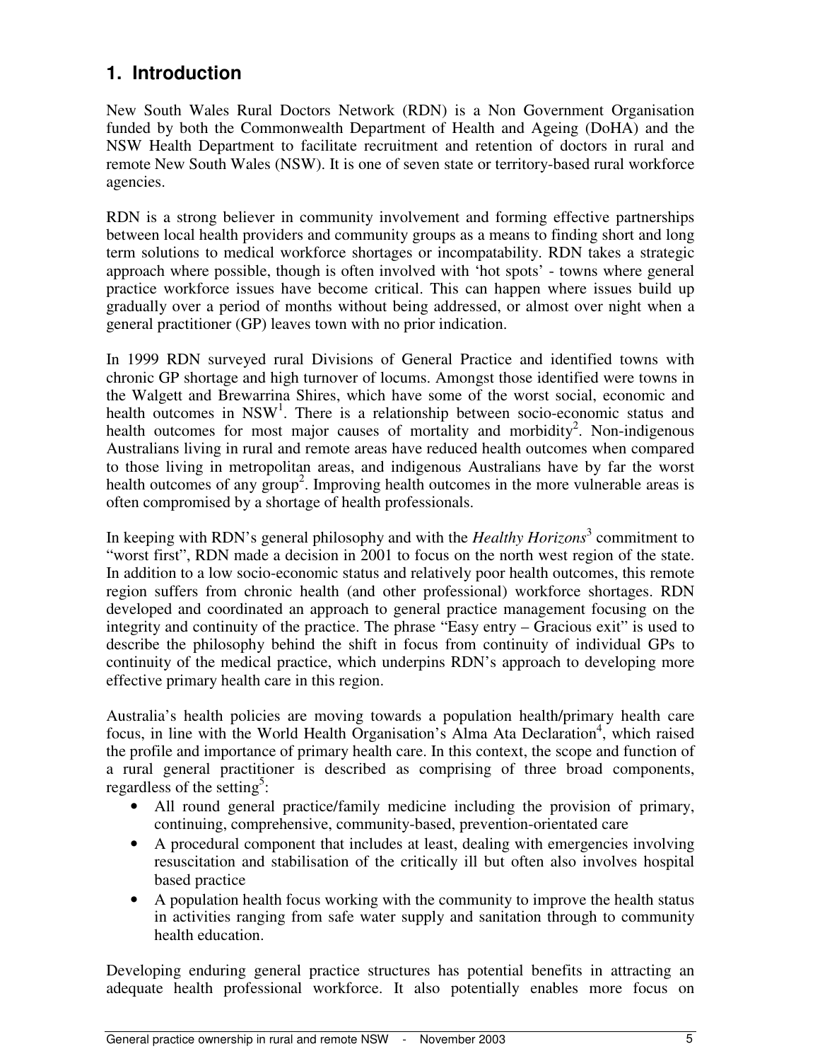## 1. Introduction

New South Wales Rural Doctors Network (RDN) is a Non Government Organisation funded by both the Commonwealth Department of Health and Ageing (DoHA) and the NSW Health Department to facilitate recruitment and retention of doctors in rural and remote New South Wales (NSW). It is one of seven state or territory-based rural workforce agencies.

RDN is a strong believer in community involvement and forming effective partnerships between local health providers and community groups as a means to finding short and long term solutions to medical workforce shortages or incompatability. RDN takes a strategic approach where possible, though is often involved with 'hot spots' - towns where general practice workforce issues have become critical. This can happen where issues build up gradually over a period of months without being addressed, or almost over night when a general practitioner (GP) leaves town with no prior indication.

In 1999 RDN surveyed rural Divisions of General Practice and identified towns with chronic GP shortage and high turnover of locums. Amongst those identified were towns in the Walgett and Brewarrina Shires, which have some of the worst social, economic and health outcomes in NSW[1]. There is a relationship between socio-economic status and health outcomes for most major causes of mortality and morbidity[2]. Non-indigenous Australians living in rural and remote areas have reduced health outcomes when compared to those living in metropolitan areas, and indigenous Australians have by far the worst health outcomes of any group[2]. Improving health outcomes in the more vulnerable areas is often compromised by a shortage of health professionals.

In keeping with RDN's general philosophy and with the *Healthy Horizons*[3] commitment to "worst first", RDN made a decision in 2001 to focus on the north west region of the state. In addition to a low socio-economic status and relatively poor health outcomes, this remote region suffers from chronic health (and other professional) workforce shortages. RDN developed and coordinated an approach to general practice management focusing on the integrity and continuity of the practice. The phrase "Easy entry – Gracious exit" is used to describe the philosophy behind the shift in focus from continuity of individual GPs to continuity of the medical practice, which underpins RDN's approach to developing more effective primary health care in this region.

Australia's health policies are moving towards a population health/primary health care focus, in line with the World Health Organisation's Alma Ata Declaration[4], which raised the profile and importance of primary health care. In this context, the scope and function of a rural general practitioner is described as comprising of three broad components, regardless of the setting[5]:

- All round general practice/family medicine including the provision of primary, continuing, comprehensive, community-based, prevention-orientated care
- A procedural component that includes at least, dealing with emergencies involving resuscitation and stabilisation of the critically ill but often also involves hospital based practice
- A population health focus working with the community to improve the health status in activities ranging from safe water supply and sanitation through to community health education.

Developing enduring general practice structures has potential benefits in attracting an adequate health professional workforce. It also potentially enables more focus on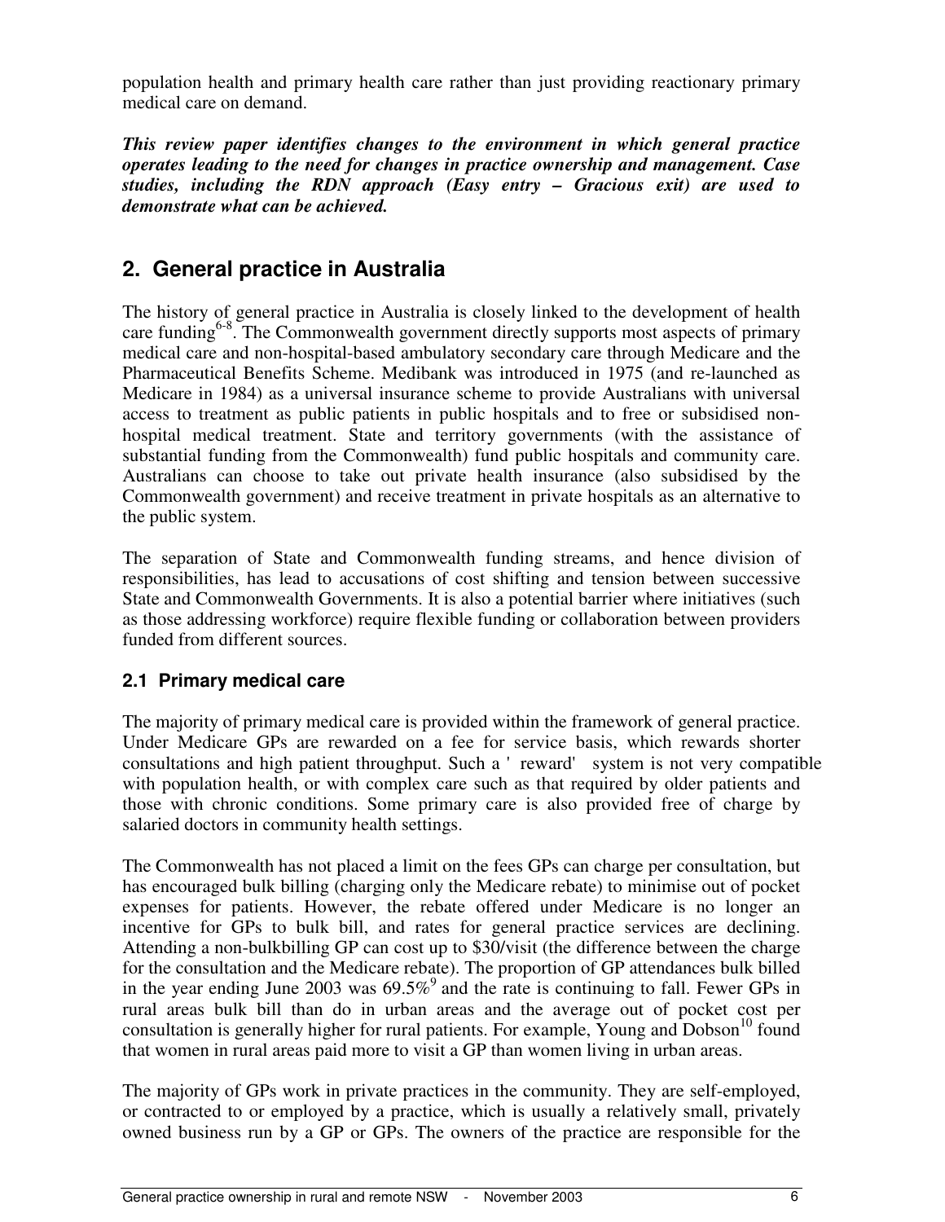population health and primary health care rather than just providing reactionary primary medical care on demand.

***This review paper identifies changes to the environment in which general practice operates leading to the need for changes in practice ownership and management. Case studies, including the RDN approach (Easy entry – Gracious exit) are used to demonstrate what can be achieved.***

## 2. General practice in Australia

The history of general practice in Australia is closely linked to the development of health care funding[6-8]. The Commonwealth government directly supports most aspects of primary medical care and non-hospital-based ambulatory secondary care through Medicare and the Pharmaceutical Benefits Scheme. Medibank was introduced in 1975 (and re-launched as Medicare in 1984) as a universal insurance scheme to provide Australians with universal access to treatment as public patients in public hospitals and to free or subsidised non-hospital medical treatment. State and territory governments (with the assistance of substantial funding from the Commonwealth) fund public hospitals and community care. Australians can choose to take out private health insurance (also subsidised by the Commonwealth government) and receive treatment in private hospitals as an alternative to the public system.

The separation of State and Commonwealth funding streams, and hence division of responsibilities, has lead to accusations of cost shifting and tension between successive State and Commonwealth Governments. It is also a potential barrier where initiatives (such as those addressing workforce) require flexible funding or collaboration between providers funded from different sources.

### 2.1 Primary medical care

The majority of primary medical care is provided within the framework of general practice. Under Medicare GPs are rewarded on a fee for service basis, which rewards shorter consultations and high patient throughput. Such a ' reward' system is not very compatible with population health, or with complex care such as that required by older patients and those with chronic conditions. Some primary care is also provided free of charge by salaried doctors in community health settings.

The Commonwealth has not placed a limit on the fees GPs can charge per consultation, but has encouraged bulk billing (charging only the Medicare rebate) to minimise out of pocket expenses for patients. However, the rebate offered under Medicare is no longer an incentive for GPs to bulk bill, and rates for general practice services are declining. Attending a non-bulkbilling GP can cost up to $30/visit (the difference between the charge for the consultation and the Medicare rebate). The proportion of GP attendances bulk billed in the year ending June 2003 was 69.5%[9] and the rate is continuing to fall. Fewer GPs in rural areas bulk bill than do in urban areas and the average out of pocket cost per consultation is generally higher for rural patients. For example, Young and Dobson[10] found that women in rural areas paid more to visit a GP than women living in urban areas.

The majority of GPs work in private practices in the community. They are self-employed, or contracted to or employed by a practice, which is usually a relatively small, privately owned business run by a GP or GPs. The owners of the practice are responsible for the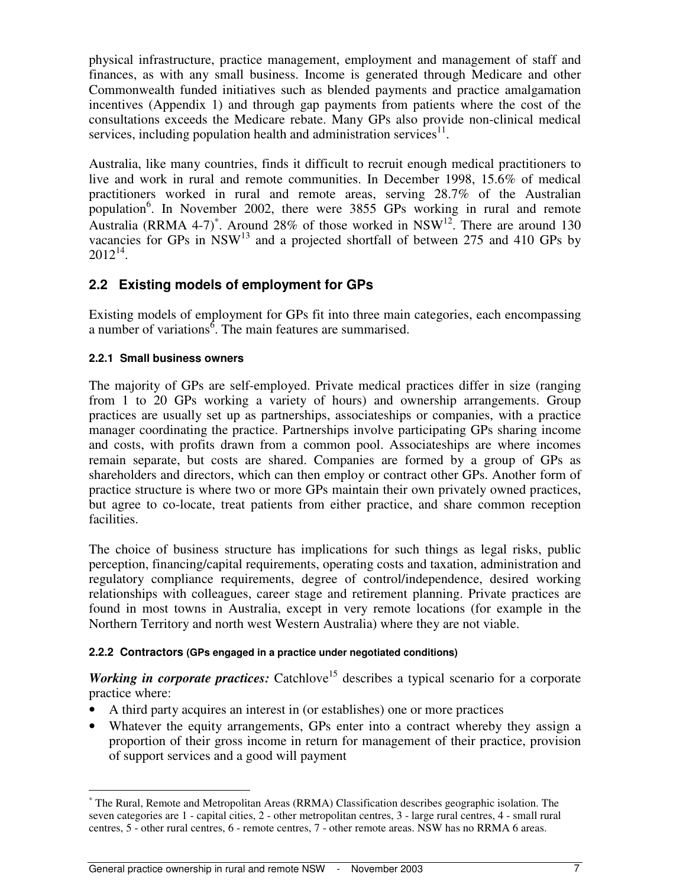physical infrastructure, practice management, employment and management of staff and finances, as with any small business. Income is generated through Medicare and other Commonwealth funded initiatives such as blended payments and practice amalgamation incentives (Appendix 1) and through gap payments from patients where the cost of the consultations exceeds the Medicare rebate. Many GPs also provide non-clinical medical services, including population health and administration services[11].

Australia, like many countries, finds it difficult to recruit enough medical practitioners to live and work in rural and remote communities. In December 1998, 15.6% of medical practitioners worked in rural and remote areas, serving 28.7% of the Australian population[6]. In November 2002, there were 3855 GPs working in rural and remote Australia (RRMA 4-7)[*]. Around 28% of those worked in NSW[12]. There are around 130 vacancies for GPs in NSW[13] and a projected shortfall of between 275 and 410 GPs by 2012[14].

## 2.2 Existing models of employment for GPs

Existing models of employment for GPs fit into three main categories, each encompassing a number of variations[6]. The main features are summarised.

#### 2.2.1 Small business owners

The majority of GPs are self-employed. Private medical practices differ in size (ranging from 1 to 20 GPs working a variety of hours) and ownership arrangements. Group practices are usually set up as partnerships, associateships or companies, with a practice manager coordinating the practice. Partnerships involve participating GPs sharing income and costs, with profits drawn from a common pool. Associateships are where incomes remain separate, but costs are shared. Companies are formed by a group of GPs as shareholders and directors, which can then employ or contract other GPs. Another form of practice structure is where two or more GPs maintain their own privately owned practices, but agree to co-locate, treat patients from either practice, and share common reception facilities.

The choice of business structure has implications for such things as legal risks, public perception, financing/capital requirements, operating costs and taxation, administration and regulatory compliance requirements, degree of control/independence, desired working relationships with colleagues, career stage and retirement planning. Private practices are found in most towns in Australia, except in very remote locations (for example in the Northern Territory and north west Western Australia) where they are not viable.

#### 2.2.2 Contractors (GPs engaged in a practice under negotiated conditions)

***Working in corporate practices:*** Catchlove[15] describes a typical scenario for a corporate practice where:

- A third party acquires an interest in (or establishes) one or more practices
- Whatever the equity arrangements, GPs enter into a contract whereby they assign a proportion of their gross income in return for management of their practice, provision of support services and a good will payment

---

[*] The Rural, Remote and Metropolitan Areas (RRMA) Classification describes geographic isolation. The seven categories are 1 - capital cities, 2 - other metropolitan centres, 3 - large rural centres, 4 - small rural centres, 5 - other rural centres, 6 - remote centres, 7 - other remote areas. NSW has no RRMA 6 areas.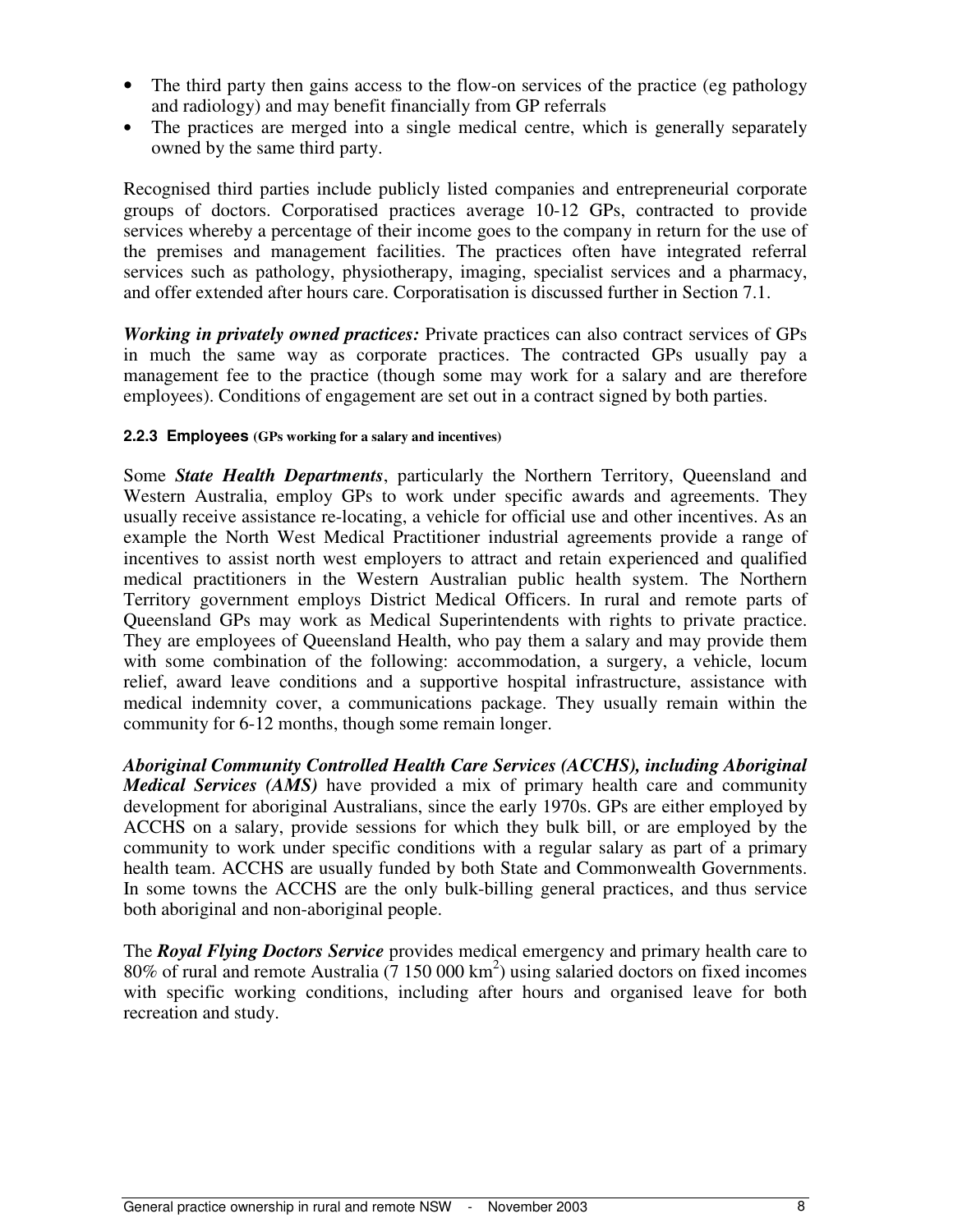- The third party then gains access to the flow-on services of the practice (eg pathology and radiology) and may benefit financially from GP referrals
- The practices are merged into a single medical centre, which is generally separately owned by the same third party.

Recognised third parties include publicly listed companies and entrepreneurial corporate groups of doctors. Corporatised practices average 10-12 GPs, contracted to provide services whereby a percentage of their income goes to the company in return for the use of the premises and management facilities. The practices often have integrated referral services such as pathology, physiotherapy, imaging, specialist services and a pharmacy, and offer extended after hours care. Corporatisation is discussed further in Section 7.1.

***Working in privately owned practices:*** Private practices can also contract services of GPs in much the same way as corporate practices. The contracted GPs usually pay a management fee to the practice (though some may work for a salary and are therefore employees). Conditions of engagement are set out in a contract signed by both parties.

#### 2.2.3 Employees (GPs working for a salary and incentives)

Some ***State Health Departments***, particularly the Northern Territory, Queensland and Western Australia, employ GPs to work under specific awards and agreements. They usually receive assistance re-locating, a vehicle for official use and other incentives. As an example the North West Medical Practitioner industrial agreements provide a range of incentives to assist north west employers to attract and retain experienced and qualified medical practitioners in the Western Australian public health system. The Northern Territory government employs District Medical Officers. In rural and remote parts of Queensland GPs may work as Medical Superintendents with rights to private practice. They are employees of Queensland Health, who pay them a salary and may provide them with some combination of the following: accommodation, a surgery, a vehicle, locum relief, award leave conditions and a supportive hospital infrastructure, assistance with medical indemnity cover, a communications package. They usually remain within the community for 6-12 months, though some remain longer.

***Aboriginal Community Controlled Health Care Services (ACCHS), including Aboriginal Medical Services (AMS)*** have provided a mix of primary health care and community development for aboriginal Australians, since the early 1970s. GPs are either employed by ACCHS on a salary, provide sessions for which they bulk bill, or are employed by the community to work under specific conditions with a regular salary as part of a primary health team. ACCHS are usually funded by both State and Commonwealth Governments. In some towns the ACCHS are the only bulk-billing general practices, and thus service both aboriginal and non-aboriginal people.

The ***Royal Flying Doctors Service*** provides medical emergency and primary health care to 80% of rural and remote Australia (7 150 000 $km^2$) using salaried doctors on fixed incomes with specific working conditions, including after hours and organised leave for both recreation and study.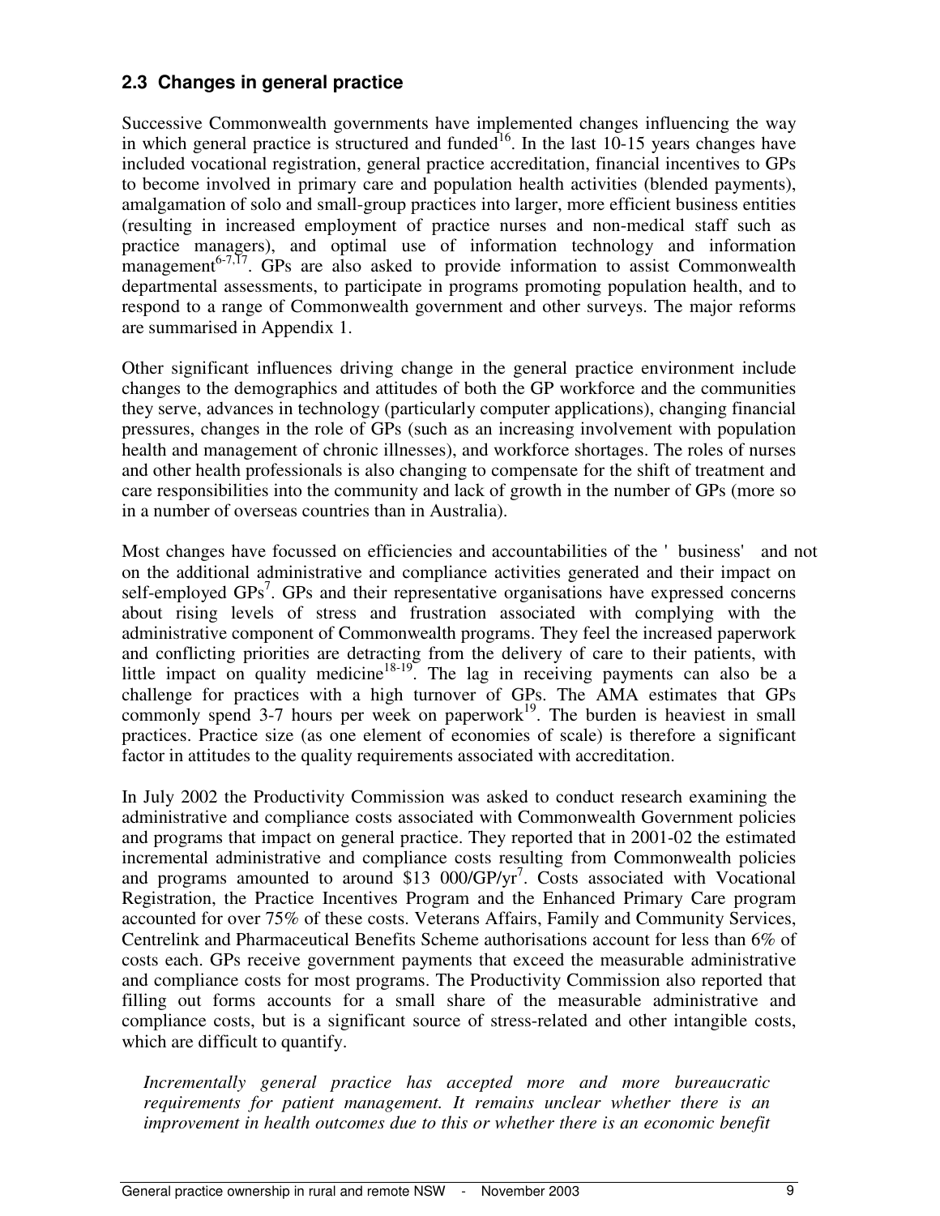## 2.3 Changes in general practice

Successive Commonwealth governments have implemented changes influencing the way in which general practice is structured and funded[16]. In the last 10-15 years changes have included vocational registration, general practice accreditation, financial incentives to GPs to become involved in primary care and population health activities (blended payments), amalgamation of solo and small-group practices into larger, more efficient business entities (resulting in increased employment of practice nurses and non-medical staff such as practice managers), and optimal use of information technology and information management[6-7,17]. GPs are also asked to provide information to assist Commonwealth departmental assessments, to participate in programs promoting population health, and to respond to a range of Commonwealth government and other surveys. The major reforms are summarised in Appendix 1.

Other significant influences driving change in the general practice environment include changes to the demographics and attitudes of both the GP workforce and the communities they serve, advances in technology (particularly computer applications), changing financial pressures, changes in the role of GPs (such as an increasing involvement with population health and management of chronic illnesses), and workforce shortages. The roles of nurses and other health professionals is also changing to compensate for the shift of treatment and care responsibilities into the community and lack of growth in the number of GPs (more so in a number of overseas countries than in Australia).

Most changes have focussed on efficiencies and accountabilities of the ' business' and not on the additional administrative and compliance activities generated and their impact on self-employed GPs[7]. GPs and their representative organisations have expressed concerns about rising levels of stress and frustration associated with complying with the administrative component of Commonwealth programs. They feel the increased paperwork and conflicting priorities are detracting from the delivery of care to their patients, with little impact on quality medicine[18-19]. The lag in receiving payments can also be a challenge for practices with a high turnover of GPs. The AMA estimates that GPs commonly spend 3-7 hours per week on paperwork[19]. The burden is heaviest in small practices. Practice size (as one element of economies of scale) is therefore a significant factor in attitudes to the quality requirements associated with accreditation.

In July 2002 the Productivity Commission was asked to conduct research examining the administrative and compliance costs associated with Commonwealth Government policies and programs that impact on general practice. They reported that in 2001-02 the estimated incremental administrative and compliance costs resulting from Commonwealth policies and programs amounted to around $13 000/GP/yr[7]. Costs associated with Vocational Registration, the Practice Incentives Program and the Enhanced Primary Care program accounted for over 75% of these costs. Veterans Affairs, Family and Community Services, Centrelink and Pharmaceutical Benefits Scheme authorisations account for less than 6% of costs each. GPs receive government payments that exceed the measurable administrative and compliance costs for most programs. The Productivity Commission also reported that filling out forms accounts for a small share of the measurable administrative and compliance costs, but is a significant source of stress-related and other intangible costs, which are difficult to quantify.

> *Incrementally general practice has accepted more and more bureaucratic requirements for patient management. It remains unclear whether there is an improvement in health outcomes due to this or whether there is an economic benefit*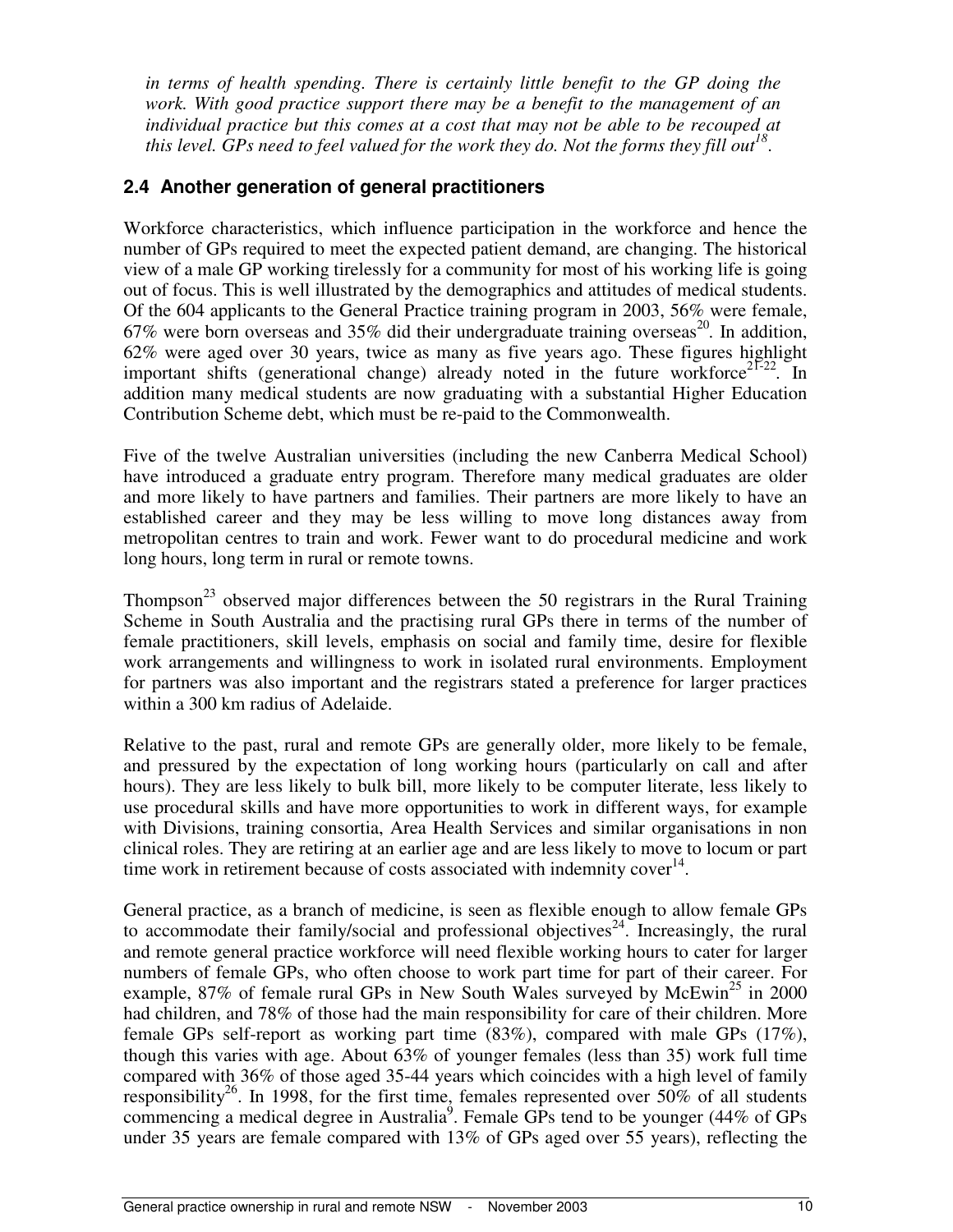*in terms of health spending. There is certainly little benefit to the GP doing the work. With good practice support there may be a benefit to the management of an individual practice but this comes at a cost that may not be able to be recouped at this level. GPs need to feel valued for the work they do. Not the forms they fill out*[18].

## 2.4 Another generation of general practitioners

Workforce characteristics, which influence participation in the workforce and hence the number of GPs required to meet the expected patient demand, are changing. The historical view of a male GP working tirelessly for a community for most of his working life is going out of focus. This is well illustrated by the demographics and attitudes of medical students. Of the 604 applicants to the General Practice training program in 2003, 56% were female, 67% were born overseas and 35% did their undergraduate training overseas[20]. In addition, 62% were aged over 30 years, twice as many as five years ago. These figures highlight important shifts (generational change) already noted in the future workforce[21-22]. In addition many medical students are now graduating with a substantial Higher Education Contribution Scheme debt, which must be re-paid to the Commonwealth.

Five of the twelve Australian universities (including the new Canberra Medical School) have introduced a graduate entry program. Therefore many medical graduates are older and more likely to have partners and families. Their partners are more likely to have an established career and they may be less willing to move long distances away from metropolitan centres to train and work. Fewer want to do procedural medicine and work long hours, long term in rural or remote towns.

Thompson[23] observed major differences between the 50 registrars in the Rural Training Scheme in South Australia and the practising rural GPs there in terms of the number of female practitioners, skill levels, emphasis on social and family time, desire for flexible work arrangements and willingness to work in isolated rural environments. Employment for partners was also important and the registrars stated a preference for larger practices within a 300 km radius of Adelaide.

Relative to the past, rural and remote GPs are generally older, more likely to be female, and pressured by the expectation of long working hours (particularly on call and after hours). They are less likely to bulk bill, more likely to be computer literate, less likely to use procedural skills and have more opportunities to work in different ways, for example with Divisions, training consortia, Area Health Services and similar organisations in non clinical roles. They are retiring at an earlier age and are less likely to move to locum or part time work in retirement because of costs associated with indemnity cover[14].

General practice, as a branch of medicine, is seen as flexible enough to allow female GPs to accommodate their family/social and professional objectives[24]. Increasingly, the rural and remote general practice workforce will need flexible working hours to cater for larger numbers of female GPs, who often choose to work part time for part of their career. For example, 87% of female rural GPs in New South Wales surveyed by McEwin[25] in 2000 had children, and 78% of those had the main responsibility for care of their children. More female GPs self-report as working part time (83%), compared with male GPs (17%), though this varies with age. About 63% of younger females (less than 35) work full time compared with 36% of those aged 35-44 years which coincides with a high level of family responsibility[26]. In 1998, for the first time, females represented over 50% of all students commencing a medical degree in Australia[9]. Female GPs tend to be younger (44% of GPs under 35 years are female compared with 13% of GPs aged over 55 years), reflecting the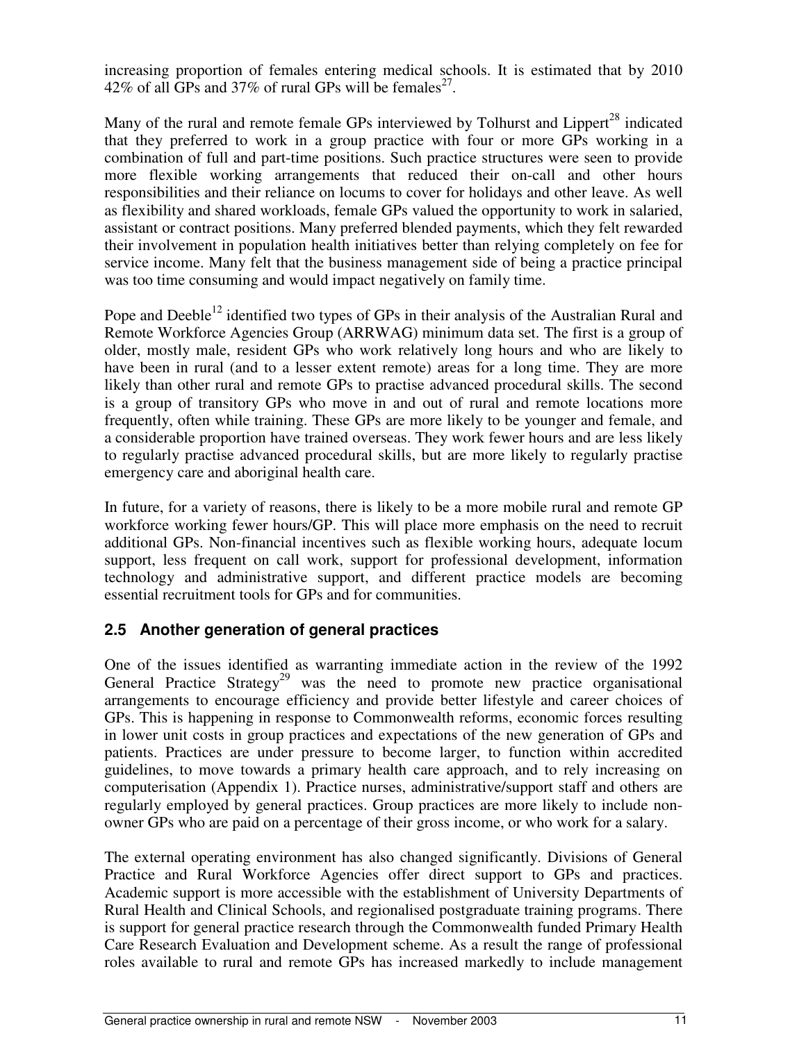increasing proportion of females entering medical schools. It is estimated that by 2010 42% of all GPs and 37% of rural GPs will be females[27].

Many of the rural and remote female GPs interviewed by Tolhurst and Lippert[28] indicated that they preferred to work in a group practice with four or more GPs working in a combination of full and part-time positions. Such practice structures were seen to provide more flexible working arrangements that reduced their on-call and other hours responsibilities and their reliance on locums to cover for holidays and other leave. As well as flexibility and shared workloads, female GPs valued the opportunity to work in salaried, assistant or contract positions. Many preferred blended payments, which they felt rewarded their involvement in population health initiatives better than relying completely on fee for service income. Many felt that the business management side of being a practice principal was too time consuming and would impact negatively on family time.

Pope and Deeble[12] identified two types of GPs in their analysis of the Australian Rural and Remote Workforce Agencies Group (ARRWAG) minimum data set. The first is a group of older, mostly male, resident GPs who work relatively long hours and who are likely to have been in rural (and to a lesser extent remote) areas for a long time. They are more likely than other rural and remote GPs to practise advanced procedural skills. The second is a group of transitory GPs who move in and out of rural and remote locations more frequently, often while training. These GPs are more likely to be younger and female, and a considerable proportion have trained overseas. They work fewer hours and are less likely to regularly practise advanced procedural skills, but are more likely to regularly practise emergency care and aboriginal health care.

In future, for a variety of reasons, there is likely to be a more mobile rural and remote GP workforce working fewer hours/GP. This will place more emphasis on the need to recruit additional GPs. Non-financial incentives such as flexible working hours, adequate locum support, less frequent on call work, support for professional development, information technology and administrative support, and different practice models are becoming essential recruitment tools for GPs and for communities.

## 2.5 Another generation of general practices

One of the issues identified as warranting immediate action in the review of the 1992 General Practice Strategy[29] was the need to promote new practice organisational arrangements to encourage efficiency and provide better lifestyle and career choices of GPs. This is happening in response to Commonwealth reforms, economic forces resulting in lower unit costs in group practices and expectations of the new generation of GPs and patients. Practices are under pressure to become larger, to function within accredited guidelines, to move towards a primary health care approach, and to rely increasing on computerisation (Appendix 1). Practice nurses, administrative/support staff and others are regularly employed by general practices. Group practices are more likely to include non-owner GPs who are paid on a percentage of their gross income, or who work for a salary.

The external operating environment has also changed significantly. Divisions of General Practice and Rural Workforce Agencies offer direct support to GPs and practices. Academic support is more accessible with the establishment of University Departments of Rural Health and Clinical Schools, and regionalised postgraduate training programs. There is support for general practice research through the Commonwealth funded Primary Health Care Research Evaluation and Development scheme. As a result the range of professional roles available to rural and remote GPs has increased markedly to include management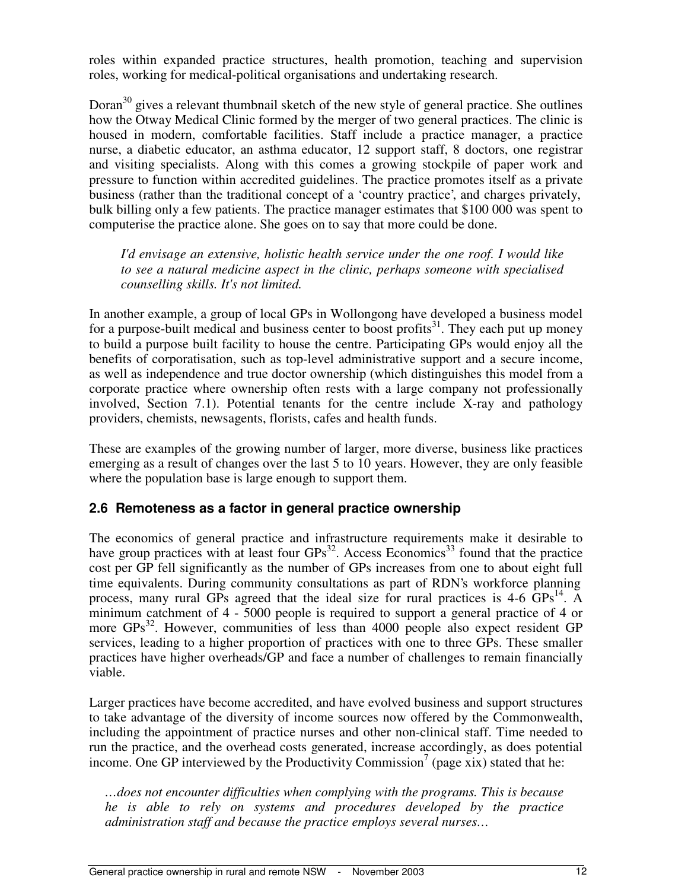roles within expanded practice structures, health promotion, teaching and supervision roles, working for medical-political organisations and undertaking research.

Doran[30] gives a relevant thumbnail sketch of the new style of general practice. She outlines how the Otway Medical Clinic formed by the merger of two general practices. The clinic is housed in modern, comfortable facilities. Staff include a practice manager, a practice nurse, a diabetic educator, an asthma educator, 12 support staff, 8 doctors, one registrar and visiting specialists. Along with this comes a growing stockpile of paper work and pressure to function within accredited guidelines. The practice promotes itself as a private business (rather than the traditional concept of a 'country practice', and charges privately, bulk billing only a few patients. The practice manager estimates that $100 000 was spent to computerise the practice alone. She goes on to say that more could be done.

> *I'd envisage an extensive, holistic health service under the one roof. I would like to see a natural medicine aspect in the clinic, perhaps someone with specialised counselling skills. It's not limited.*

In another example, a group of local GPs in Wollongong have developed a business model for a purpose-built medical and business center to boost profits[31]. They each put up money to build a purpose built facility to house the centre. Participating GPs would enjoy all the benefits of corporatisation, such as top-level administrative support and a secure income, as well as independence and true doctor ownership (which distinguishes this model from a corporate practice where ownership often rests with a large company not professionally involved, Section 7.1). Potential tenants for the centre include X-ray and pathology providers, chemists, newsagents, florists, cafes and health funds.

These are examples of the growing number of larger, more diverse, business like practices emerging as a result of changes over the last 5 to 10 years. However, they are only feasible where the population base is large enough to support them.

## 2.6 Remoteness as a factor in general practice ownership

The economics of general practice and infrastructure requirements make it desirable to have group practices with at least four GPs[32]. Access Economics[33] found that the practice cost per GP fell significantly as the number of GPs increases from one to about eight full time equivalents. During community consultations as part of RDN's workforce planning process, many rural GPs agreed that the ideal size for rural practices is 4-6 GPs[14]. A minimum catchment of 4 - 5000 people is required to support a general practice of 4 or more GPs[32]. However, communities of less than 4000 people also expect resident GP services, leading to a higher proportion of practices with one to three GPs. These smaller practices have higher overheads/GP and face a number of challenges to remain financially viable.

Larger practices have become accredited, and have evolved business and support structures to take advantage of the diversity of income sources now offered by the Commonwealth, including the appointment of practice nurses and other non-clinical staff. Time needed to run the practice, and the overhead costs generated, increase accordingly, as does potential income. One GP interviewed by the Productivity Commission[7] (page xix) stated that he:

> *…does not encounter difficulties when complying with the programs. This is because he is able to rely on systems and procedures developed by the practice administration staff and because the practice employs several nurses…*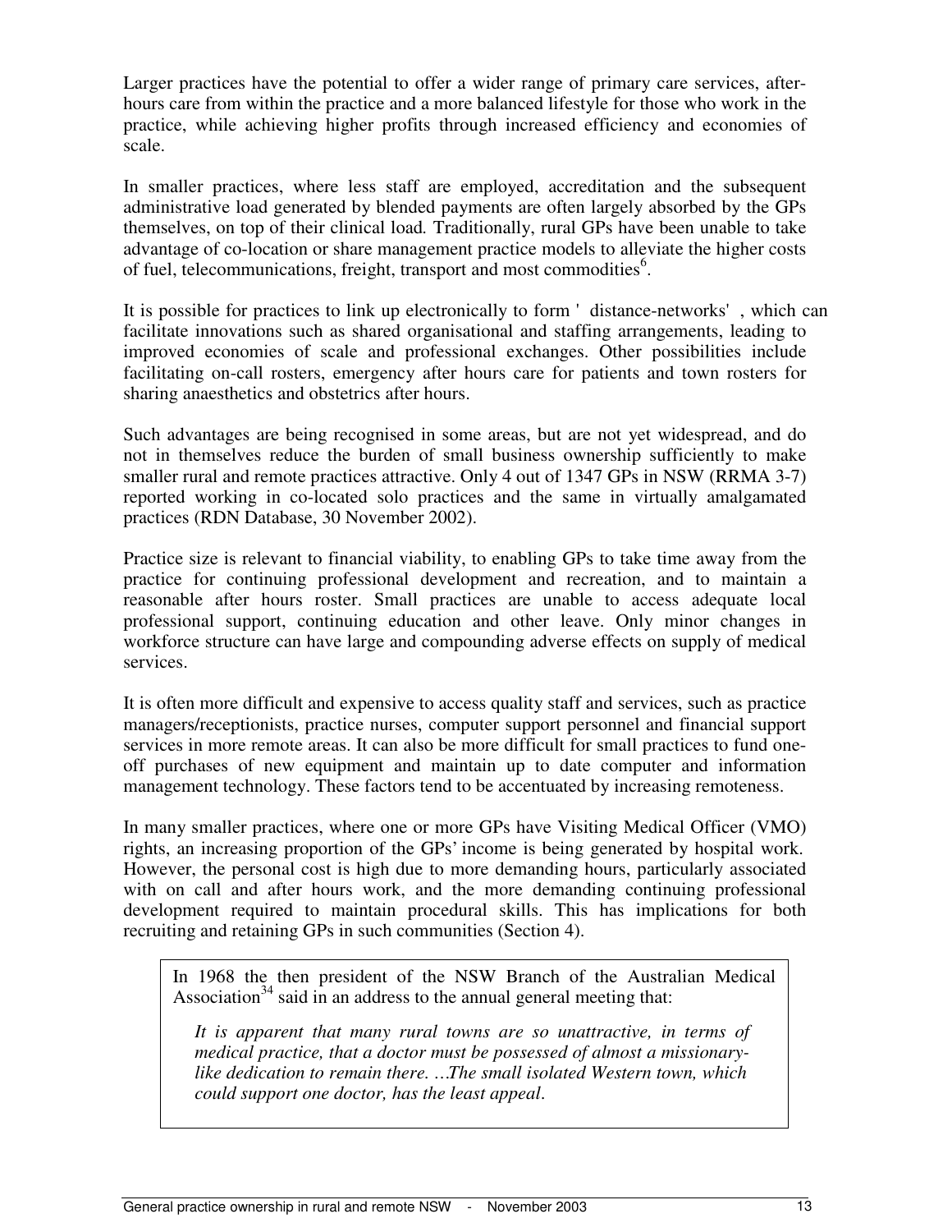Larger practices have the potential to offer a wider range of primary care services, after-hours care from within the practice and a more balanced lifestyle for those who work in the practice, while achieving higher profits through increased efficiency and economies of scale.

In smaller practices, where less staff are employed, accreditation and the subsequent administrative load generated by blended payments are often largely absorbed by the GPs themselves, on top of their clinical load. Traditionally, rural GPs have been unable to take advantage of co-location or share management practice models to alleviate the higher costs of fuel, telecommunications, freight, transport and most commodities[6].

It is possible for practices to link up electronically to form ' distance-networks' , which can facilitate innovations such as shared organisational and staffing arrangements, leading to improved economies of scale and professional exchanges. Other possibilities include facilitating on-call rosters, emergency after hours care for patients and town rosters for sharing anaesthetics and obstetrics after hours.

Such advantages are being recognised in some areas, but are not yet widespread, and do not in themselves reduce the burden of small business ownership sufficiently to make smaller rural and remote practices attractive. Only 4 out of 1347 GPs in NSW (RRMA 3-7) reported working in co-located solo practices and the same in virtually amalgamated practices (RDN Database, 30 November 2002).

Practice size is relevant to financial viability, to enabling GPs to take time away from the practice for continuing professional development and recreation, and to maintain a reasonable after hours roster. Small practices are unable to access adequate local professional support, continuing education and other leave. Only minor changes in workforce structure can have large and compounding adverse effects on supply of medical services.

It is often more difficult and expensive to access quality staff and services, such as practice managers/receptionists, practice nurses, computer support personnel and financial support services in more remote areas. It can also be more difficult for small practices to fund one-off purchases of new equipment and maintain up to date computer and information management technology. These factors tend to be accentuated by increasing remoteness.

In many smaller practices, where one or more GPs have Visiting Medical Officer (VMO) rights, an increasing proportion of the GPs' income is being generated by hospital work. However, the personal cost is high due to more demanding hours, particularly associated with on call and after hours work, and the more demanding continuing professional development required to maintain procedural skills. This has implications for both recruiting and retaining GPs in such communities (Section 4).

> In 1968 the then president of the NSW Branch of the Australian Medical Association[34] said in an address to the annual general meeting that:
>
> *It is apparent that many rural towns are so unattractive, in terms of medical practice, that a doctor must be possessed of almost a missionary-like dedication to remain there. …The small isolated Western town, which could support one doctor, has the least appeal.*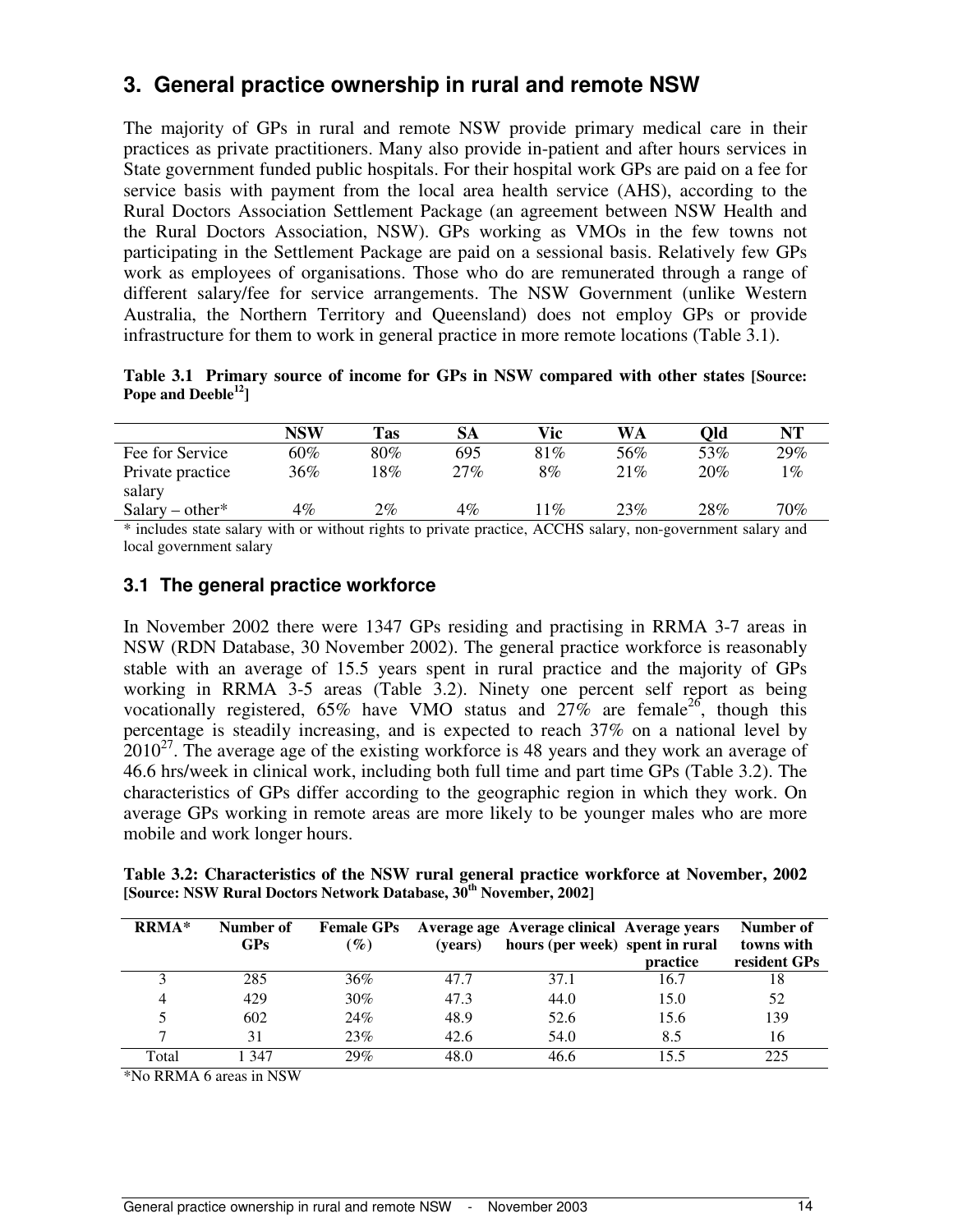## 3. General practice ownership in rural and remote NSW

The majority of GPs in rural and remote NSW provide primary medical care in their practices as private practitioners. Many also provide in-patient and after hours services in State government funded public hospitals. For their hospital work GPs are paid on a fee for service basis with payment from the local area health service (AHS), according to the Rural Doctors Association Settlement Package (an agreement between NSW Health and the Rural Doctors Association, NSW). GPs working as VMOs in the few towns not participating in the Settlement Package are paid on a sessional basis. Relatively few GPs work as employees of organisations. Those who do are remunerated through a range of different salary/fee for service arrangements. The NSW Government (unlike Western Australia, the Northern Territory and Queensland) does not employ GPs or provide infrastructure for them to work in general practice in more remote locations (Table 3.1).

**Table 3.1 Primary source of income for GPs in NSW compared with other states [Source: Pope and Deeble[12]]**

| | NSW | Tas | SA | Vic | WA | Qld | NT |
|---|---|---|---|---|---|---|---|
| Fee for Service | 60% | 80% | 695 | 81% | 56% | 53% | 29% |
| Private practice salary | 36% | 18% | 27% | 8% | 21% | 20% | 1% |
| Salary – other* | 4% | 2% | 4% | 11% | 23% | 28% | 70% |

* includes state salary with or without rights to private practice, ACCHS salary, non-government salary and local government salary

### 3.1 The general practice workforce

In November 2002 there were 1347 GPs residing and practising in RRMA 3-7 areas in NSW (RDN Database, 30 November 2002). The general practice workforce is reasonably stable with an average of 15.5 years spent in rural practice and the majority of GPs working in RRMA 3-5 areas (Table 3.2). Ninety one percent self report as being vocationally registered, 65% have VMO status and 27% are female[26], though this percentage is steadily increasing, and is expected to reach 37% on a national level by 2010[27]. The average age of the existing workforce is 48 years and they work an average of 46.6 hrs/week in clinical work, including both full time and part time GPs (Table 3.2). The characteristics of GPs differ according to the geographic region in which they work. On average GPs working in remote areas are more likely to be younger males who are more mobile and work longer hours.

**Table 3.2: Characteristics of the NSW rural general practice workforce at November, 2002 [Source: NSW Rural Doctors Network Database, 30th November, 2002]**

| RRMA* | Number of GPs | Female GPs (%) | Average age (years) | Average clinical hours (per week) | Average years spent in rural practice | Number of towns with resident GPs |
|---|---|---|---|---|---|---|
| 3 | 285 | 36% | 47.7 | 37.1 | 16.7 | 18 |
| 4 | 429 | 30% | 47.3 | 44.0 | 15.0 | 52 |
| 5 | 602 | 24% | 48.9 | 52.6 | 15.6 | 139 |
| 7 | 31 | 23% | 42.6 | 54.0 | 8.5 | 16 |
| Total | 1 347 | 29% | 48.0 | 46.6 | 15.5 | 225 |

*No RRMA 6 areas in NSW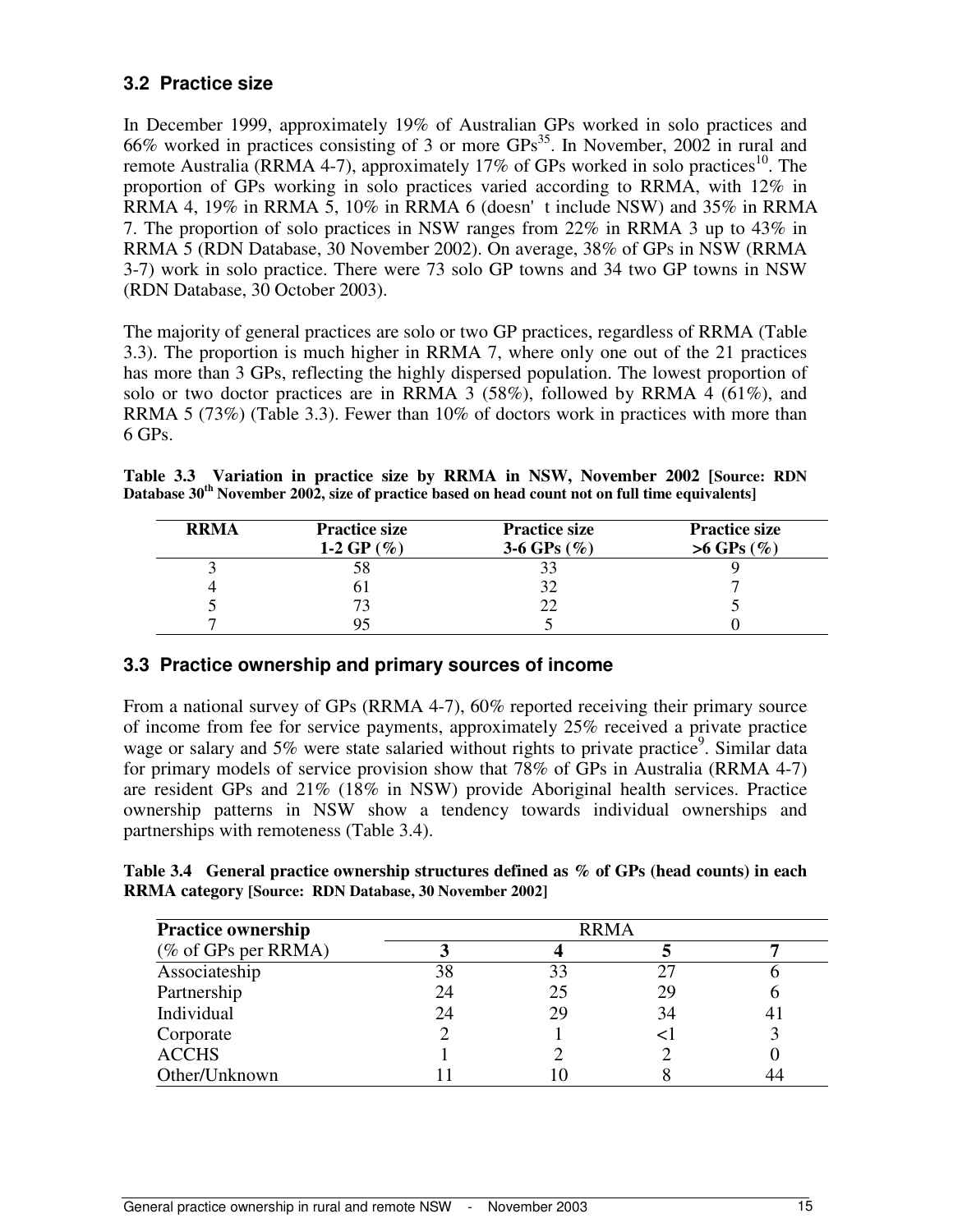### 3.2 Practice size

In December 1999, approximately 19% of Australian GPs worked in solo practices and 66% worked in practices consisting of 3 or more GPs[35]. In November, 2002 in rural and remote Australia (RRMA 4-7), approximately 17% of GPs worked in solo practices[10]. The proportion of GPs working in solo practices varied according to RRMA, with 12% in RRMA 4, 19% in RRMA 5, 10% in RRMA 6 (doesn' t include NSW) and 35% in RRMA 7. The proportion of solo practices in NSW ranges from 22% in RRMA 3 up to 43% in RRMA 5 (RDN Database, 30 November 2002). On average, 38% of GPs in NSW (RRMA 3-7) work in solo practice. There were 73 solo GP towns and 34 two GP towns in NSW (RDN Database, 30 October 2003).

The majority of general practices are solo or two GP practices, regardless of RRMA (Table 3.3). The proportion is much higher in RRMA 7, where only one out of the 21 practices has more than 3 GPs, reflecting the highly dispersed population. The lowest proportion of solo or two doctor practices are in RRMA 3 (58%), followed by RRMA 4 (61%), and RRMA 5 (73%) (Table 3.3). Fewer than 10% of doctors work in practices with more than 6 GPs.

**Table 3.3 Variation in practice size by RRMA in NSW, November 2002 [Source: RDN Database 30th November 2002, size of practice based on head count not on full time equivalents]**

| RRMA | Practice size 1-2 GP (%) | Practice size 3-6 GPs (%) | Practice size >6 GPs (%) |
|---|---|---|---|
| 3 | 58 | 33 | 9 |
| 4 | 61 | 32 | 7 |
| 5 | 73 | 22 | 5 |
| 7 | 95 | 5 | 0 |

### 3.3 Practice ownership and primary sources of income

From a national survey of GPs (RRMA 4-7), 60% reported receiving their primary source of income from fee for service payments, approximately 25% received a private practice wage or salary and 5% were state salaried without rights to private practice[9]. Similar data for primary models of service provision show that 78% of GPs in Australia (RRMA 4-7) are resident GPs and 21% (18% in NSW) provide Aboriginal health services. Practice ownership patterns in NSW show a tendency towards individual ownerships and partnerships with remoteness (Table 3.4).

**Table 3.4 General practice ownership structures defined as % of GPs (head counts) in each RRMA category [Source: RDN Database, 30 November 2002]**

| Practice ownership | RRMA | | | |
|---|---|---|---|---|
| (% of GPs per RRMA) | 3 | 4 | 5 | 7 |
| Associateship | 38 | 33 | 27 | 6 |
| Partnership | 24 | 25 | 29 | 6 |
| Individual | 24 | 29 | 34 | 41 |
| Corporate | 2 | 1 | <1 | 3 |
| ACCHS | 1 | 2 | 2 | 0 |
| Other/Unknown | 11 | 10 | 8 | 44 |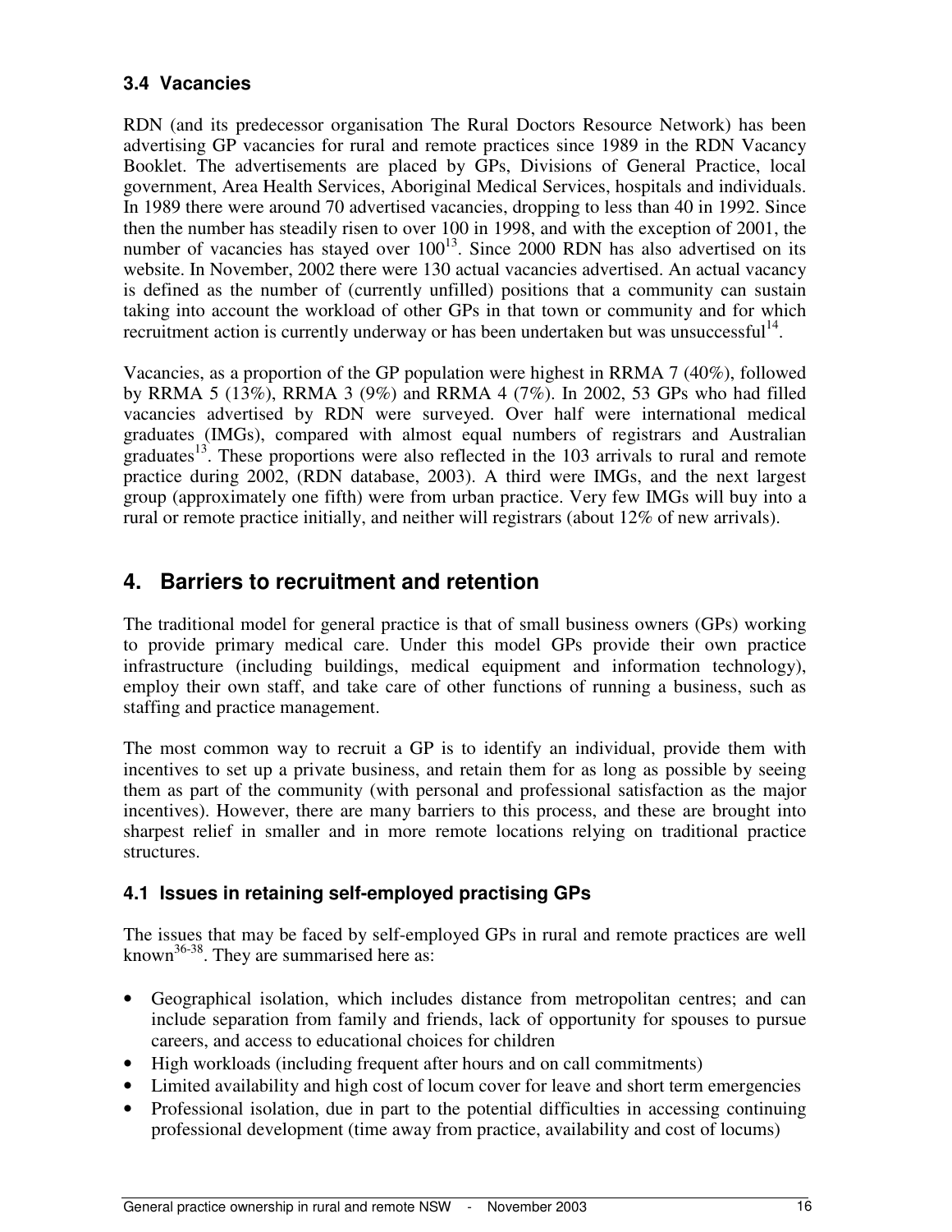### 3.4 Vacancies

RDN (and its predecessor organisation The Rural Doctors Resource Network) has been advertising GP vacancies for rural and remote practices since 1989 in the RDN Vacancy Booklet. The advertisements are placed by GPs, Divisions of General Practice, local government, Area Health Services, Aboriginal Medical Services, hospitals and individuals. In 1989 there were around 70 advertised vacancies, dropping to less than 40 in 1992. Since then the number has steadily risen to over 100 in 1998, and with the exception of 2001, the number of vacancies has stayed over 100[13]. Since 2000 RDN has also advertised on its website. In November, 2002 there were 130 actual vacancies advertised. An actual vacancy is defined as the number of (currently unfilled) positions that a community can sustain taking into account the workload of other GPs in that town or community and for which recruitment action is currently underway or has been undertaken but was unsuccessful[14].

Vacancies, as a proportion of the GP population were highest in RRMA 7 (40%), followed by RRMA 5 (13%), RRMA 3 (9%) and RRMA 4 (7%). In 2002, 53 GPs who had filled vacancies advertised by RDN were surveyed. Over half were international medical graduates (IMGs), compared with almost equal numbers of registrars and Australian graduates[13]. These proportions were also reflected in the 103 arrivals to rural and remote practice during 2002, (RDN database, 2003). A third were IMGs, and the next largest group (approximately one fifth) were from urban practice. Very few IMGs will buy into a rural or remote practice initially, and neither will registrars (about 12% of new arrivals).

## 4. Barriers to recruitment and retention

The traditional model for general practice is that of small business owners (GPs) working to provide primary medical care. Under this model GPs provide their own practice infrastructure (including buildings, medical equipment and information technology), employ their own staff, and take care of other functions of running a business, such as staffing and practice management.

The most common way to recruit a GP is to identify an individual, provide them with incentives to set up a private business, and retain them for as long as possible by seeing them as part of the community (with personal and professional satisfaction as the major incentives). However, there are many barriers to this process, and these are brought into sharpest relief in smaller and in more remote locations relying on traditional practice structures.

### 4.1 Issues in retaining self-employed practising GPs

The issues that may be faced by self-employed GPs in rural and remote practices are well known[36-38]. They are summarised here as:

- Geographical isolation, which includes distance from metropolitan centres; and can include separation from family and friends, lack of opportunity for spouses to pursue careers, and access to educational choices for children
- High workloads (including frequent after hours and on call commitments)
- Limited availability and high cost of locum cover for leave and short term emergencies
- Professional isolation, due in part to the potential difficulties in accessing continuing professional development (time away from practice, availability and cost of locums)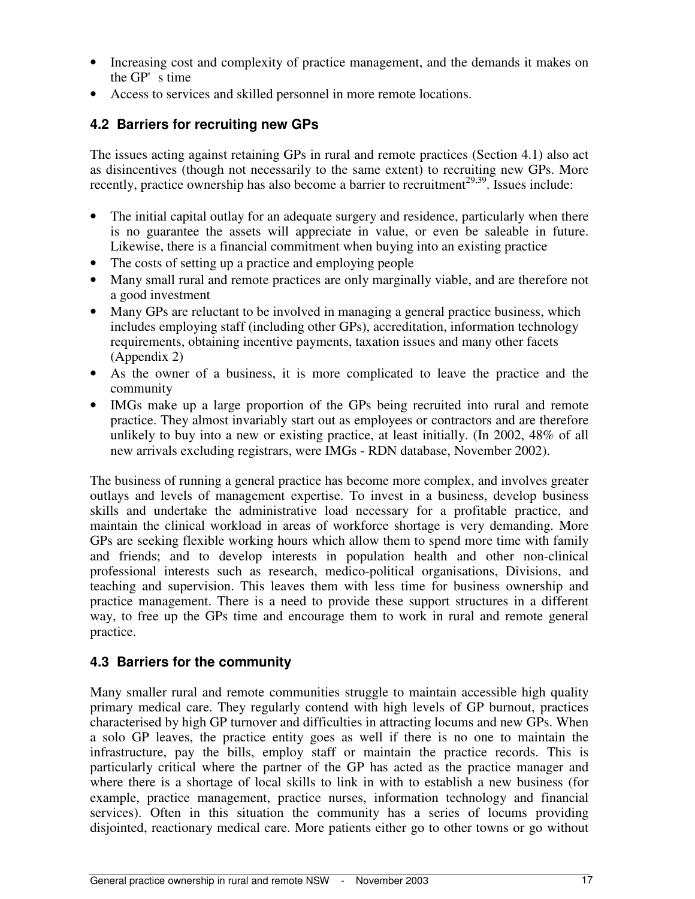- Increasing cost and complexity of practice management, and the demands it makes on the GP's time
- Access to services and skilled personnel in more remote locations.

## 4.2 Barriers for recruiting new GPs

The issues acting against retaining GPs in rural and remote practices (Section 4.1) also act as disincentives (though not necessarily to the same extent) to recruiting new GPs. More recently, practice ownership has also become a barrier to recruitment[29,39]. Issues include:

- The initial capital outlay for an adequate surgery and residence, particularly when there is no guarantee the assets will appreciate in value, or even be saleable in future. Likewise, there is a financial commitment when buying into an existing practice
- The costs of setting up a practice and employing people
- Many small rural and remote practices are only marginally viable, and are therefore not a good investment
- Many GPs are reluctant to be involved in managing a general practice business, which includes employing staff (including other GPs), accreditation, information technology requirements, obtaining incentive payments, taxation issues and many other facets (Appendix 2)
- As the owner of a business, it is more complicated to leave the practice and the community
- IMGs make up a large proportion of the GPs being recruited into rural and remote practice. They almost invariably start out as employees or contractors and are therefore unlikely to buy into a new or existing practice, at least initially. (In 2002, 48% of all new arrivals excluding registrars, were IMGs - RDN database, November 2002).

The business of running a general practice has become more complex, and involves greater outlays and levels of management expertise. To invest in a business, develop business skills and undertake the administrative load necessary for a profitable practice, and maintain the clinical workload in areas of workforce shortage is very demanding. More GPs are seeking flexible working hours which allow them to spend more time with family and friends; and to develop interests in population health and other non-clinical professional interests such as research, medico-political organisations, Divisions, and teaching and supervision. This leaves them with less time for business ownership and practice management. There is a need to provide these support structures in a different way, to free up the GPs time and encourage them to work in rural and remote general practice.

## 4.3 Barriers for the community

Many smaller rural and remote communities struggle to maintain accessible high quality primary medical care. They regularly contend with high levels of GP burnout, practices characterised by high GP turnover and difficulties in attracting locums and new GPs. When a solo GP leaves, the practice entity goes as well if there is no one to maintain the infrastructure, pay the bills, employ staff or maintain the practice records. This is particularly critical where the partner of the GP has acted as the practice manager and where there is a shortage of local skills to link in with to establish a new business (for example, practice management, practice nurses, information technology and financial services). Often in this situation the community has a series of locums providing disjointed, reactionary medical care. More patients either go to other towns or go without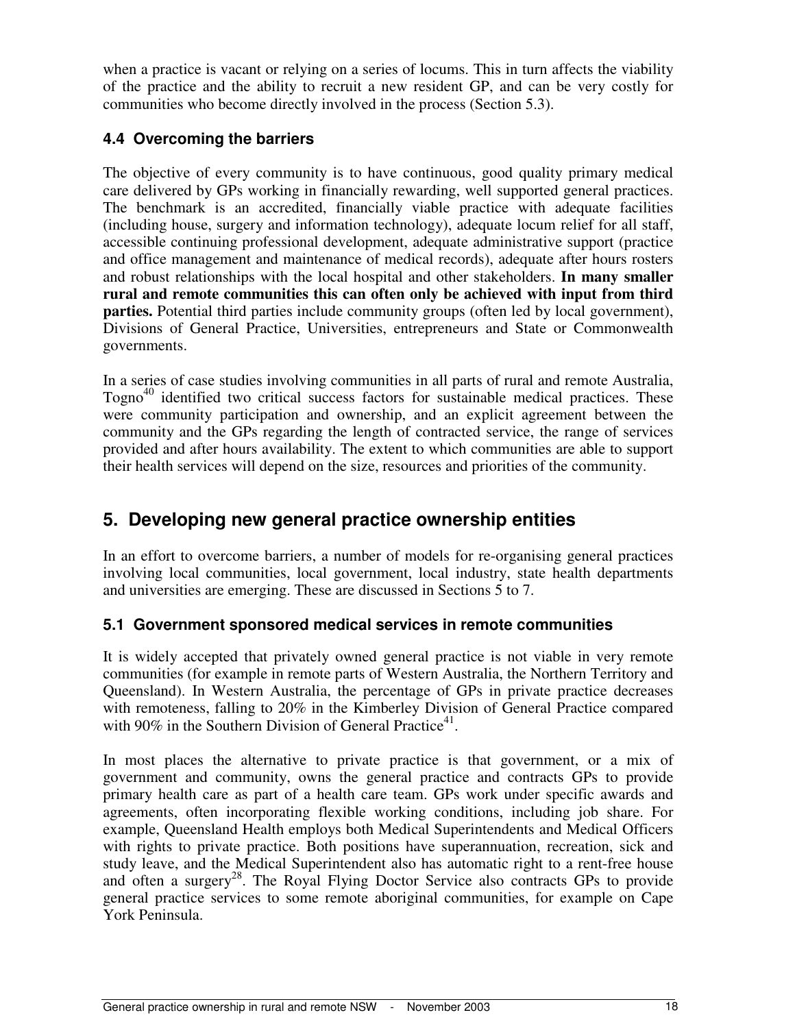when a practice is vacant or relying on a series of locums. This in turn affects the viability of the practice and the ability to recruit a new resident GP, and can be very costly for communities who become directly involved in the process (Section 5.3).

### 4.4 Overcoming the barriers

The objective of every community is to have continuous, good quality primary medical care delivered by GPs working in financially rewarding, well supported general practices. The benchmark is an accredited, financially viable practice with adequate facilities (including house, surgery and information technology), adequate locum relief for all staff, accessible continuing professional development, adequate administrative support (practice and office management and maintenance of medical records), adequate after hours rosters and robust relationships with the local hospital and other stakeholders. **In many smaller rural and remote communities this can often only be achieved with input from third parties.** Potential third parties include community groups (often led by local government), Divisions of General Practice, Universities, entrepreneurs and State or Commonwealth governments.

In a series of case studies involving communities in all parts of rural and remote Australia, Togno[40] identified two critical success factors for sustainable medical practices. These were community participation and ownership, and an explicit agreement between the community and the GPs regarding the length of contracted service, the range of services provided and after hours availability. The extent to which communities are able to support their health services will depend on the size, resources and priorities of the community.

## 5. Developing new general practice ownership entities

In an effort to overcome barriers, a number of models for re-organising general practices involving local communities, local government, local industry, state health departments and universities are emerging. These are discussed in Sections 5 to 7.

### 5.1 Government sponsored medical services in remote communities

It is widely accepted that privately owned general practice is not viable in very remote communities (for example in remote parts of Western Australia, the Northern Territory and Queensland). In Western Australia, the percentage of GPs in private practice decreases with remoteness, falling to 20% in the Kimberley Division of General Practice compared with 90% in the Southern Division of General Practice[41].

In most places the alternative to private practice is that government, or a mix of government and community, owns the general practice and contracts GPs to provide primary health care as part of a health care team. GPs work under specific awards and agreements, often incorporating flexible working conditions, including job share. For example, Queensland Health employs both Medical Superintendents and Medical Officers with rights to private practice. Both positions have superannuation, recreation, sick and study leave, and the Medical Superintendent also has automatic right to a rent-free house and often a surgery[28]. The Royal Flying Doctor Service also contracts GPs to provide general practice services to some remote aboriginal communities, for example on Cape York Peninsula.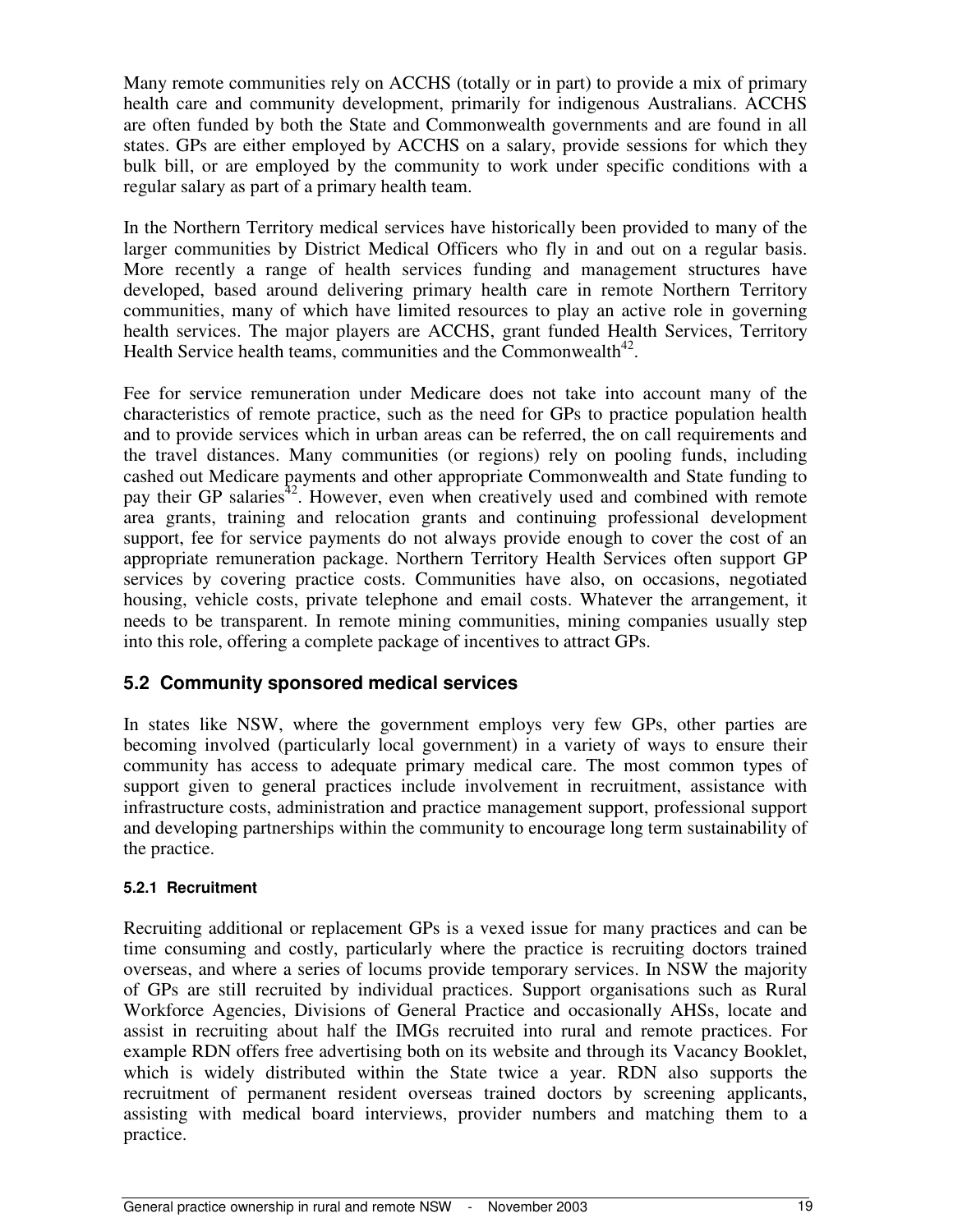Many remote communities rely on ACCHS (totally or in part) to provide a mix of primary health care and community development, primarily for indigenous Australians. ACCHS are often funded by both the State and Commonwealth governments and are found in all states. GPs are either employed by ACCHS on a salary, provide sessions for which they bulk bill, or are employed by the community to work under specific conditions with a regular salary as part of a primary health team.

In the Northern Territory medical services have historically been provided to many of the larger communities by District Medical Officers who fly in and out on a regular basis. More recently a range of health services funding and management structures have developed, based around delivering primary health care in remote Northern Territory communities, many of which have limited resources to play an active role in governing health services. The major players are ACCHS, grant funded Health Services, Territory Health Service health teams, communities and the Commonwealth[42].

Fee for service remuneration under Medicare does not take into account many of the characteristics of remote practice, such as the need for GPs to practice population health and to provide services which in urban areas can be referred, the on call requirements and the travel distances. Many communities (or regions) rely on pooling funds, including cashed out Medicare payments and other appropriate Commonwealth and State funding to pay their GP salaries[42]. However, even when creatively used and combined with remote area grants, training and relocation grants and continuing professional development support, fee for service payments do not always provide enough to cover the cost of an appropriate remuneration package. Northern Territory Health Services often support GP services by covering practice costs. Communities have also, on occasions, negotiated housing, vehicle costs, private telephone and email costs. Whatever the arrangement, it needs to be transparent. In remote mining communities, mining companies usually step into this role, offering a complete package of incentives to attract GPs.

## 5.2 Community sponsored medical services

In states like NSW, where the government employs very few GPs, other parties are becoming involved (particularly local government) in a variety of ways to ensure their community has access to adequate primary medical care. The most common types of support given to general practices include involvement in recruitment, assistance with infrastructure costs, administration and practice management support, professional support and developing partnerships within the community to encourage long term sustainability of the practice.

### 5.2.1 Recruitment

Recruiting additional or replacement GPs is a vexed issue for many practices and can be time consuming and costly, particularly where the practice is recruiting doctors trained overseas, and where a series of locums provide temporary services. In NSW the majority of GPs are still recruited by individual practices. Support organisations such as Rural Workforce Agencies, Divisions of General Practice and occasionally AHSs, locate and assist in recruiting about half the IMGs recruited into rural and remote practices. For example RDN offers free advertising both on its website and through its Vacancy Booklet, which is widely distributed within the State twice a year. RDN also supports the recruitment of permanent resident overseas trained doctors by screening applicants, assisting with medical board interviews, provider numbers and matching them to a practice.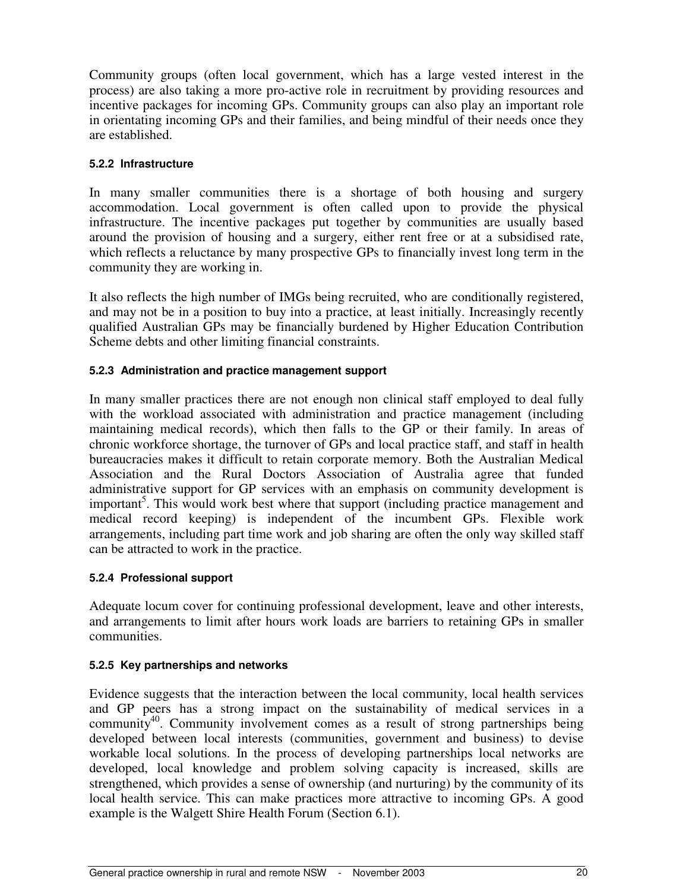Community groups (often local government, which has a large vested interest in the process) are also taking a more pro-active role in recruitment by providing resources and incentive packages for incoming GPs. Community groups can also play an important role in orientating incoming GPs and their families, and being mindful of their needs once they are established.

#### 5.2.2 Infrastructure

In many smaller communities there is a shortage of both housing and surgery accommodation. Local government is often called upon to provide the physical infrastructure. The incentive packages put together by communities are usually based around the provision of housing and a surgery, either rent free or at a subsidised rate, which reflects a reluctance by many prospective GPs to financially invest long term in the community they are working in.

It also reflects the high number of IMGs being recruited, who are conditionally registered, and may not be in a position to buy into a practice, at least initially. Increasingly recently qualified Australian GPs may be financially burdened by Higher Education Contribution Scheme debts and other limiting financial constraints.

#### 5.2.3 Administration and practice management support

In many smaller practices there are not enough non clinical staff employed to deal fully with the workload associated with administration and practice management (including maintaining medical records), which then falls to the GP or their family. In areas of chronic workforce shortage, the turnover of GPs and local practice staff, and staff in health bureaucracies makes it difficult to retain corporate memory. Both the Australian Medical Association and the Rural Doctors Association of Australia agree that funded administrative support for GP services with an emphasis on community development is important[5]. This would work best where that support (including practice management and medical record keeping) is independent of the incumbent GPs. Flexible work arrangements, including part time work and job sharing are often the only way skilled staff can be attracted to work in the practice.

#### 5.2.4 Professional support

Adequate locum cover for continuing professional development, leave and other interests, and arrangements to limit after hours work loads are barriers to retaining GPs in smaller communities.

#### 5.2.5 Key partnerships and networks

Evidence suggests that the interaction between the local community, local health services and GP peers has a strong impact on the sustainability of medical services in a community[40]. Community involvement comes as a result of strong partnerships being developed between local interests (communities, government and business) to devise workable local solutions. In the process of developing partnerships local networks are developed, local knowledge and problem solving capacity is increased, skills are strengthened, which provides a sense of ownership (and nurturing) by the community of its local health service. This can make practices more attractive to incoming GPs. A good example is the Walgett Shire Health Forum (Section 6.1).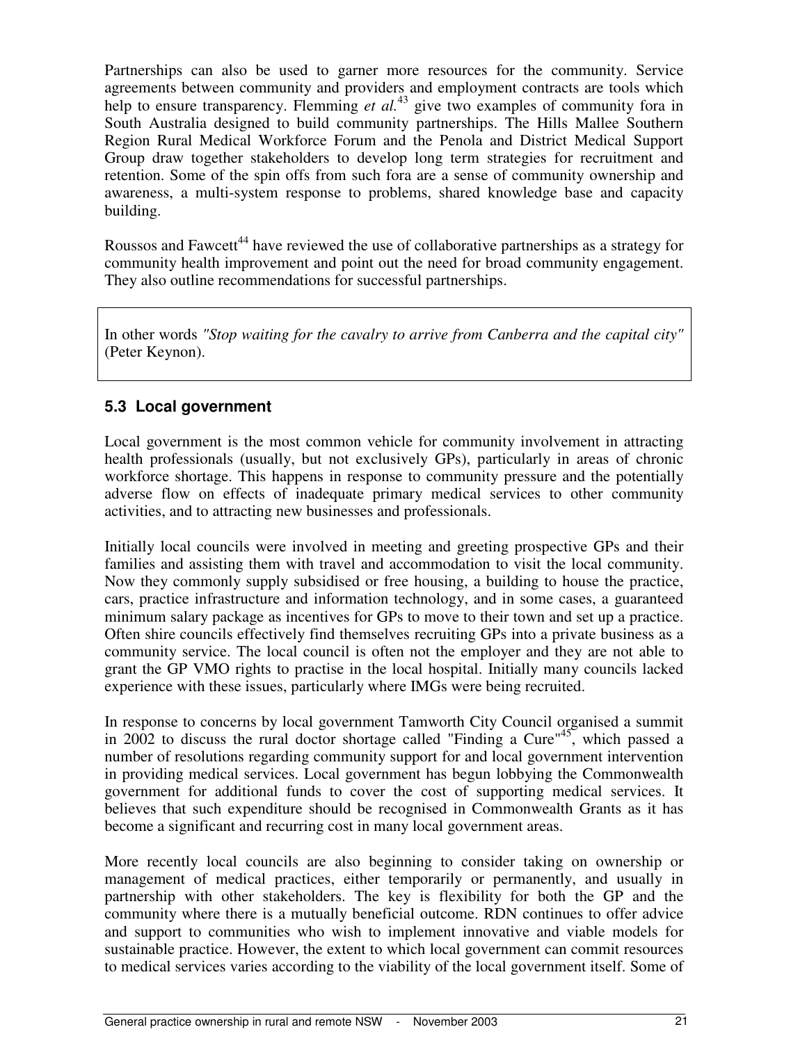Partnerships can also be used to garner more resources for the community. Service agreements between community and providers and employment contracts are tools which help to ensure transparency. Flemming *et al.*[43] give two examples of community fora in South Australia designed to build community partnerships. The Hills Mallee Southern Region Rural Medical Workforce Forum and the Penola and District Medical Support Group draw together stakeholders to develop long term strategies for recruitment and retention. Some of the spin offs from such fora are a sense of community ownership and awareness, a multi-system response to problems, shared knowledge base and capacity building.

Roussos and Fawcett[44] have reviewed the use of collaborative partnerships as a strategy for community health improvement and point out the need for broad community engagement. They also outline recommendations for successful partnerships.

> In other words *"Stop waiting for the cavalry to arrive from Canberra and the capital city"* (Peter Keynon).

### 5.3 Local government

Local government is the most common vehicle for community involvement in attracting health professionals (usually, but not exclusively GPs), particularly in areas of chronic workforce shortage. This happens in response to community pressure and the potentially adverse flow on effects of inadequate primary medical services to other community activities, and to attracting new businesses and professionals.

Initially local councils were involved in meeting and greeting prospective GPs and their families and assisting them with travel and accommodation to visit the local community. Now they commonly supply subsidised or free housing, a building to house the practice, cars, practice infrastructure and information technology, and in some cases, a guaranteed minimum salary package as incentives for GPs to move to their town and set up a practice. Often shire councils effectively find themselves recruiting GPs into a private business as a community service. The local council is often not the employer and they are not able to grant the GP VMO rights to practise in the local hospital. Initially many councils lacked experience with these issues, particularly where IMGs were being recruited.

In response to concerns by local government Tamworth City Council organised a summit in 2002 to discuss the rural doctor shortage called "Finding a Cure"[45], which passed a number of resolutions regarding community support for and local government intervention in providing medical services. Local government has begun lobbying the Commonwealth government for additional funds to cover the cost of supporting medical services. It believes that such expenditure should be recognised in Commonwealth Grants as it has become a significant and recurring cost in many local government areas.

More recently local councils are also beginning to consider taking on ownership or management of medical practices, either temporarily or permanently, and usually in partnership with other stakeholders. The key is flexibility for both the GP and the community where there is a mutually beneficial outcome. RDN continues to offer advice and support to communities who wish to implement innovative and viable models for sustainable practice. However, the extent to which local government can commit resources to medical services varies according to the viability of the local government itself. Some of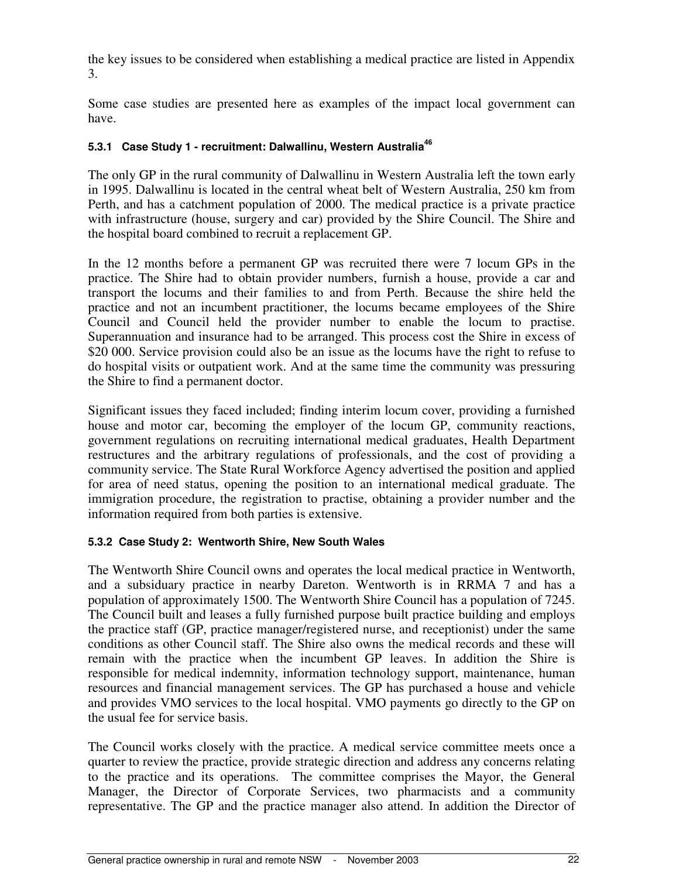the key issues to be considered when establishing a medical practice are listed in Appendix 3.

Some case studies are presented here as examples of the impact local government can have.

#### 5.3.1 Case Study 1 - recruitment: Dalwallinu, Western Australia[46]

The only GP in the rural community of Dalwallinu in Western Australia left the town early in 1995. Dalwallinu is located in the central wheat belt of Western Australia, 250 km from Perth, and has a catchment population of 2000. The medical practice is a private practice with infrastructure (house, surgery and car) provided by the Shire Council. The Shire and the hospital board combined to recruit a replacement GP.

In the 12 months before a permanent GP was recruited there were 7 locum GPs in the practice. The Shire had to obtain provider numbers, furnish a house, provide a car and transport the locums and their families to and from Perth. Because the shire held the practice and not an incumbent practitioner, the locums became employees of the Shire Council and Council held the provider number to enable the locum to practise. Superannuation and insurance had to be arranged. This process cost the Shire in excess of $20 000. Service provision could also be an issue as the locums have the right to refuse to do hospital visits or outpatient work. And at the same time the community was pressuring the Shire to find a permanent doctor.

Significant issues they faced included; finding interim locum cover, providing a furnished house and motor car, becoming the employer of the locum GP, community reactions, government regulations on recruiting international medical graduates, Health Department restructures and the arbitrary regulations of professionals, and the cost of providing a community service. The State Rural Workforce Agency advertised the position and applied for area of need status, opening the position to an international medical graduate. The immigration procedure, the registration to practise, obtaining a provider number and the information required from both parties is extensive.

#### 5.3.2 Case Study 2: Wentworth Shire, New South Wales

The Wentworth Shire Council owns and operates the local medical practice in Wentworth, and a subsiduary practice in nearby Dareton. Wentworth is in RRMA 7 and has a population of approximately 1500. The Wentworth Shire Council has a population of 7245. The Council built and leases a fully furnished purpose built practice building and employs the practice staff (GP, practice manager/registered nurse, and receptionist) under the same conditions as other Council staff. The Shire also owns the medical records and these will remain with the practice when the incumbent GP leaves. In addition the Shire is responsible for medical indemnity, information technology support, maintenance, human resources and financial management services. The GP has purchased a house and vehicle and provides VMO services to the local hospital. VMO payments go directly to the GP on the usual fee for service basis.

The Council works closely with the practice. A medical service committee meets once a quarter to review the practice, provide strategic direction and address any concerns relating to the practice and its operations. The committee comprises the Mayor, the General Manager, the Director of Corporate Services, two pharmacists and a community representative. The GP and the practice manager also attend. In addition the Director of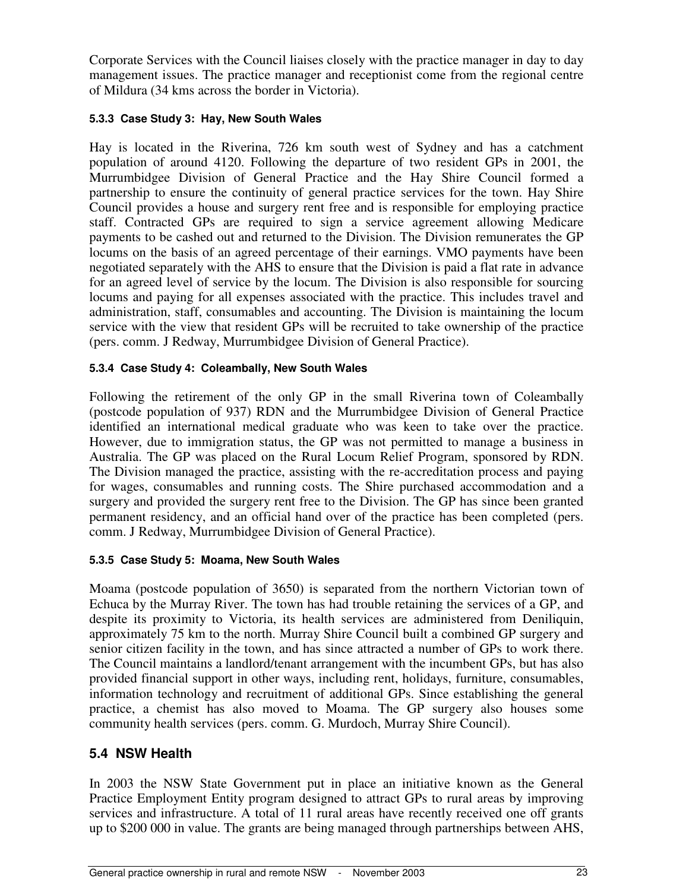Corporate Services with the Council liaises closely with the practice manager in day to day management issues. The practice manager and receptionist come from the regional centre of Mildura (34 kms across the border in Victoria).

#### 5.3.3 Case Study 3: Hay, New South Wales

Hay is located in the Riverina, 726 km south west of Sydney and has a catchment population of around 4120. Following the departure of two resident GPs in 2001, the Murrumbidgee Division of General Practice and the Hay Shire Council formed a partnership to ensure the continuity of general practice services for the town. Hay Shire Council provides a house and surgery rent free and is responsible for employing practice staff. Contracted GPs are required to sign a service agreement allowing Medicare payments to be cashed out and returned to the Division. The Division remunerates the GP locums on the basis of an agreed percentage of their earnings. VMO payments have been negotiated separately with the AHS to ensure that the Division is paid a flat rate in advance for an agreed level of service by the locum. The Division is also responsible for sourcing locums and paying for all expenses associated with the practice. This includes travel and administration, staff, consumables and accounting. The Division is maintaining the locum service with the view that resident GPs will be recruited to take ownership of the practice (pers. comm. J Redway, Murrumbidgee Division of General Practice).

#### 5.3.4 Case Study 4: Coleambally, New South Wales

Following the retirement of the only GP in the small Riverina town of Coleambally (postcode population of 937) RDN and the Murrumbidgee Division of General Practice identified an international medical graduate who was keen to take over the practice. However, due to immigration status, the GP was not permitted to manage a business in Australia. The GP was placed on the Rural Locum Relief Program, sponsored by RDN. The Division managed the practice, assisting with the re-accreditation process and paying for wages, consumables and running costs. The Shire purchased accommodation and a surgery and provided the surgery rent free to the Division. The GP has since been granted permanent residency, and an official hand over of the practice has been completed (pers. comm. J Redway, Murrumbidgee Division of General Practice).

#### 5.3.5 Case Study 5: Moama, New South Wales

Moama (postcode population of 3650) is separated from the northern Victorian town of Echuca by the Murray River. The town has had trouble retaining the services of a GP, and despite its proximity to Victoria, its health services are administered from Deniliquin, approximately 75 km to the north. Murray Shire Council built a combined GP surgery and senior citizen facility in the town, and has since attracted a number of GPs to work there. The Council maintains a landlord/tenant arrangement with the incumbent GPs, but has also provided financial support in other ways, including rent, holidays, furniture, consumables, information technology and recruitment of additional GPs. Since establishing the general practice, a chemist has also moved to Moama. The GP surgery also houses some community health services (pers. comm. G. Murdoch, Murray Shire Council).

### 5.4 NSW Health

In 2003 the NSW State Government put in place an initiative known as the General Practice Employment Entity program designed to attract GPs to rural areas by improving services and infrastructure. A total of 11 rural areas have recently received one off grants up to $200 000 in value. The grants are being managed through partnerships between AHS,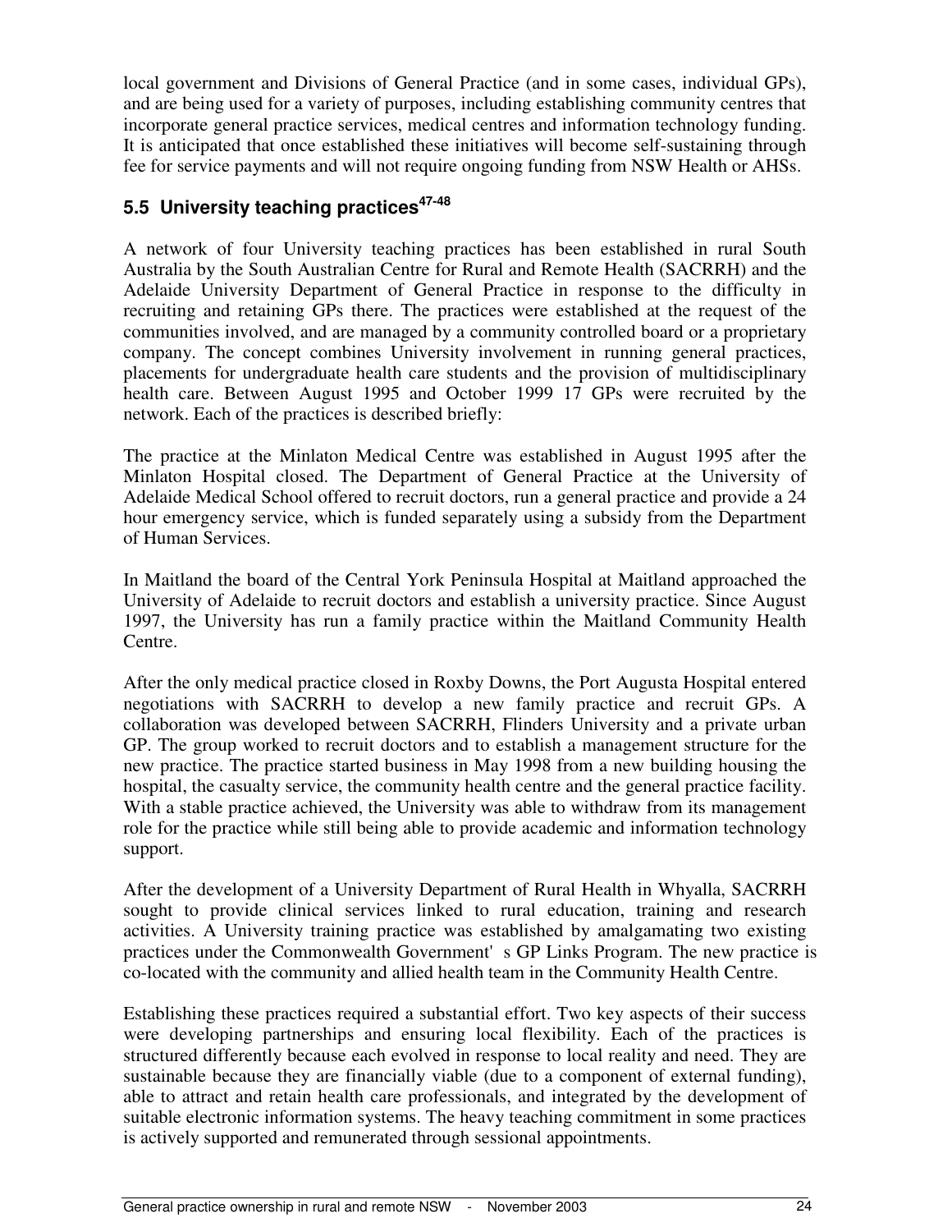local government and Divisions of General Practice (and in some cases, individual GPs), and are being used for a variety of purposes, including establishing community centres that incorporate general practice services, medical centres and information technology funding. It is anticipated that once established these initiatives will become self-sustaining through fee for service payments and will not require ongoing funding from NSW Health or AHSs.

## 5.5 University teaching practices[47-48]

A network of four University teaching practices has been established in rural South Australia by the South Australian Centre for Rural and Remote Health (SACRRH) and the Adelaide University Department of General Practice in response to the difficulty in recruiting and retaining GPs there. The practices were established at the request of the communities involved, and are managed by a community controlled board or a proprietary company. The concept combines University involvement in running general practices, placements for undergraduate health care students and the provision of multidisciplinary health care. Between August 1995 and October 1999 17 GPs were recruited by the network. Each of the practices is described briefly:

The practice at the Minlaton Medical Centre was established in August 1995 after the Minlaton Hospital closed. The Department of General Practice at the University of Adelaide Medical School offered to recruit doctors, run a general practice and provide a 24 hour emergency service, which is funded separately using a subsidy from the Department of Human Services.

In Maitland the board of the Central York Peninsula Hospital at Maitland approached the University of Adelaide to recruit doctors and establish a university practice. Since August 1997, the University has run a family practice within the Maitland Community Health Centre.

After the only medical practice closed in Roxby Downs, the Port Augusta Hospital entered negotiations with SACRRH to develop a new family practice and recruit GPs. A collaboration was developed between SACRRH, Flinders University and a private urban GP. The group worked to recruit doctors and to establish a management structure for the new practice. The practice started business in May 1998 from a new building housing the hospital, the casualty service, the community health centre and the general practice facility. With a stable practice achieved, the University was able to withdraw from its management role for the practice while still being able to provide academic and information technology support.

After the development of a University Department of Rural Health in Whyalla, SACRRH sought to provide clinical services linked to rural education, training and research activities. A University training practice was established by amalgamating two existing practices under the Commonwealth Government's GP Links Program. The new practice is co-located with the community and allied health team in the Community Health Centre.

Establishing these practices required a substantial effort. Two key aspects of their success were developing partnerships and ensuring local flexibility. Each of the practices is structured differently because each evolved in response to local reality and need. They are sustainable because they are financially viable (due to a component of external funding), able to attract and retain health care professionals, and integrated by the development of suitable electronic information systems. The heavy teaching commitment in some practices is actively supported and remunerated through sessional appointments.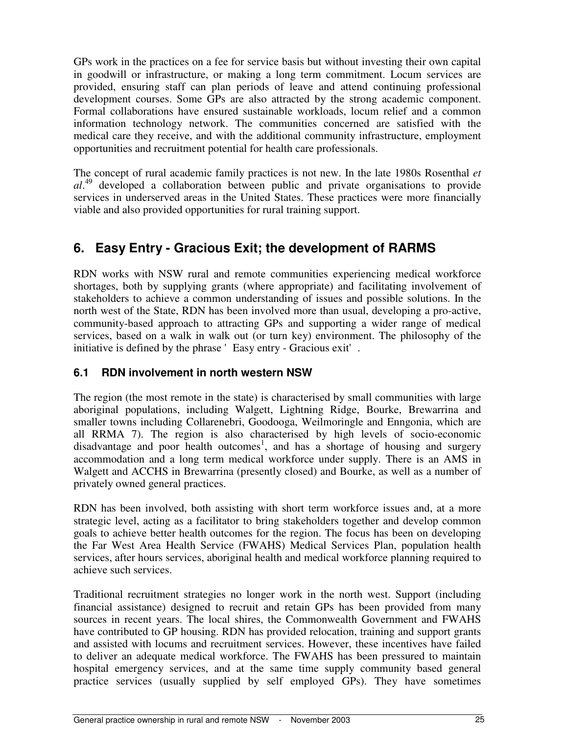GPs work in the practices on a fee for service basis but without investing their own capital in goodwill or infrastructure, or making a long term commitment. Locum services are provided, ensuring staff can plan periods of leave and attend continuing professional development courses. Some GPs are also attracted by the strong academic component. Formal collaborations have ensured sustainable workloads, locum relief and a common information technology network. The communities concerned are satisfied with the medical care they receive, and with the additional community infrastructure, employment opportunities and recruitment potential for health care professionals.

The concept of rural academic family practices is not new. In the late 1980s Rosenthal *et al*.[49] developed a collaboration between public and private organisations to provide services in underserved areas in the United States. These practices were more financially viable and also provided opportunities for rural training support.

## 6. Easy Entry - Gracious Exit; the development of RARMS

RDN works with NSW rural and remote communities experiencing medical workforce shortages, both by supplying grants (where appropriate) and facilitating involvement of stakeholders to achieve a common understanding of issues and possible solutions. In the north west of the State, RDN has been involved more than usual, developing a pro-active, community-based approach to attracting GPs and supporting a wider range of medical services, based on a walk in walk out (or turn key) environment. The philosophy of the initiative is defined by the phrase 'Easy entry - Gracious exit'.

### 6.1 RDN involvement in north western NSW

The region (the most remote in the state) is characterised by small communities with large aboriginal populations, including Walgett, Lightning Ridge, Bourke, Brewarrina and smaller towns including Collarenebri, Goodooga, Weilmoringle and Enngonia, which are all RRMA 7). The region is also characterised by high levels of socio-economic disadvantage and poor health outcomes[1], and has a shortage of housing and surgery accommodation and a long term medical workforce under supply. There is an AMS in Walgett and ACCHS in Brewarrina (presently closed) and Bourke, as well as a number of privately owned general practices.

RDN has been involved, both assisting with short term workforce issues and, at a more strategic level, acting as a facilitator to bring stakeholders together and develop common goals to achieve better health outcomes for the region. The focus has been on developing the Far West Area Health Service (FWAHS) Medical Services Plan, population health services, after hours services, aboriginal health and medical workforce planning required to achieve such services.

Traditional recruitment strategies no longer work in the north west. Support (including financial assistance) designed to recruit and retain GPs has been provided from many sources in recent years. The local shires, the Commonwealth Government and FWAHS have contributed to GP housing. RDN has provided relocation, training and support grants and assisted with locums and recruitment services. However, these incentives have failed to deliver an adequate medical workforce. The FWAHS has been pressured to maintain hospital emergency services, and at the same time supply community based general practice services (usually supplied by self employed GPs). They have sometimes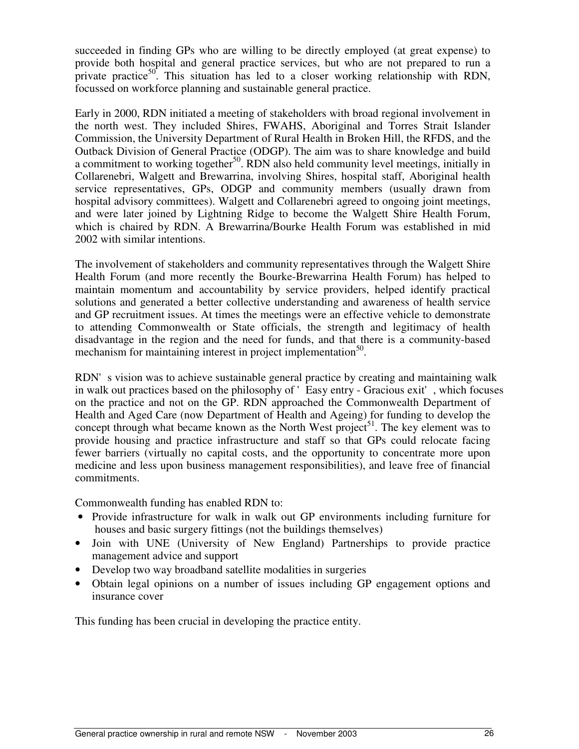succeeded in finding GPs who are willing to be directly employed (at great expense) to provide both hospital and general practice services, but who are not prepared to run a private practice[50]. This situation has led to a closer working relationship with RDN, focussed on workforce planning and sustainable general practice.

Early in 2000, RDN initiated a meeting of stakeholders with broad regional involvement in the north west. They included Shires, FWAHS, Aboriginal and Torres Strait Islander Commission, the University Department of Rural Health in Broken Hill, the RFDS, and the Outback Division of General Practice (ODGP). The aim was to share knowledge and build a commitment to working together[50]. RDN also held community level meetings, initially in Collarenebri, Walgett and Brewarrina, involving Shires, hospital staff, Aboriginal health service representatives, GPs, ODGP and community members (usually drawn from hospital advisory committees). Walgett and Collarenebri agreed to ongoing joint meetings, and were later joined by Lightning Ridge to become the Walgett Shire Health Forum, which is chaired by RDN. A Brewarrina/Bourke Health Forum was established in mid 2002 with similar intentions.

The involvement of stakeholders and community representatives through the Walgett Shire Health Forum (and more recently the Bourke-Brewarrina Health Forum) has helped to maintain momentum and accountability by service providers, helped identify practical solutions and generated a better collective understanding and awareness of health service and GP recruitment issues. At times the meetings were an effective vehicle to demonstrate to attending Commonwealth or State officials, the strength and legitimacy of health disadvantage in the region and the need for funds, and that there is a community-based mechanism for maintaining interest in project implementation[50].

RDN's vision was to achieve sustainable general practice by creating and maintaining walk in walk out practices based on the philosophy of 'Easy entry - Gracious exit', which focuses on the practice and not on the GP. RDN approached the Commonwealth Department of Health and Aged Care (now Department of Health and Ageing) for funding to develop the concept through what became known as the North West project[51]. The key element was to provide housing and practice infrastructure and staff so that GPs could relocate facing fewer barriers (virtually no capital costs, and the opportunity to concentrate more upon medicine and less upon business management responsibilities), and leave free of financial commitments.

Commonwealth funding has enabled RDN to:

- Provide infrastructure for walk in walk out GP environments including furniture for houses and basic surgery fittings (not the buildings themselves)
- Join with UNE (University of New England) Partnerships to provide practice management advice and support
- Develop two way broadband satellite modalities in surgeries
- Obtain legal opinions on a number of issues including GP engagement options and insurance cover

This funding has been crucial in developing the practice entity.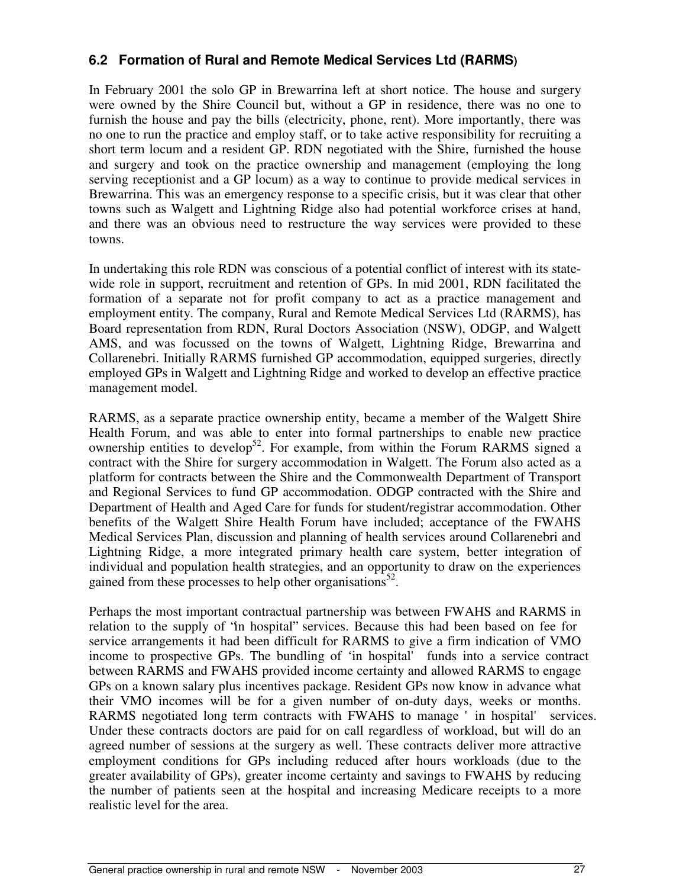## 6.2 Formation of Rural and Remote Medical Services Ltd (RARMS)

In February 2001 the solo GP in Brewarrina left at short notice. The house and surgery were owned by the Shire Council but, without a GP in residence, there was no one to furnish the house and pay the bills (electricity, phone, rent). More importantly, there was no one to run the practice and employ staff, or to take active responsibility for recruiting a short term locum and a resident GP. RDN negotiated with the Shire, furnished the house and surgery and took on the practice ownership and management (employing the long serving receptionist and a GP locum) as a way to continue to provide medical services in Brewarrina. This was an emergency response to a specific crisis, but it was clear that other towns such as Walgett and Lightning Ridge also had potential workforce crises at hand, and there was an obvious need to restructure the way services were provided to these towns.

In undertaking this role RDN was conscious of a potential conflict of interest with its state-wide role in support, recruitment and retention of GPs. In mid 2001, RDN facilitated the formation of a separate not for profit company to act as a practice management and employment entity. The company, Rural and Remote Medical Services Ltd (RARMS), has Board representation from RDN, Rural Doctors Association (NSW), ODGP, and Walgett AMS, and was focussed on the towns of Walgett, Lightning Ridge, Brewarrina and Collarenebri. Initially RARMS furnished GP accommodation, equipped surgeries, directly employed GPs in Walgett and Lightning Ridge and worked to develop an effective practice management model.

RARMS, as a separate practice ownership entity, became a member of the Walgett Shire Health Forum, and was able to enter into formal partnerships to enable new practice ownership entities to develop[52]. For example, from within the Forum RARMS signed a contract with the Shire for surgery accommodation in Walgett. The Forum also acted as a platform for contracts between the Shire and the Commonwealth Department of Transport and Regional Services to fund GP accommodation. ODGP contracted with the Shire and Department of Health and Aged Care for funds for student/registrar accommodation. Other benefits of the Walgett Shire Health Forum have included; acceptance of the FWAHS Medical Services Plan, discussion and planning of health services around Collarenebri and Lightning Ridge, a more integrated primary health care system, better integration of individual and population health strategies, and an opportunity to draw on the experiences gained from these processes to help other organisations[52].

Perhaps the most important contractual partnership was between FWAHS and RARMS in relation to the supply of "in hospital" services. Because this had been based on fee for service arrangements it had been difficult for RARMS to give a firm indication of VMO income to prospective GPs. The bundling of 'in hospital' funds into a service contract between RARMS and FWAHS provided income certainty and allowed RARMS to engage GPs on a known salary plus incentives package. Resident GPs now know in advance what their VMO incomes will be for a given number of on-duty days, weeks or months. RARMS negotiated long term contracts with FWAHS to manage ' in hospital' services. Under these contracts doctors are paid for on call regardless of workload, but will do an agreed number of sessions at the surgery as well. These contracts deliver more attractive employment conditions for GPs including reduced after hours workloads (due to the greater availability of GPs), greater income certainty and savings to FWAHS by reducing the number of patients seen at the hospital and increasing Medicare receipts to a more realistic level for the area.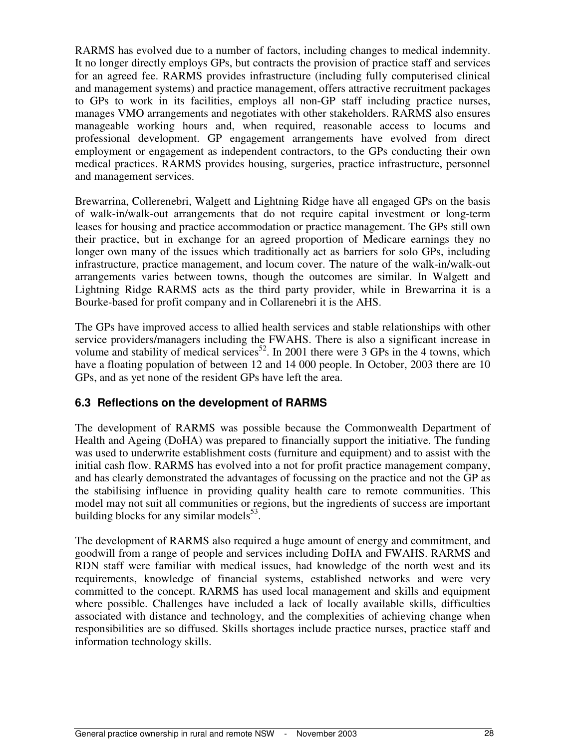RARMS has evolved due to a number of factors, including changes to medical indemnity. It no longer directly employs GPs, but contracts the provision of practice staff and services for an agreed fee. RARMS provides infrastructure (including fully computerised clinical and management systems) and practice management, offers attractive recruitment packages to GPs to work in its facilities, employs all non-GP staff including practice nurses, manages VMO arrangements and negotiates with other stakeholders. RARMS also ensures manageable working hours and, when required, reasonable access to locums and professional development. GP engagement arrangements have evolved from direct employment or engagement as independent contractors, to the GPs conducting their own medical practices. RARMS provides housing, surgeries, practice infrastructure, personnel and management services.

Brewarrina, Collerenebri, Walgett and Lightning Ridge have all engaged GPs on the basis of walk-in/walk-out arrangements that do not require capital investment or long-term leases for housing and practice accommodation or practice management. The GPs still own their practice, but in exchange for an agreed proportion of Medicare earnings they no longer own many of the issues which traditionally act as barriers for solo GPs, including infrastructure, practice management, and locum cover. The nature of the walk-in/walk-out arrangements varies between towns, though the outcomes are similar. In Walgett and Lightning Ridge RARMS acts as the third party provider, while in Brewarrina it is a Bourke-based for profit company and in Collarenebri it is the AHS.

The GPs have improved access to allied health services and stable relationships with other service providers/managers including the FWAHS. There is also a significant increase in volume and stability of medical services[52]. In 2001 there were 3 GPs in the 4 towns, which have a floating population of between 12 and 14 000 people. In October, 2003 there are 10 GPs, and as yet none of the resident GPs have left the area.

### 6.3 Reflections on the development of RARMS

The development of RARMS was possible because the Commonwealth Department of Health and Ageing (DoHA) was prepared to financially support the initiative. The funding was used to underwrite establishment costs (furniture and equipment) and to assist with the initial cash flow. RARMS has evolved into a not for profit practice management company, and has clearly demonstrated the advantages of focussing on the practice and not the GP as the stabilising influence in providing quality health care to remote communities. This model may not suit all communities or regions, but the ingredients of success are important building blocks for any similar models[53].

The development of RARMS also required a huge amount of energy and commitment, and goodwill from a range of people and services including DoHA and FWAHS. RARMS and RDN staff were familiar with medical issues, had knowledge of the north west and its requirements, knowledge of financial systems, established networks and were very committed to the concept. RARMS has used local management and skills and equipment where possible. Challenges have included a lack of locally available skills, difficulties associated with distance and technology, and the complexities of achieving change when responsibilities are so diffused. Skills shortages include practice nurses, practice staff and information technology skills.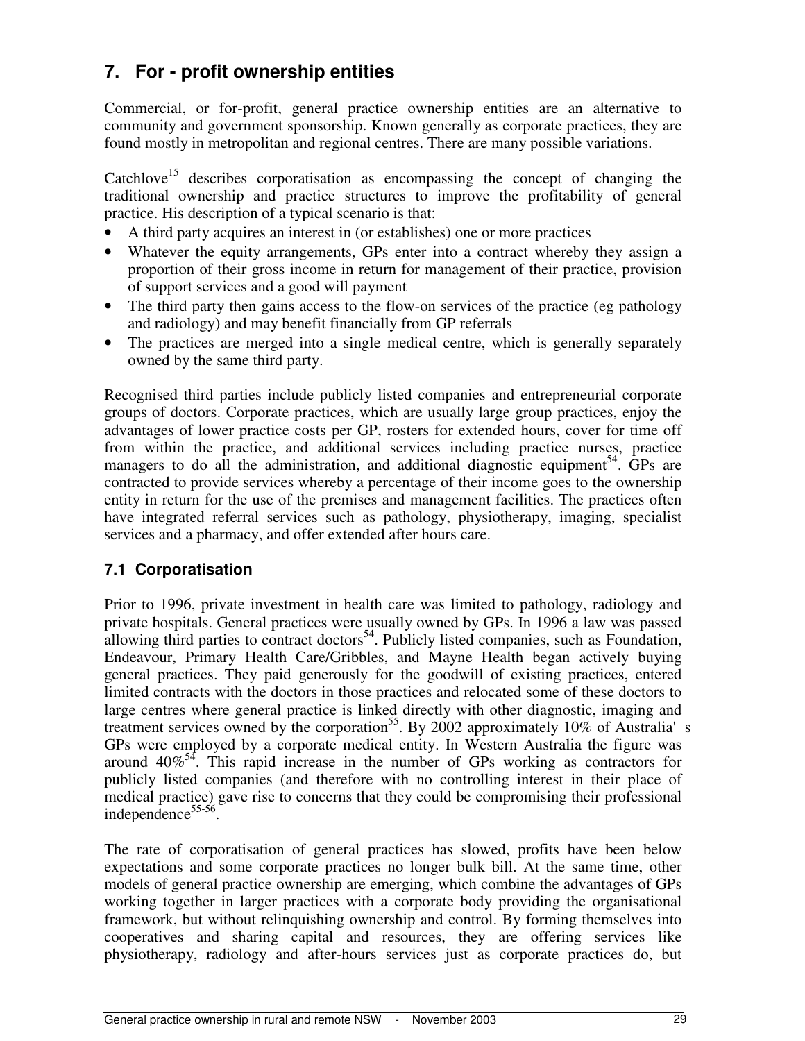## 7. For - profit ownership entities

Commercial, or for-profit, general practice ownership entities are an alternative to community and government sponsorship. Known generally as corporate practices, they are found mostly in metropolitan and regional centres. There are many possible variations.

Catchlove[15] describes corporatisation as encompassing the concept of changing the traditional ownership and practice structures to improve the profitability of general practice. His description of a typical scenario is that:

- A third party acquires an interest in (or establishes) one or more practices
- Whatever the equity arrangements, GPs enter into a contract whereby they assign a proportion of their gross income in return for management of their practice, provision of support services and a good will payment
- The third party then gains access to the flow-on services of the practice (eg pathology and radiology) and may benefit financially from GP referrals
- The practices are merged into a single medical centre, which is generally separately owned by the same third party.

Recognised third parties include publicly listed companies and entrepreneurial corporate groups of doctors. Corporate practices, which are usually large group practices, enjoy the advantages of lower practice costs per GP, rosters for extended hours, cover for time off from within the practice, and additional services including practice nurses, practice managers to do all the administration, and additional diagnostic equipment[54]. GPs are contracted to provide services whereby a percentage of their income goes to the ownership entity in return for the use of the premises and management facilities. The practices often have integrated referral services such as pathology, physiotherapy, imaging, specialist services and a pharmacy, and offer extended after hours care.

### 7.1 Corporatisation

Prior to 1996, private investment in health care was limited to pathology, radiology and private hospitals. General practices were usually owned by GPs. In 1996 a law was passed allowing third parties to contract doctors[54]. Publicly listed companies, such as Foundation, Endeavour, Primary Health Care/Gribbles, and Mayne Health began actively buying general practices. They paid generously for the goodwill of existing practices, entered limited contracts with the doctors in those practices and relocated some of these doctors to large centres where general practice is linked directly with other diagnostic, imaging and treatment services owned by the corporation[55]. By 2002 approximately 10% of Australia's GPs were employed by a corporate medical entity. In Western Australia the figure was around 40%[54]. This rapid increase in the number of GPs working as contractors for publicly listed companies (and therefore with no controlling interest in their place of medical practice) gave rise to concerns that they could be compromising their professional independence[55-56].

The rate of corporatisation of general practices has slowed, profits have been below expectations and some corporate practices no longer bulk bill. At the same time, other models of general practice ownership are emerging, which combine the advantages of GPs working together in larger practices with a corporate body providing the organisational framework, but without relinquishing ownership and control. By forming themselves into cooperatives and sharing capital and resources, they are offering services like physiotherapy, radiology and after-hours services just as corporate practices do, but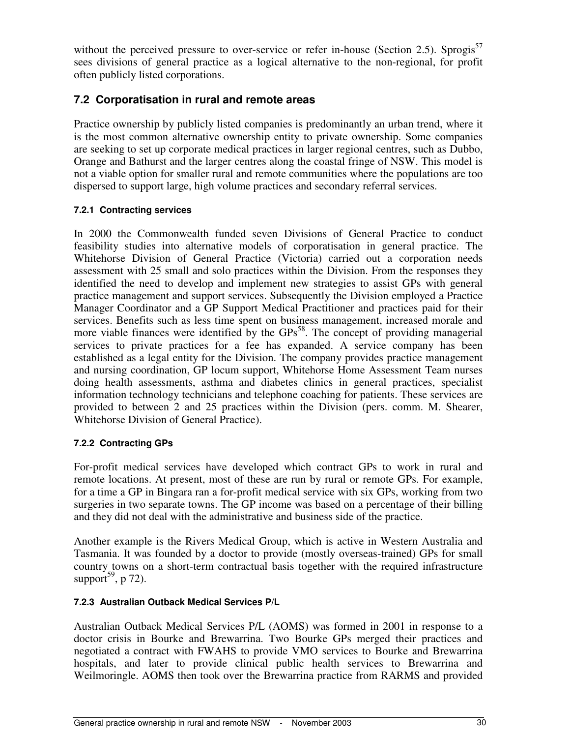without the perceived pressure to over-service or refer in-house (Section 2.5). Sprogis[57] sees divisions of general practice as a logical alternative to the non-regional, for profit often publicly listed corporations.

## 7.2 Corporatisation in rural and remote areas

Practice ownership by publicly listed companies is predominantly an urban trend, where it is the most common alternative ownership entity to private ownership. Some companies are seeking to set up corporate medical practices in larger regional centres, such as Dubbo, Orange and Bathurst and the larger centres along the coastal fringe of NSW. This model is not a viable option for smaller rural and remote communities where the populations are too dispersed to support large, high volume practices and secondary referral services.

### 7.2.1 Contracting services

In 2000 the Commonwealth funded seven Divisions of General Practice to conduct feasibility studies into alternative models of corporatisation in general practice. The Whitehorse Division of General Practice (Victoria) carried out a corporation needs assessment with 25 small and solo practices within the Division. From the responses they identified the need to develop and implement new strategies to assist GPs with general practice management and support services. Subsequently the Division employed a Practice Manager Coordinator and a GP Support Medical Practitioner and practices paid for their services. Benefits such as less time spent on business management, increased morale and more viable finances were identified by the GPs[58]. The concept of providing managerial services to private practices for a fee has expanded. A service company has been established as a legal entity for the Division. The company provides practice management and nursing coordination, GP locum support, Whitehorse Home Assessment Team nurses doing health assessments, asthma and diabetes clinics in general practices, specialist information technology technicians and telephone coaching for patients. These services are provided to between 2 and 25 practices within the Division (pers. comm. M. Shearer, Whitehorse Division of General Practice).

### 7.2.2 Contracting GPs

For-profit medical services have developed which contract GPs to work in rural and remote locations. At present, most of these are run by rural or remote GPs. For example, for a time a GP in Bingara ran a for-profit medical service with six GPs, working from two surgeries in two separate towns. The GP income was based on a percentage of their billing and they did not deal with the administrative and business side of the practice.

Another example is the Rivers Medical Group, which is active in Western Australia and Tasmania. It was founded by a doctor to provide (mostly overseas-trained) GPs for small country towns on a short-term contractual basis together with the required infrastructure support[59], p 72).

### 7.2.3 Australian Outback Medical Services P/L

Australian Outback Medical Services P/L (AOMS) was formed in 2001 in response to a doctor crisis in Bourke and Brewarrina. Two Bourke GPs merged their practices and negotiated a contract with FWAHS to provide VMO services to Bourke and Brewarrina hospitals, and later to provide clinical public health services to Brewarrina and Weilmoringle. AOMS then took over the Brewarrina practice from RARMS and provided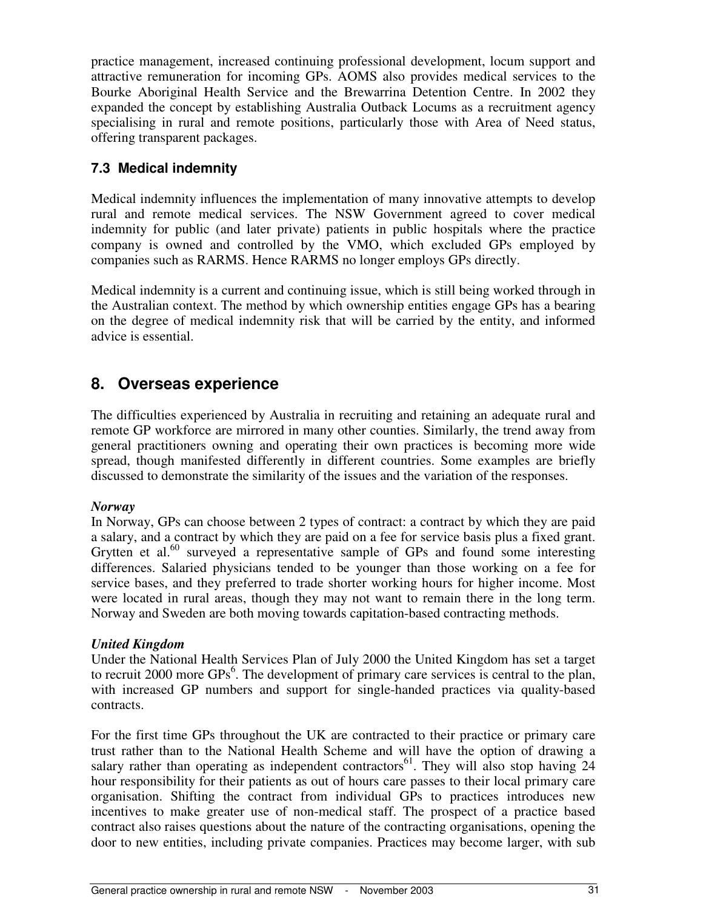practice management, increased continuing professional development, locum support and attractive remuneration for incoming GPs. AOMS also provides medical services to the Bourke Aboriginal Health Service and the Brewarrina Detention Centre. In 2002 they expanded the concept by establishing Australia Outback Locums as a recruitment agency specialising in rural and remote positions, particularly those with Area of Need status, offering transparent packages.

### 7.3 Medical indemnity

Medical indemnity influences the implementation of many innovative attempts to develop rural and remote medical services. The NSW Government agreed to cover medical indemnity for public (and later private) patients in public hospitals where the practice company is owned and controlled by the VMO, which excluded GPs employed by companies such as RARMS. Hence RARMS no longer employs GPs directly.

Medical indemnity is a current and continuing issue, which is still being worked through in the Australian context. The method by which ownership entities engage GPs has a bearing on the degree of medical indemnity risk that will be carried by the entity, and informed advice is essential.

## 8. Overseas experience

The difficulties experienced by Australia in recruiting and retaining an adequate rural and remote GP workforce are mirrored in many other counties. Similarly, the trend away from general practitioners owning and operating their own practices is becoming more wide spread, though manifested differently in different countries. Some examples are briefly discussed to demonstrate the similarity of the issues and the variation of the responses.

***Norway***

In Norway, GPs can choose between 2 types of contract: a contract by which they are paid a salary, and a contract by which they are paid on a fee for service basis plus a fixed grant. Grytten et al.[60] surveyed a representative sample of GPs and found some interesting differences. Salaried physicians tended to be younger than those working on a fee for service bases, and they preferred to trade shorter working hours for higher income. Most were located in rural areas, though they may not want to remain there in the long term. Norway and Sweden are both moving towards capitation-based contracting methods.

***United Kingdom***

Under the National Health Services Plan of July 2000 the United Kingdom has set a target to recruit 2000 more GPs[6]. The development of primary care services is central to the plan, with increased GP numbers and support for single-handed practices via quality-based contracts.

For the first time GPs throughout the UK are contracted to their practice or primary care trust rather than to the National Health Scheme and will have the option of drawing a salary rather than operating as independent contractors[61]. They will also stop having 24 hour responsibility for their patients as out of hours care passes to their local primary care organisation. Shifting the contract from individual GPs to practices introduces new incentives to make greater use of non-medical staff. The prospect of a practice based contract also raises questions about the nature of the contracting organisations, opening the door to new entities, including private companies. Practices may become larger, with sub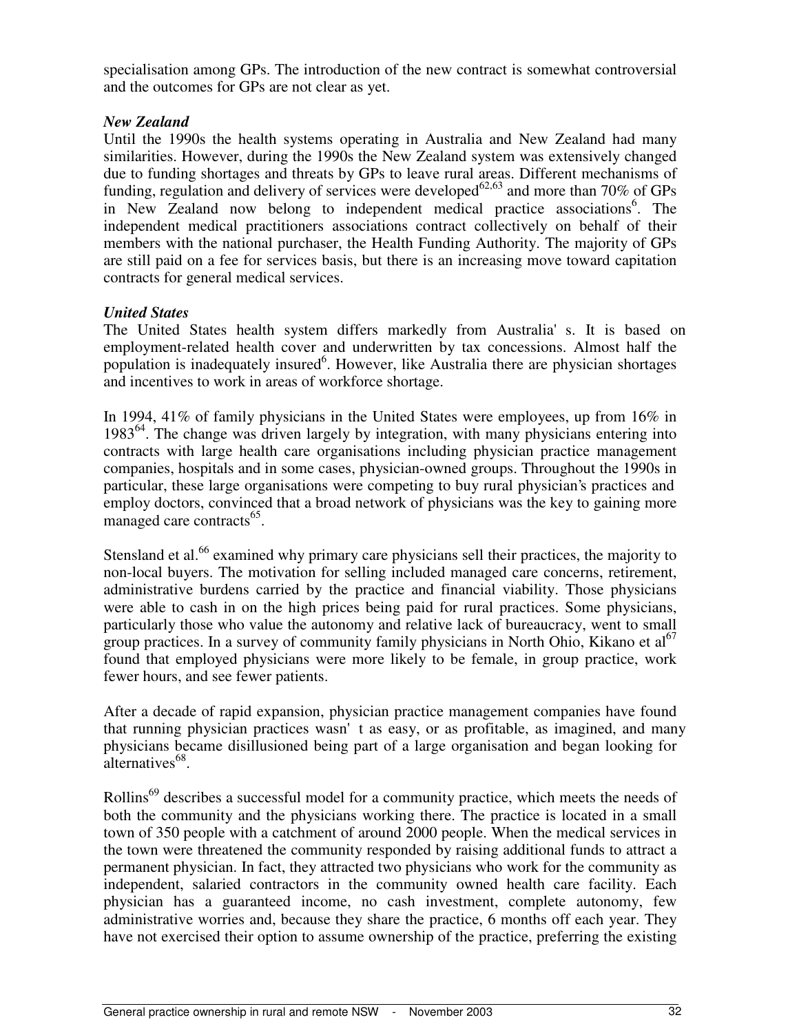specialisation among GPs. The introduction of the new contract is somewhat controversial and the outcomes for GPs are not clear as yet.

***New Zealand***

Until the 1990s the health systems operating in Australia and New Zealand had many similarities. However, during the 1990s the New Zealand system was extensively changed due to funding shortages and threats by GPs to leave rural areas. Different mechanisms of funding, regulation and delivery of services were developed[62,63] and more than 70% of GPs in New Zealand now belong to independent medical practice associations[6]. The independent medical practitioners associations contract collectively on behalf of their members with the national purchaser, the Health Funding Authority. The majority of GPs are still paid on a fee for services basis, but there is an increasing move toward capitation contracts for general medical services.

***United States***

The United States health system differs markedly from Australia' s. It is based on employment-related health cover and underwritten by tax concessions. Almost half the population is inadequately insured[6]. However, like Australia there are physician shortages and incentives to work in areas of workforce shortage.

In 1994, 41% of family physicians in the United States were employees, up from 16% in 1983[64]. The change was driven largely by integration, with many physicians entering into contracts with large health care organisations including physician practice management companies, hospitals and in some cases, physician-owned groups. Throughout the 1990s in particular, these large organisations were competing to buy rural physician's practices and employ doctors, convinced that a broad network of physicians was the key to gaining more managed care contracts[65].

Stensland et al.[66] examined why primary care physicians sell their practices, the majority to non-local buyers. The motivation for selling included managed care concerns, retirement, administrative burdens carried by the practice and financial viability. Those physicians were able to cash in on the high prices being paid for rural practices. Some physicians, particularly those who value the autonomy and relative lack of bureaucracy, went to small group practices. In a survey of community family physicians in North Ohio, Kikano et al[67] found that employed physicians were more likely to be female, in group practice, work fewer hours, and see fewer patients.

After a decade of rapid expansion, physician practice management companies have found that running physician practices wasn' t as easy, or as profitable, as imagined, and many physicians became disillusioned being part of a large organisation and began looking for alternatives[68].

Rollins[69] describes a successful model for a community practice, which meets the needs of both the community and the physicians working there. The practice is located in a small town of 350 people with a catchment of around 2000 people. When the medical services in the town were threatened the community responded by raising additional funds to attract a permanent physician. In fact, they attracted two physicians who work for the community as independent, salaried contractors in the community owned health care facility. Each physician has a guaranteed income, no cash investment, complete autonomy, few administrative worries and, because they share the practice, 6 months off each year. They have not exercised their option to assume ownership of the practice, preferring the existing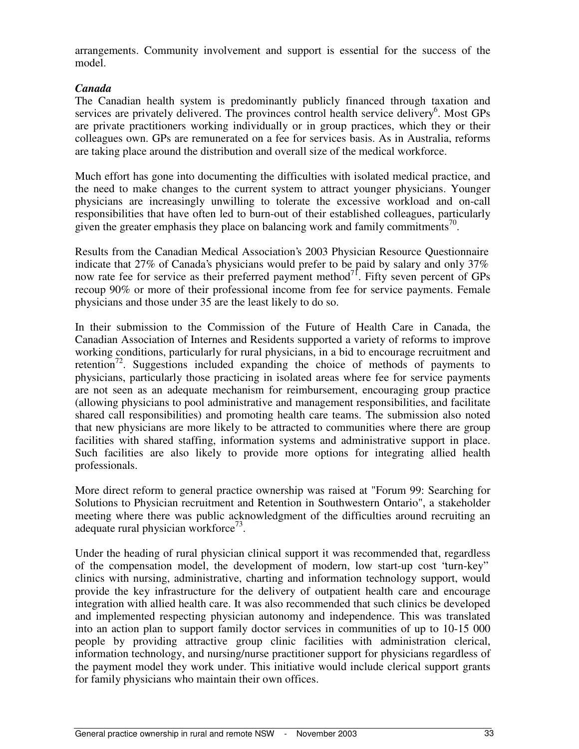arrangements. Community involvement and support is essential for the success of the model.

### *Canada*

The Canadian health system is predominantly publicly financed through taxation and services are privately delivered. The provinces control health service delivery[6]. Most GPs are private practitioners working individually or in group practices, which they or their colleagues own. GPs are remunerated on a fee for services basis. As in Australia, reforms are taking place around the distribution and overall size of the medical workforce.

Much effort has gone into documenting the difficulties with isolated medical practice, and the need to make changes to the current system to attract younger physicians. Younger physicians are increasingly unwilling to tolerate the excessive workload and on-call responsibilities that have often led to burn-out of their established colleagues, particularly given the greater emphasis they place on balancing work and family commitments[70].

Results from the Canadian Medical Association's 2003 Physician Resource Questionnaire indicate that 27% of Canada's physicians would prefer to be paid by salary and only 37% now rate fee for service as their preferred payment method[71]. Fifty seven percent of GPs recoup 90% or more of their professional income from fee for service payments. Female physicians and those under 35 are the least likely to do so.

In their submission to the Commission of the Future of Health Care in Canada, the Canadian Association of Internes and Residents supported a variety of reforms to improve working conditions, particularly for rural physicians, in a bid to encourage recruitment and retention[72]. Suggestions included expanding the choice of methods of payments to physicians, particularly those practicing in isolated areas where fee for service payments are not seen as an adequate mechanism for reimbursement, encouraging group practice (allowing physicians to pool administrative and management responsibilities, and facilitate shared call responsibilities) and promoting health care teams. The submission also noted that new physicians are more likely to be attracted to communities where there are group facilities with shared staffing, information systems and administrative support in place. Such facilities are also likely to provide more options for integrating allied health professionals.

More direct reform to general practice ownership was raised at "Forum 99: Searching for Solutions to Physician recruitment and Retention in Southwestern Ontario", a stakeholder meeting where there was public acknowledgment of the difficulties around recruiting an adequate rural physician workforce[73].

Under the heading of rural physician clinical support it was recommended that, regardless of the compensation model, the development of modern, low start-up cost "turn-key" clinics with nursing, administrative, charting and information technology support, would provide the key infrastructure for the delivery of outpatient health care and encourage integration with allied health care. It was also recommended that such clinics be developed and implemented respecting physician autonomy and independence. This was translated into an action plan to support family doctor services in communities of up to 10-15 000 people by providing attractive group clinic facilities with administration clerical, information technology, and nursing/nurse practitioner support for physicians regardless of the payment model they work under. This initiative would include clerical support grants for family physicians who maintain their own offices.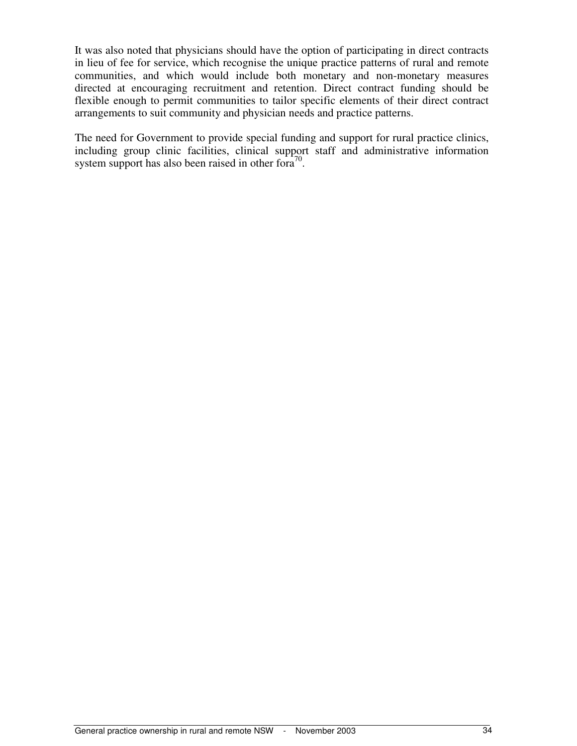It was also noted that physicians should have the option of participating in direct contracts in lieu of fee for service, which recognise the unique practice patterns of rural and remote communities, and which would include both monetary and non-monetary measures directed at encouraging recruitment and retention. Direct contract funding should be flexible enough to permit communities to tailor specific elements of their direct contract arrangements to suit community and physician needs and practice patterns.

The need for Government to provide special funding and support for rural practice clinics, including group clinic facilities, clinical support staff and administrative information system support has also been raised in other fora[70].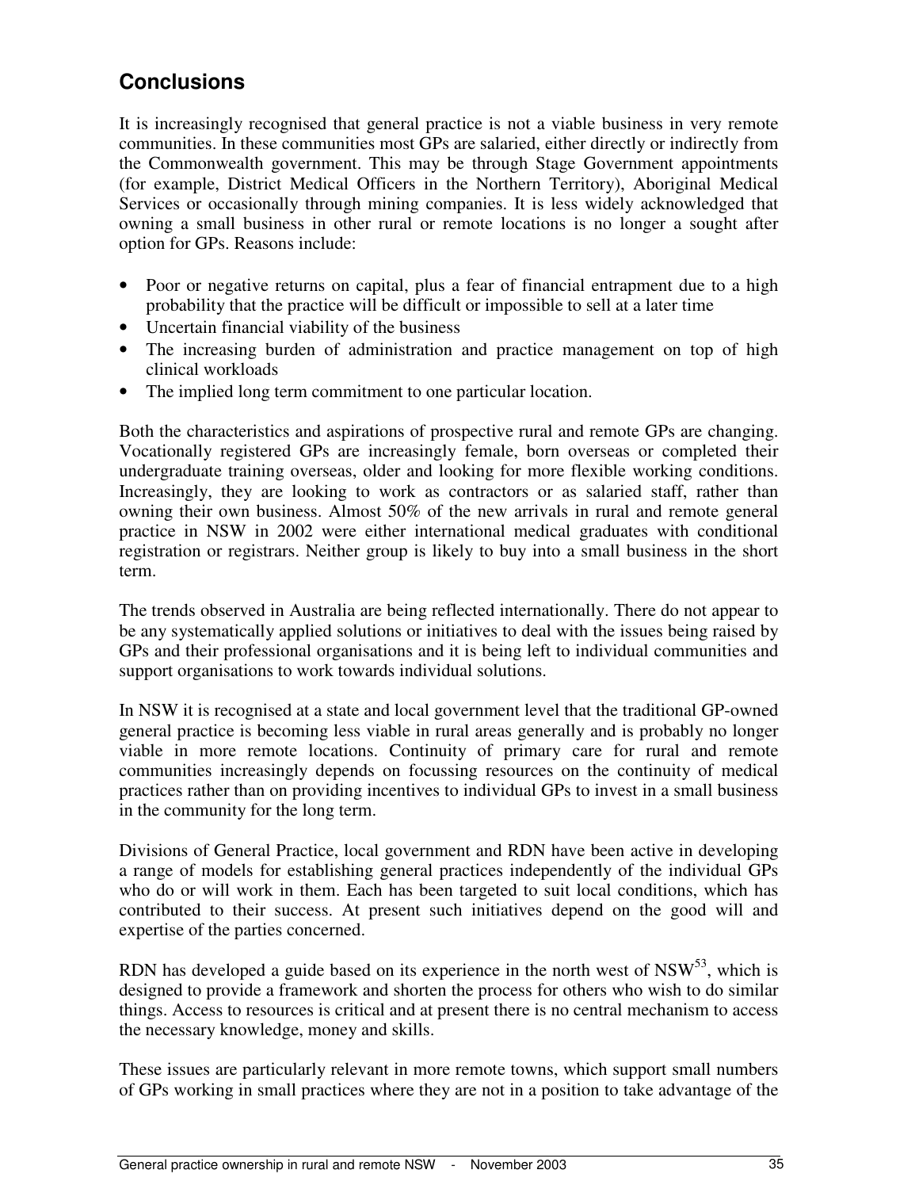## Conclusions

It is increasingly recognised that general practice is not a viable business in very remote communities. In these communities most GPs are salaried, either directly or indirectly from the Commonwealth government. This may be through Stage Government appointments (for example, District Medical Officers in the Northern Territory), Aboriginal Medical Services or occasionally through mining companies. It is less widely acknowledged that owning a small business in other rural or remote locations is no longer a sought after option for GPs. Reasons include:

- Poor or negative returns on capital, plus a fear of financial entrapment due to a high probability that the practice will be difficult or impossible to sell at a later time
- Uncertain financial viability of the business
- The increasing burden of administration and practice management on top of high clinical workloads
- The implied long term commitment to one particular location.

Both the characteristics and aspirations of prospective rural and remote GPs are changing. Vocationally registered GPs are increasingly female, born overseas or completed their undergraduate training overseas, older and looking for more flexible working conditions. Increasingly, they are looking to work as contractors or as salaried staff, rather than owning their own business. Almost 50% of the new arrivals in rural and remote general practice in NSW in 2002 were either international medical graduates with conditional registration or registrars. Neither group is likely to buy into a small business in the short term.

The trends observed in Australia are being reflected internationally. There do not appear to be any systematically applied solutions or initiatives to deal with the issues being raised by GPs and their professional organisations and it is being left to individual communities and support organisations to work towards individual solutions.

In NSW it is recognised at a state and local government level that the traditional GP-owned general practice is becoming less viable in rural areas generally and is probably no longer viable in more remote locations. Continuity of primary care for rural and remote communities increasingly depends on focussing resources on the continuity of medical practices rather than on providing incentives to individual GPs to invest in a small business in the community for the long term.

Divisions of General Practice, local government and RDN have been active in developing a range of models for establishing general practices independently of the individual GPs who do or will work in them. Each has been targeted to suit local conditions, which has contributed to their success. At present such initiatives depend on the good will and expertise of the parties concerned.

RDN has developed a guide based on its experience in the north west of NSW[53], which is designed to provide a framework and shorten the process for others who wish to do similar things. Access to resources is critical and at present there is no central mechanism to access the necessary knowledge, money and skills.

These issues are particularly relevant in more remote towns, which support small numbers of GPs working in small practices where they are not in a position to take advantage of the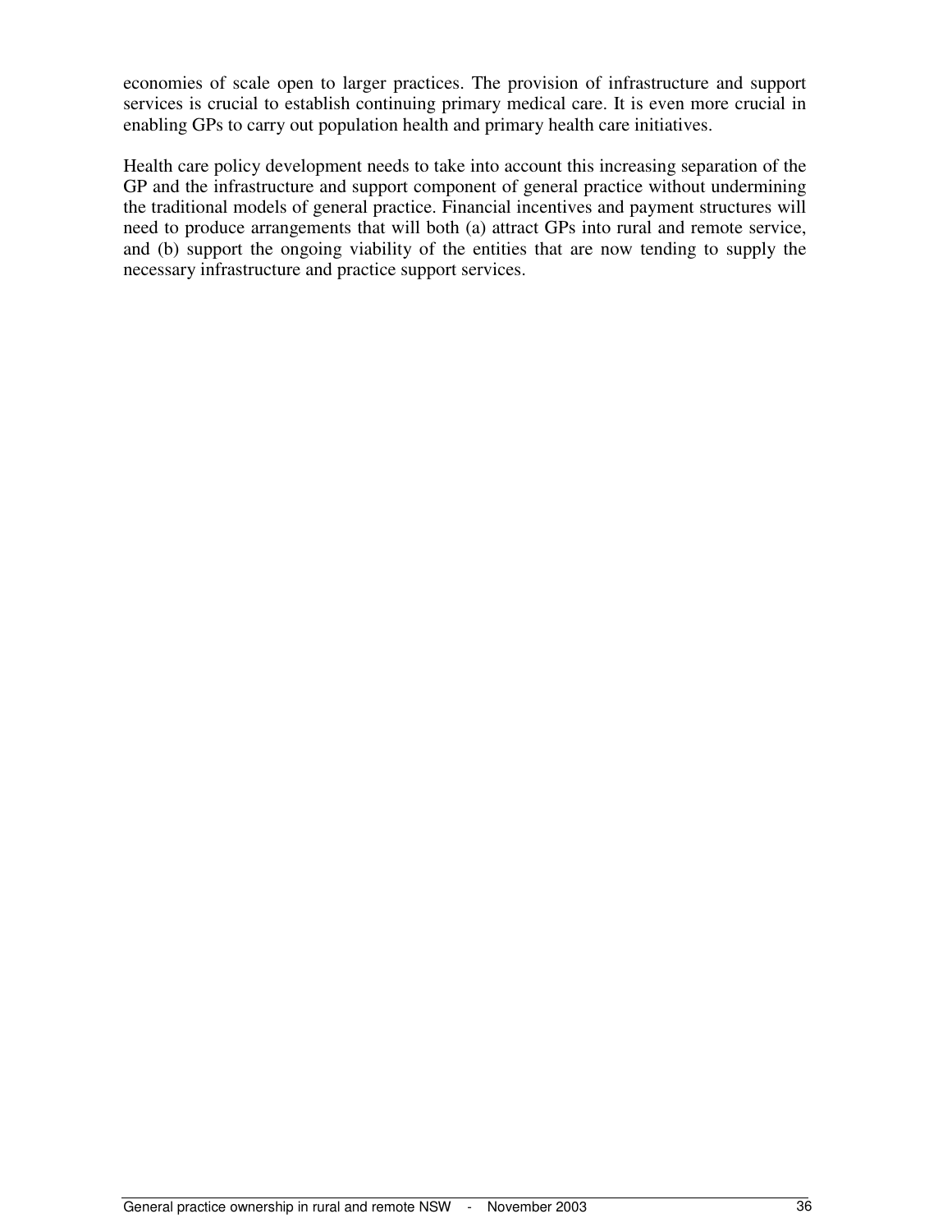economies of scale open to larger practices. The provision of infrastructure and support services is crucial to establish continuing primary medical care. It is even more crucial in enabling GPs to carry out population health and primary health care initiatives.

Health care policy development needs to take into account this increasing separation of the GP and the infrastructure and support component of general practice without undermining the traditional models of general practice. Financial incentives and payment structures will need to produce arrangements that will both (a) attract GPs into rural and remote service, and (b) support the ongoing viability of the entities that are now tending to supply the necessary infrastructure and practice support services.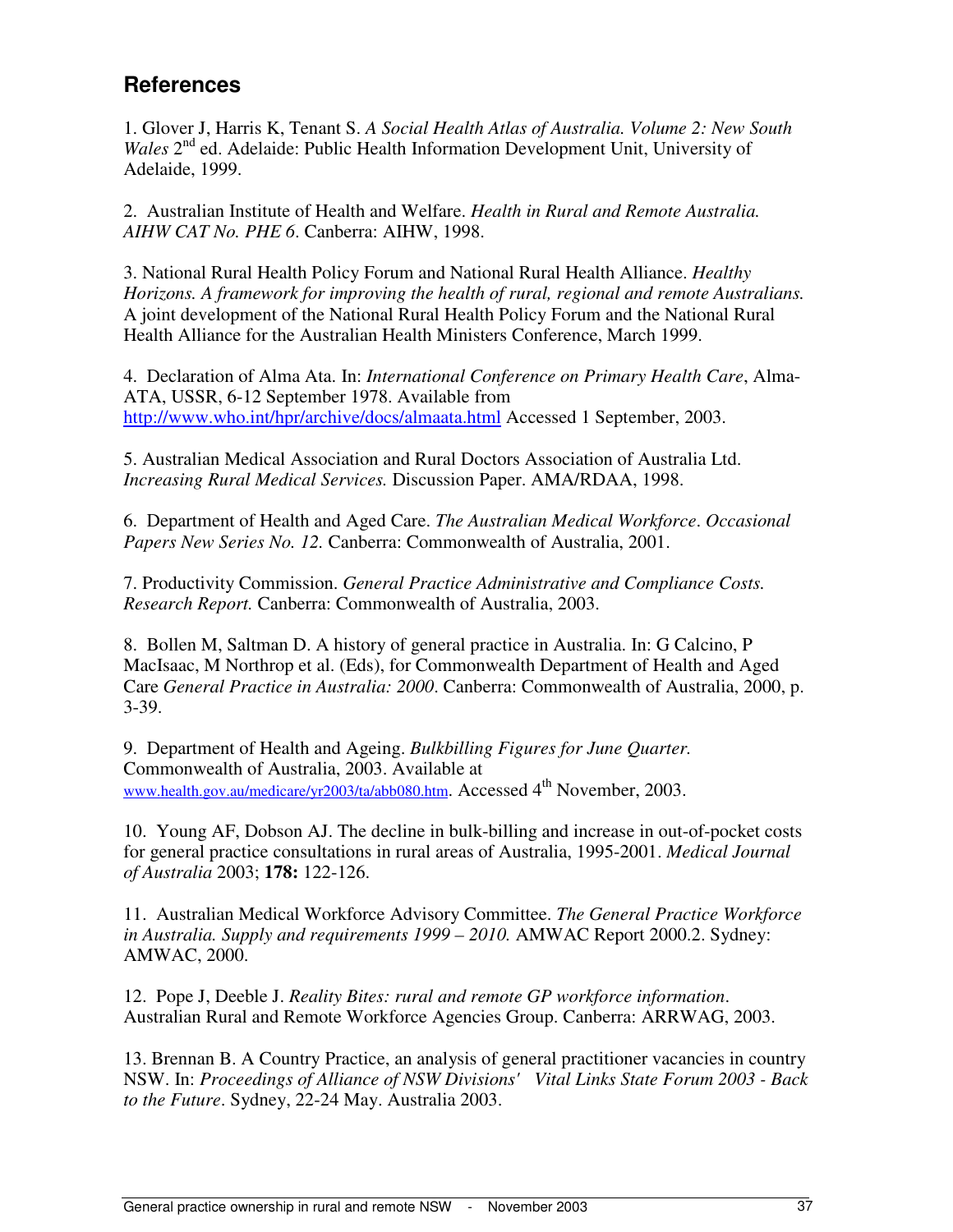## References

1. Glover J, Harris K, Tenant S. *A Social Health Atlas of Australia. Volume 2: New South Wales* 2[nd] ed. Adelaide: Public Health Information Development Unit, University of Adelaide, 1999.

2. Australian Institute of Health and Welfare. *Health in Rural and Remote Australia. AIHW CAT No. PHE 6*. Canberra: AIHW, 1998.

3. National Rural Health Policy Forum and National Rural Health Alliance. *Healthy Horizons. A framework for improving the health of rural, regional and remote Australians.* A joint development of the National Rural Health Policy Forum and the National Rural Health Alliance for the Australian Health Ministers Conference, March 1999.

4. Declaration of Alma Ata. In: *International Conference on Primary Health Care*, Alma-ATA, USSR, 6-12 September 1978. Available from http://www.who.int/hpr/archive/docs/almaata.html Accessed 1 September, 2003.

5. Australian Medical Association and Rural Doctors Association of Australia Ltd. *Increasing Rural Medical Services.* Discussion Paper. AMA/RDAA, 1998.

6. Department of Health and Aged Care. *The Australian Medical Workforce*. *Occasional Papers New Series No. 12.* Canberra: Commonwealth of Australia, 2001.

7. Productivity Commission. *General Practice Administrative and Compliance Costs. Research Report.* Canberra: Commonwealth of Australia, 2003.

8. Bollen M, Saltman D. A history of general practice in Australia. In: G Calcino, P MacIsaac, M Northrop et al. (Eds), for Commonwealth Department of Health and Aged Care *General Practice in Australia: 2000*. Canberra: Commonwealth of Australia, 2000, p. 3-39.

9. Department of Health and Ageing. *Bulkbilling Figures for June Quarter.* Commonwealth of Australia, 2003. Available at www.health.gov.au/medicare/yr2003/ta/abb080.htm. Accessed 4[th] November, 2003.

10. Young AF, Dobson AJ. The decline in bulk-billing and increase in out-of-pocket costs for general practice consultations in rural areas of Australia, 1995-2001. *Medical Journal of Australia* 2003; **178:** 122-126.

11. Australian Medical Workforce Advisory Committee. *The General Practice Workforce in Australia. Supply and requirements 1999 – 2010.* AMWAC Report 2000.2. Sydney: AMWAC, 2000.

12. Pope J, Deeble J. *Reality Bites: rural and remote GP workforce information*. Australian Rural and Remote Workforce Agencies Group. Canberra: ARRWAG, 2003.

13. Brennan B. A Country Practice, an analysis of general practitioner vacancies in country NSW. In: *Proceedings of Alliance of NSW Divisions' Vital Links State Forum 2003 - Back to the Future*. Sydney, 22-24 May. Australia 2003.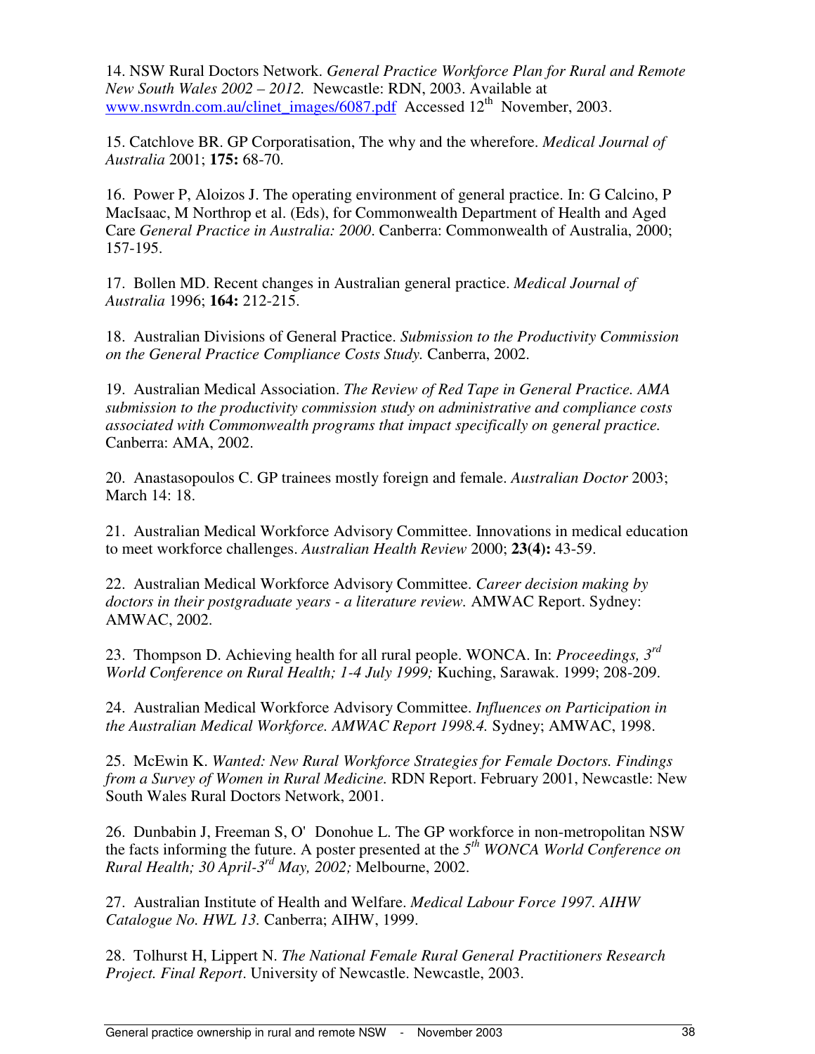14. NSW Rural Doctors Network. *General Practice Workforce Plan for Rural and Remote New South Wales 2002 – 2012.* Newcastle: RDN, 2003. Available at www.nswrdn.com.au/clinet_images/6087.pdf Accessed 12th November, 2003.

15. Catchlove BR. GP Corporatisation, The why and the wherefore. *Medical Journal of Australia* 2001; **175:** 68-70.

16. Power P, Aloizos J. The operating environment of general practice. In: G Calcino, P MacIsaac, M Northrop et al. (Eds), for Commonwealth Department of Health and Aged Care *General Practice in Australia: 2000*. Canberra: Commonwealth of Australia, 2000; 157-195.

17. Bollen MD. Recent changes in Australian general practice. *Medical Journal of Australia* 1996; **164:** 212-215.

18. Australian Divisions of General Practice. *Submission to the Productivity Commission on the General Practice Compliance Costs Study.* Canberra, 2002.

19. Australian Medical Association. *The Review of Red Tape in General Practice. AMA submission to the productivity commission study on administrative and compliance costs associated with Commonwealth programs that impact specifically on general practice.* Canberra: AMA, 2002.

20. Anastasopoulos C. GP trainees mostly foreign and female. *Australian Doctor* 2003; March 14: 18.

21. Australian Medical Workforce Advisory Committee. Innovations in medical education to meet workforce challenges. *Australian Health Review* 2000; **23(4):** 43-59.

22. Australian Medical Workforce Advisory Committee. *Career decision making by doctors in their postgraduate years - a literature review.* AMWAC Report. Sydney: AMWAC, 2002.

23. Thompson D. Achieving health for all rural people. WONCA. In: *Proceedings, 3rd World Conference on Rural Health; 1-4 July 1999;* Kuching, Sarawak. 1999; 208-209.

24. Australian Medical Workforce Advisory Committee. *Influences on Participation in the Australian Medical Workforce. AMWAC Report 1998.4.* Sydney; AMWAC, 1998.

25. McEwin K. *Wanted: New Rural Workforce Strategies for Female Doctors. Findings from a Survey of Women in Rural Medicine.* RDN Report. February 2001, Newcastle: New South Wales Rural Doctors Network, 2001.

26. Dunbabin J, Freeman S, O' Donohue L. The GP workforce in non-metropolitan NSW the facts informing the future. A poster presented at the *5th WONCA World Conference on Rural Health; 30 April-3rd May, 2002;* Melbourne, 2002.

27. Australian Institute of Health and Welfare. *Medical Labour Force 1997. AIHW Catalogue No. HWL 13.* Canberra; AIHW, 1999.

28. Tolhurst H, Lippert N. *The National Female Rural General Practitioners Research Project. Final Report*. University of Newcastle. Newcastle, 2003.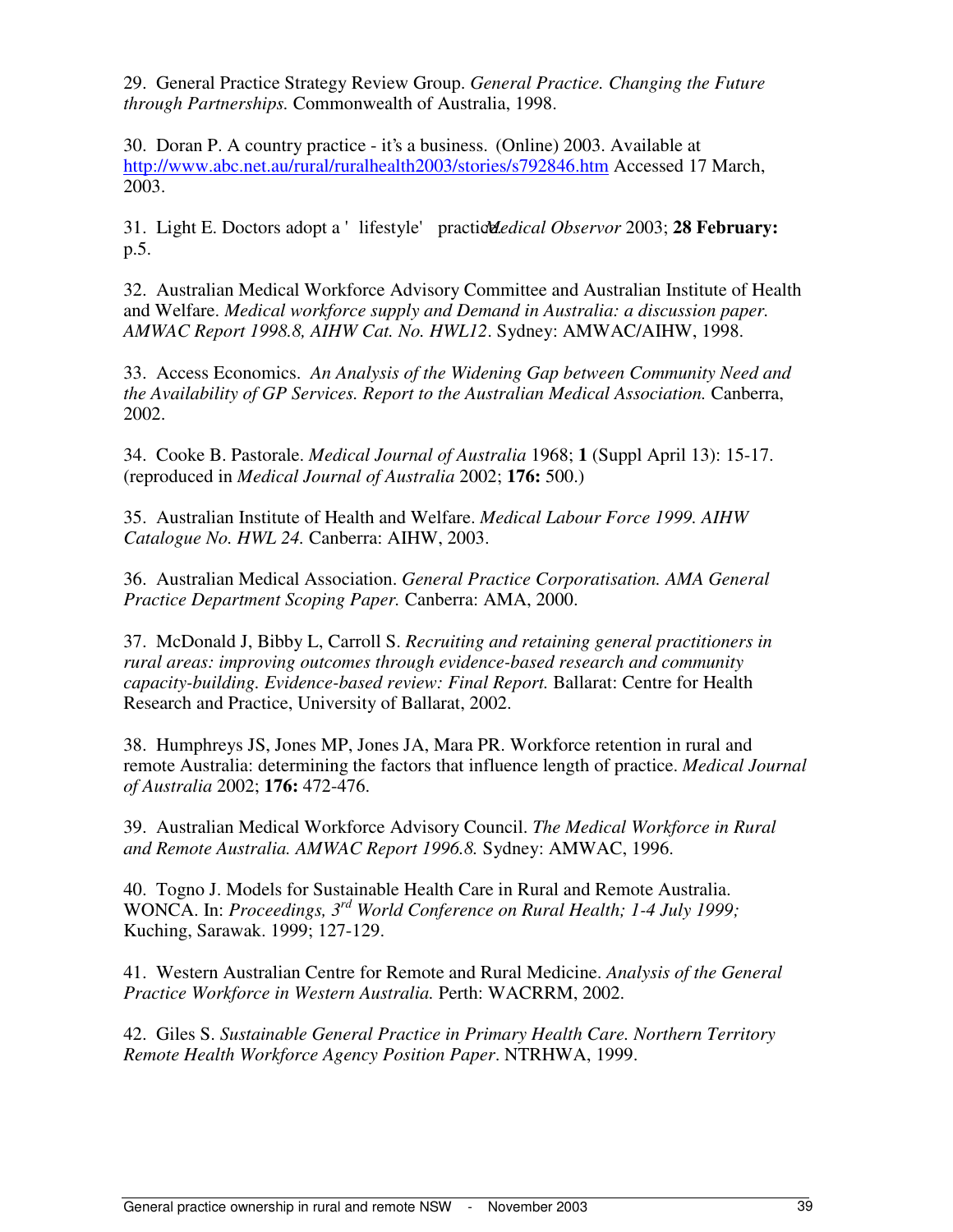29. General Practice Strategy Review Group. *General Practice. Changing the Future through Partnerships.* Commonwealth of Australia, 1998.

30. Doran P. A country practice - it's a business. (Online) 2003. Available at http://www.abc.net.au/rural/ruralhealth2003/stories/s792846.htm Accessed 17 March, 2003.

31. Light E. Doctors adopt a 'lifestyle' practice. *Medical Observor* 2003; **28 February:** p.5.

32. Australian Medical Workforce Advisory Committee and Australian Institute of Health and Welfare. *Medical workforce supply and Demand in Australia: a discussion paper. AMWAC Report 1998.8, AIHW Cat. No. HWL12*. Sydney: AMWAC/AIHW, 1998.

33. Access Economics. *An Analysis of the Widening Gap between Community Need and the Availability of GP Services. Report to the Australian Medical Association.* Canberra, 2002.

34. Cooke B. Pastorale. *Medical Journal of Australia* 1968; **1** (Suppl April 13): 15-17. (reproduced in *Medical Journal of Australia* 2002; **176:** 500.)

35. Australian Institute of Health and Welfare. *Medical Labour Force 1999. AIHW Catalogue No. HWL 24.* Canberra: AIHW, 2003.

36. Australian Medical Association. *General Practice Corporatisation. AMA General Practice Department Scoping Paper.* Canberra: AMA, 2000.

37. McDonald J, Bibby L, Carroll S. *Recruiting and retaining general practitioners in rural areas: improving outcomes through evidence-based research and community capacity-building. Evidence-based review: Final Report.* Ballarat: Centre for Health Research and Practice, University of Ballarat, 2002.

38. Humphreys JS, Jones MP, Jones JA, Mara PR. Workforce retention in rural and remote Australia: determining the factors that influence length of practice. *Medical Journal of Australia* 2002; **176:** 472-476.

39. Australian Medical Workforce Advisory Council. *The Medical Workforce in Rural and Remote Australia. AMWAC Report 1996.8.* Sydney: AMWAC, 1996.

40. Togno J. Models for Sustainable Health Care in Rural and Remote Australia. WONCA. In: *Proceedings, 3rd World Conference on Rural Health; 1-4 July 1999;* Kuching, Sarawak. 1999; 127-129.

41. Western Australian Centre for Remote and Rural Medicine. *Analysis of the General Practice Workforce in Western Australia.* Perth: WACRRM, 2002.

42. Giles S. *Sustainable General Practice in Primary Health Care. Northern Territory Remote Health Workforce Agency Position Paper*. NTRHWA, 1999.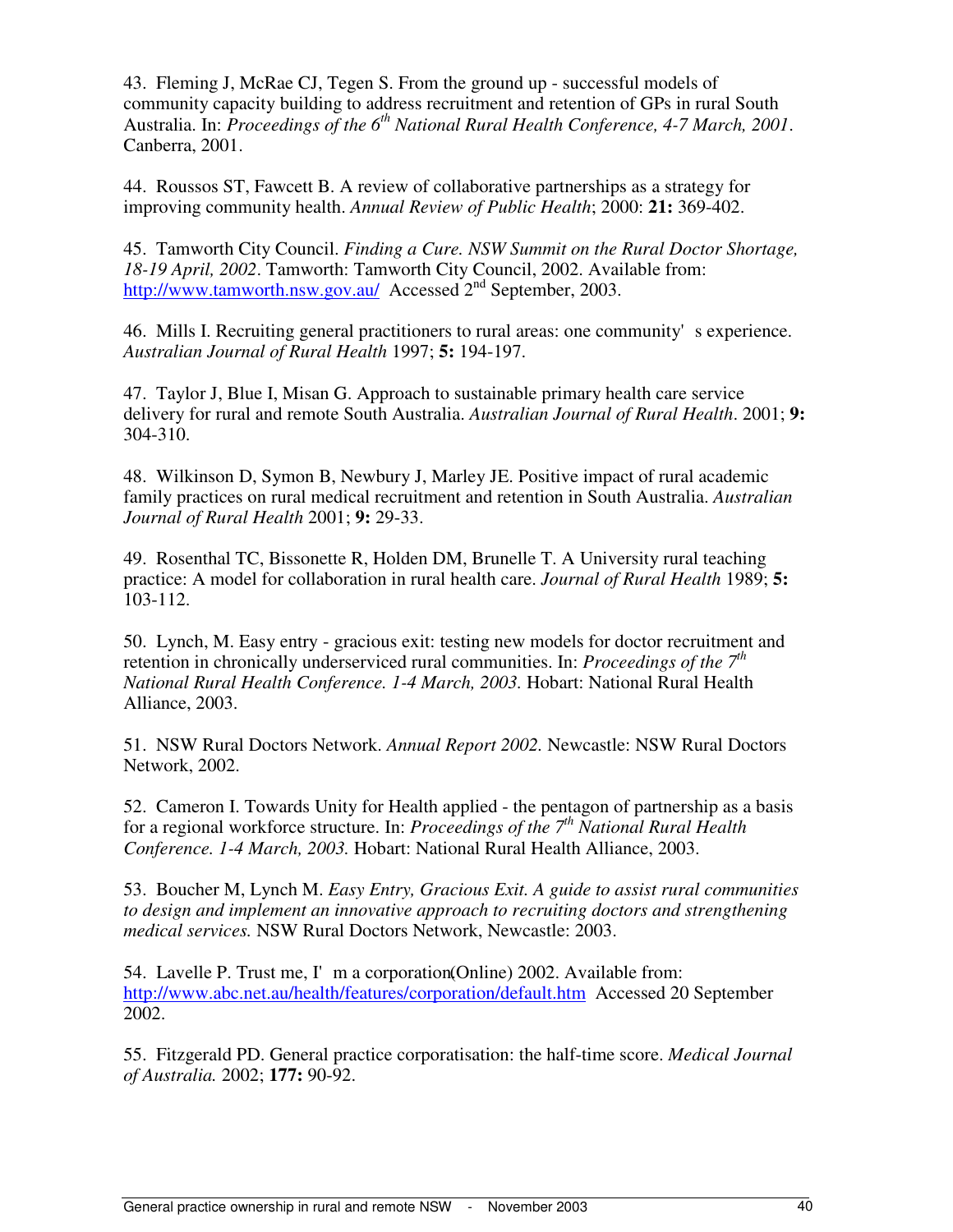43. Fleming J, McRae CJ, Tegen S. From the ground up - successful models of community capacity building to address recruitment and retention of GPs in rural South Australia. In: *Proceedings of the 6th National Rural Health Conference, 4-7 March, 2001*. Canberra, 2001.

44. Roussos ST, Fawcett B. A review of collaborative partnerships as a strategy for improving community health. *Annual Review of Public Health*; 2000: **21:** 369-402.

45. Tamworth City Council. *Finding a Cure. NSW Summit on the Rural Doctor Shortage, 18-19 April, 2002*. Tamworth: Tamworth City Council, 2002. Available from: http://www.tamworth.nsw.gov.au/ Accessed 2nd September, 2003.

46. Mills I. Recruiting general practitioners to rural areas: one community's experience. *Australian Journal of Rural Health* 1997; **5:** 194-197.

47. Taylor J, Blue I, Misan G. Approach to sustainable primary health care service delivery for rural and remote South Australia. *Australian Journal of Rural Health*. 2001; **9:** 304-310.

48. Wilkinson D, Symon B, Newbury J, Marley JE. Positive impact of rural academic family practices on rural medical recruitment and retention in South Australia. *Australian Journal of Rural Health* 2001; **9:** 29-33.

49. Rosenthal TC, Bissonette R, Holden DM, Brunelle T. A University rural teaching practice: A model for collaboration in rural health care. *Journal of Rural Health* 1989; **5:** 103-112.

50. Lynch, M. Easy entry - gracious exit: testing new models for doctor recruitment and retention in chronically underserviced rural communities. In: *Proceedings of the 7th National Rural Health Conference. 1-4 March, 2003.* Hobart: National Rural Health Alliance, 2003.

51. NSW Rural Doctors Network. *Annual Report 2002.* Newcastle: NSW Rural Doctors Network, 2002.

52. Cameron I. Towards Unity for Health applied - the pentagon of partnership as a basis for a regional workforce structure. In: *Proceedings of the 7th National Rural Health Conference. 1-4 March, 2003.* Hobart: National Rural Health Alliance, 2003.

53. Boucher M, Lynch M. *Easy Entry, Gracious Exit. A guide to assist rural communities to design and implement an innovative approach to recruiting doctors and strengthening medical services.* NSW Rural Doctors Network, Newcastle: 2003.

54. Lavelle P. Trust me, I'm a corporation(Online) 2002. Available from: http://www.abc.net.au/health/features/corporation/default.htm Accessed 20 September 2002.

55. Fitzgerald PD. General practice corporatisation: the half-time score. *Medical Journal of Australia.* 2002; **177:** 90-92.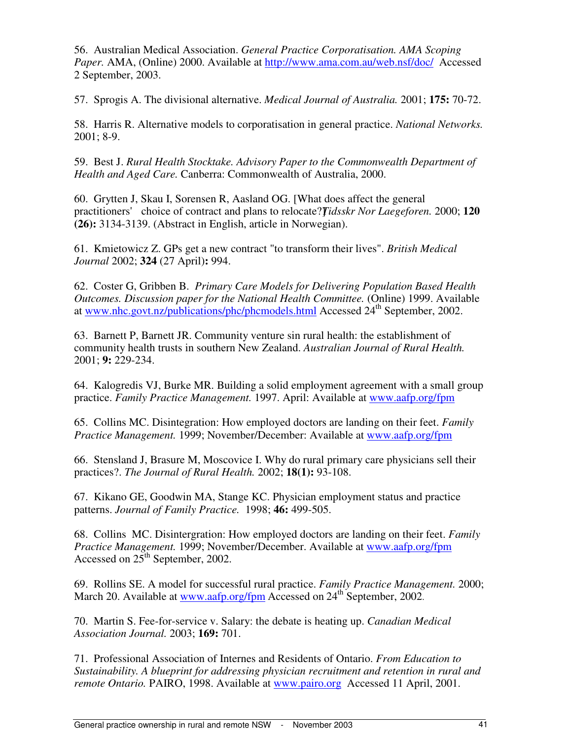56. Australian Medical Association. *General Practice Corporatisation. AMA Scoping Paper.* AMA, (Online) 2000. Available at http://www.ama.com.au/web.nsf/doc/ Accessed 2 September, 2003.

57. Sprogis A. The divisional alternative. *Medical Journal of Australia.* 2001; **175:** 70-72.

58. Harris R. Alternative models to corporatisation in general practice. *National Networks.* 2001; 8-9.

59. Best J. *Rural Health Stocktake. Advisory Paper to the Commonwealth Department of Health and Aged Care.* Canberra: Commonwealth of Australia, 2000.

60. Grytten J, Skau I, Sorensen R, Aasland OG. [What does affect the general practitioners' choice of contract and plans to relocate?] *Tidsskr Nor Laegeforen.* 2000; **120 (26):** 3134-3139. (Abstract in English, article in Norwegian).

61. Kmietowicz Z. GPs get a new contract "to transform their lives". *British Medical Journal* 2002; **324** (27 April)**:** 994.

62. Coster G, Gribben B. *Primary Care Models for Delivering Population Based Health Outcomes. Discussion paper for the National Health Committee.* (Online) 1999. Available at www.nhc.govt.nz/publications/phc/phcmodels.html Accessed 24th September, 2002.

63. Barnett P, Barnett JR. Community venture sin rural health: the establishment of community health trusts in southern New Zealand. *Australian Journal of Rural Health.* 2001; **9:** 229-234.

64. Kalogredis VJ, Burke MR. Building a solid employment agreement with a small group practice. *Family Practice Management.* 1997. April: Available at www.aafp.org/fpm

65. Collins MC. Disintegration: How employed doctors are landing on their feet. *Family Practice Management.* 1999; November/December: Available at www.aafp.org/fpm

66. Stensland J, Brasure M, Moscovice I. Why do rural primary care physicians sell their practices?. *The Journal of Rural Health.* 2002; **18(1):** 93-108.

67. Kikano GE, Goodwin MA, Stange KC. Physician employment status and practice patterns. *Journal of Family Practice.* 1998; **46:** 499-505.

68. Collins MC. Disintergration: How employed doctors are landing on their feet. *Family Practice Management.* 1999; November/December. Available at www.aafp.org/fpm Accessed on 25th September, 2002.

69. Rollins SE. A model for successful rural practice. *Family Practice Management.* 2000; March 20. Available at www.aafp.org/fpm Accessed on 24th September, 2002.

70. Martin S. Fee-for-service v. Salary: the debate is heating up. *Canadian Medical Association Journal.* 2003; **169:** 701.

71. Professional Association of Internes and Residents of Ontario. *From Education to Sustainability. A blueprint for addressing physician recruitment and retention in rural and remote Ontario.* PAIRO, 1998. Available at www.pairo.org Accessed 11 April, 2001.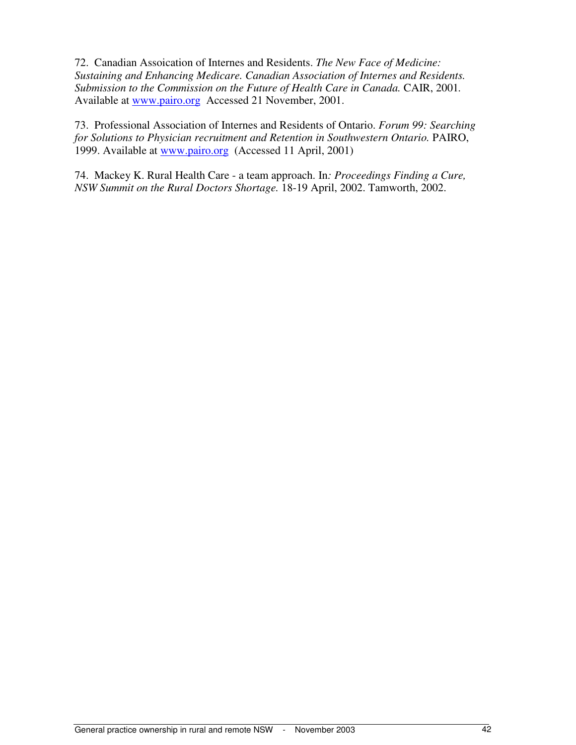72. Canadian Assoication of Internes and Residents. *The New Face of Medicine: Sustaining and Enhancing Medicare. Canadian Association of Internes and Residents. Submission to the Commission on the Future of Health Care in Canada.* CAIR, 2001. Available at [www.pairo.org](http://www.pairo.org) Accessed 21 November, 2001.

73. Professional Association of Internes and Residents of Ontario. *Forum 99: Searching for Solutions to Physician recruitment and Retention in Southwestern Ontario.* PAIRO, 1999. Available at [www.pairo.org](http://www.pairo.org) (Accessed 11 April, 2001)

74. Mackey K. Rural Health Care - a team approach. In*: Proceedings Finding a Cure, NSW Summit on the Rural Doctors Shortage.* 18-19 April, 2002. Tamworth, 2002.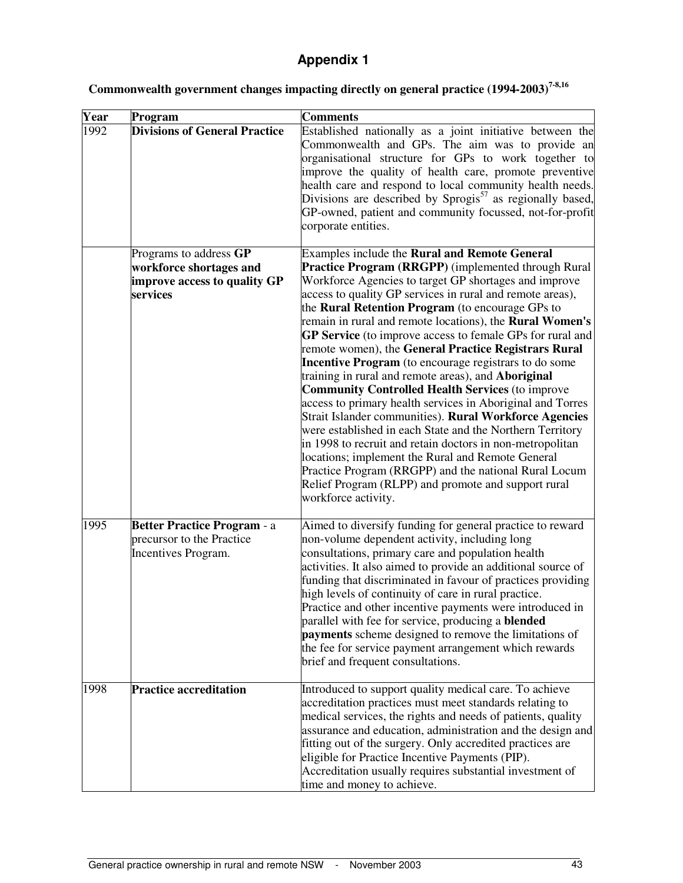# Appendix 1

**Commonwealth government changes impacting directly on general practice (1994-2003)[7-8,16]**

| Year | Program | Comments |
|---|---|---|
| 1992 | **Divisions of General Practice** | Established nationally as a joint initiative between the Commonwealth and GPs. The aim was to provide an organisational structure for GPs to work together to improve the quality of health care, promote preventive health care and respond to local community health needs. Divisions are described by Sprogis[57] as regionally based, GP-owned, patient and community focussed, not-for-profit corporate entities. |
| | Programs to address **GP workforce shortages and improve access to quality GP services** | Examples include the **Rural and Remote General Practice Program (RRGPP)** (implemented through Rural Workforce Agencies to target GP shortages and improve access to quality GP services in rural and remote areas), the **Rural Retention Program** (to encourage GPs to remain in rural and remote locations), the **Rural Women's GP Service** (to improve access to female GPs for rural and remote women), the **General Practice Registrars Rural Incentive Program** (to encourage registrars to do some training in rural and remote areas), and **Aboriginal Community Controlled Health Services** (to improve access to primary health services in Aboriginal and Torres Strait Islander communities). **Rural Workforce Agencies** were established in each State and the Northern Territory in 1998 to recruit and retain doctors in non-metropolitan locations; implement the Rural and Remote General Practice Program (RRGPP) and the national Rural Locum Relief Program (RLPP) and promote and support rural workforce activity. |
| 1995 | **Better Practice Program** - a precursor to the Practice Incentives Program. | Aimed to diversify funding for general practice to reward non-volume dependent activity, including long consultations, primary care and population health activities. It also aimed to provide an additional source of funding that discriminated in favour of practices providing high levels of continuity of care in rural practice. Practice and other incentive payments were introduced in parallel with fee for service, producing a **blended payments** scheme designed to remove the limitations of the fee for service payment arrangement which rewards brief and frequent consultations. |
| 1998 | **Practice accreditation** | Introduced to support quality medical care. To achieve accreditation practices must meet standards relating to medical services, the rights and needs of patients, quality assurance and education, administration and the design and fitting out of the surgery. Only accredited practices are eligible for Practice Incentive Payments (PIP). Accreditation usually requires substantial investment of time and money to achieve. |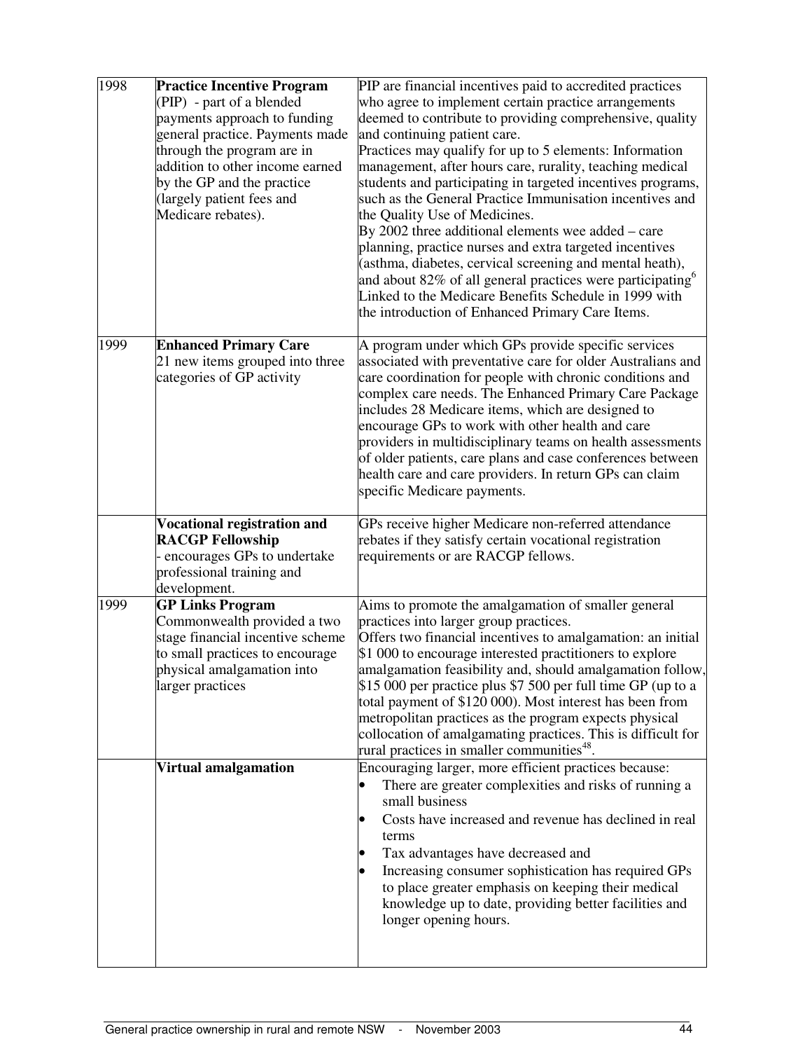| | | |
|---|---|---|
| 1998 | **Practice Incentive Program** (PIP) - part of a blended payments approach to funding general practice. Payments made through the program are in addition to other income earned by the GP and the practice (largely patient fees and Medicare rebates). | PIP are financial incentives paid to accredited practices who agree to implement certain practice arrangements deemed to contribute to providing comprehensive, quality and continuing patient care.<br>Practices may qualify for up to 5 elements: Information management, after hours care, rurality, teaching medical students and participating in targeted incentives programs, such as the General Practice Immunisation incentives and the Quality Use of Medicines.<br>By 2002 three additional elements wee added – care planning, practice nurses and extra targeted incentives (asthma, diabetes, cervical screening and mental heath), and about 82% of all general practices were participating[6]<br>Linked to the Medicare Benefits Schedule in 1999 with the introduction of Enhanced Primary Care Items. |
| 1999 | **Enhanced Primary Care**<br>21 new items grouped into three categories of GP activity | A program under which GPs provide specific services associated with preventative care for older Australians and care coordination for people with chronic conditions and complex care needs. The Enhanced Primary Care Package includes 28 Medicare items, which are designed to encourage GPs to work with other health and care providers in multidisciplinary teams on health assessments of older patients, care plans and case conferences between health care and care providers. In return GPs can claim specific Medicare payments. |
| | **Vocational registration and RACGP Fellowship**<br>- encourages GPs to undertake professional training and development. | GPs receive higher Medicare non-referred attendance rebates if they satisfy certain vocational registration requirements or are RACGP fellows. |
| 1999 | **GP Links Program**<br>Commonwealth provided a two stage financial incentive scheme to small practices to encourage physical amalgamation into larger practices | Aims to promote the amalgamation of smaller general practices into larger group practices.<br>Offers two financial incentives to amalgamation: an initial $1 000 to encourage interested practitioners to explore amalgamation feasibility and, should amalgamation follow, $15 000 per practice plus $7 500 per full time GP (up to a total payment of $120 000). Most interest has been from metropolitan practices as the program expects physical collocation of amalgamating practices. This is difficult for rural practices in smaller communities[48]. |
| | **Virtual amalgamation** | Encouraging larger, more efficient practices because:<br>• There are greater complexities and risks of running a small business<br>• Costs have increased and revenue has declined in real terms<br>• Tax advantages have decreased and<br>• Increasing consumer sophistication has required GPs to place greater emphasis on keeping their medical knowledge up to date, providing better facilities and longer opening hours. |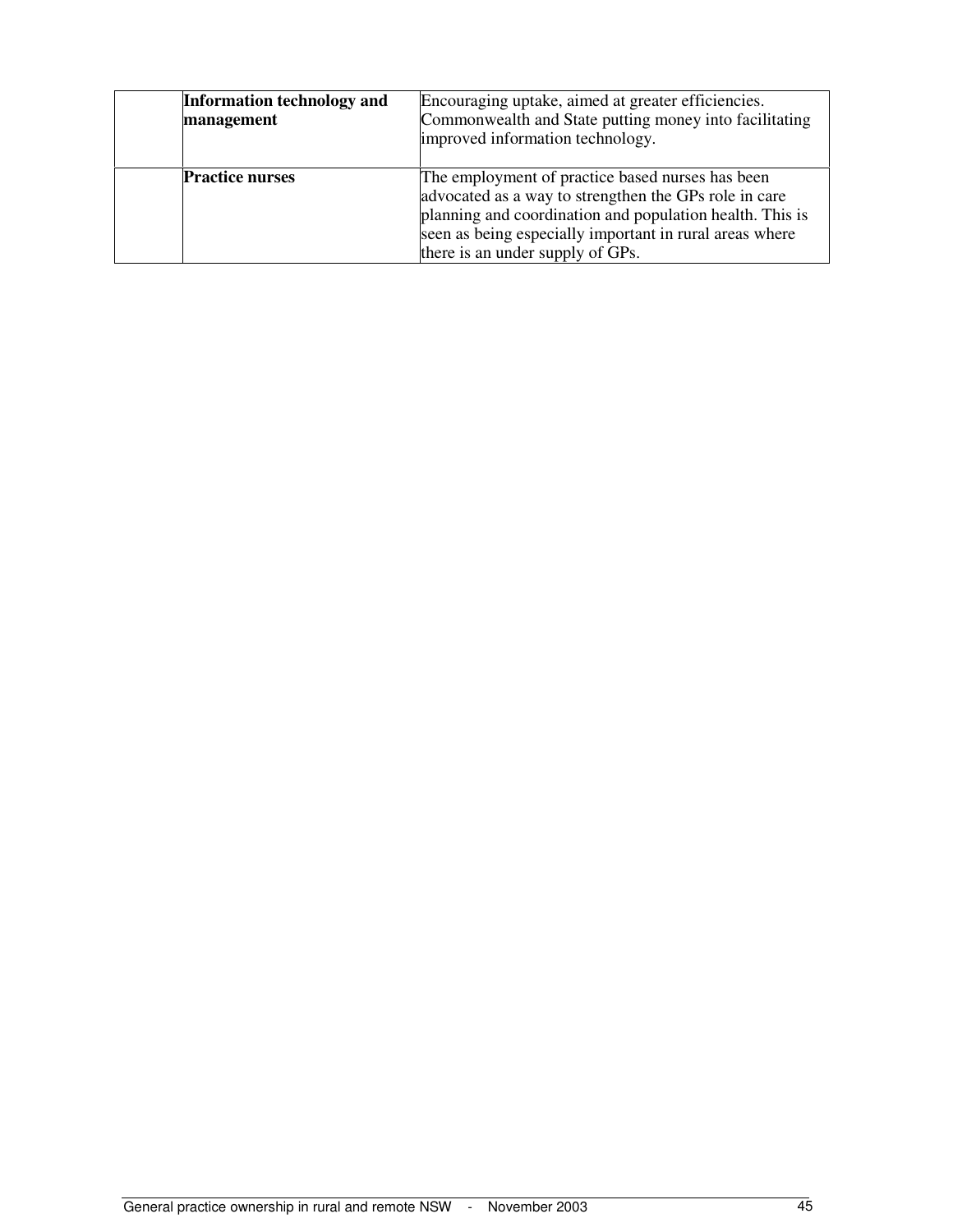|  |  |  |
|---|---|---|
|  | **Information technology and management** | Encouraging uptake, aimed at greater efficiencies. Commonwealth and State putting money into facilitating improved information technology. |
|  | **Practice nurses** | The employment of practice based nurses has been advocated as a way to strengthen the GPs role in care planning and coordination and population health. This is seen as being especially important in rural areas where there is an under supply of GPs. |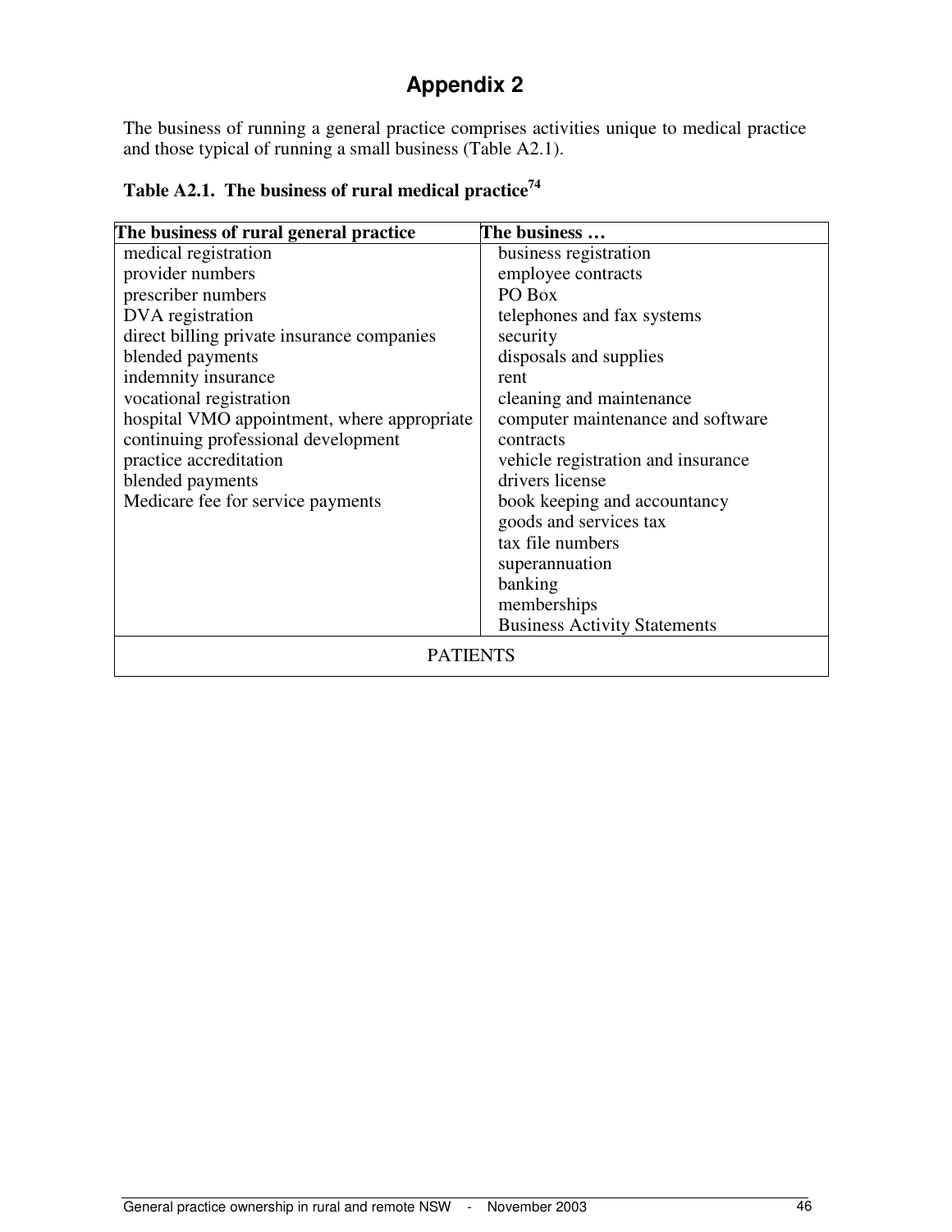# Appendix 2

The business of running a general practice comprises activities unique to medical practice and those typical of running a small business (Table A2.1).

**Table A2.1. The business of rural medical practice[74]**

| The business of rural general practice | The business … |
|---|---|
| medical registration | business registration |
| provider numbers | employee contracts |
| prescriber numbers | PO Box |
| DVA registration | telephones and fax systems |
| direct billing private insurance companies | security |
| blended payments | disposals and supplies |
| indemnity insurance | rent |
| vocational registration | cleaning and maintenance |
| hospital VMO appointment, where appropriate | computer maintenance and software contracts |
| continuing professional development | vehicle registration and insurance |
| practice accreditation | drivers license |
| blended payments | book keeping and accountancy |
| Medicare fee for service payments | goods and services tax |
| | tax file numbers |
| | superannuation |
| | banking |
| | memberships |
| | Business Activity Statements |
| PATIENTS | |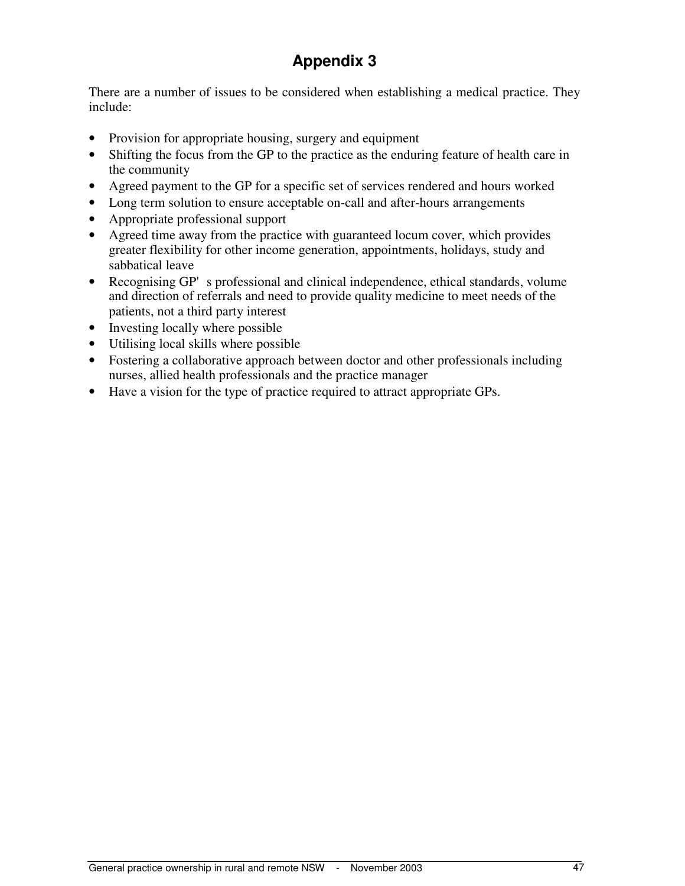# Appendix 3

There are a number of issues to be considered when establishing a medical practice. They include:

- Provision for appropriate housing, surgery and equipment
- Shifting the focus from the GP to the practice as the enduring feature of health care in the community
- Agreed payment to the GP for a specific set of services rendered and hours worked
- Long term solution to ensure acceptable on-call and after-hours arrangements
- Appropriate professional support
- Agreed time away from the practice with guaranteed locum cover, which provides greater flexibility for other income generation, appointments, holidays, study and sabbatical leave
- Recognising GP's professional and clinical independence, ethical standards, volume and direction of referrals and need to provide quality medicine to meet needs of the patients, not a third party interest
- Investing locally where possible
- Utilising local skills where possible
- Fostering a collaborative approach between doctor and other professionals including nurses, allied health professionals and the practice manager
- Have a vision for the type of practice required to attract appropriate GPs.